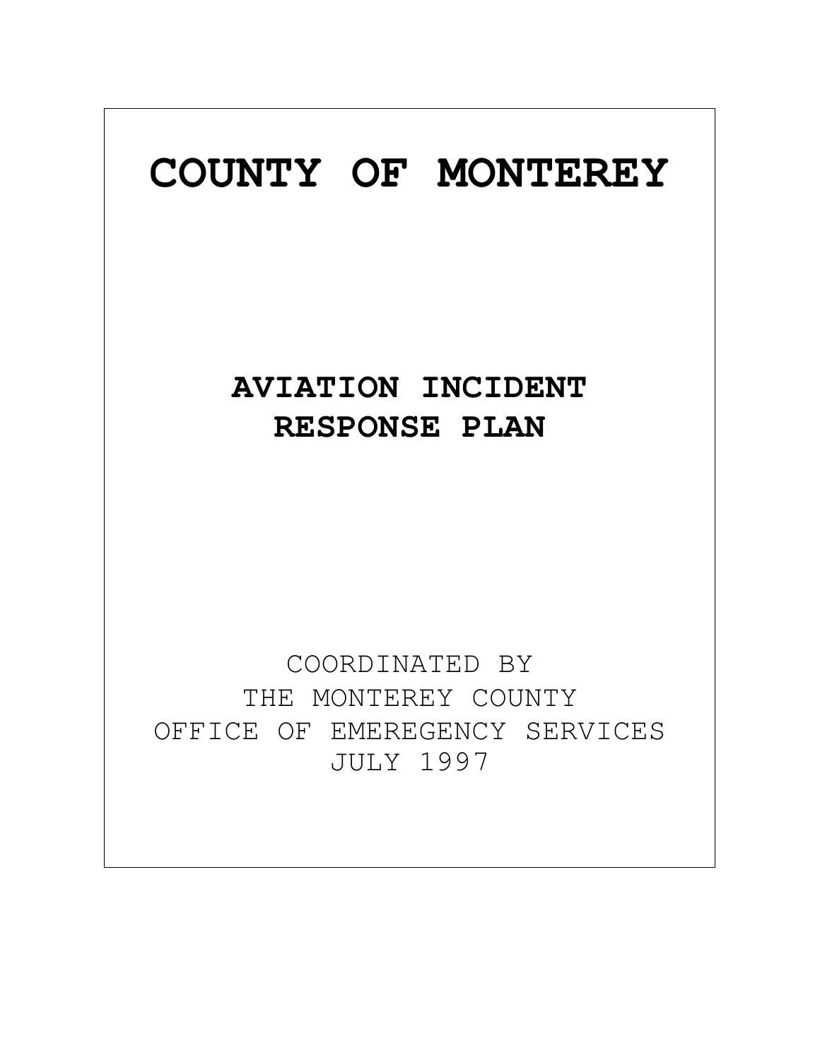# COUNTY OF MONTEREY

## AVIATION INCIDENT RESPONSE PLAN

COORDINATED BY
THE MONTEREY COUNTY
OFFICE OF EMEREGENCY SERVICES
JULY 1997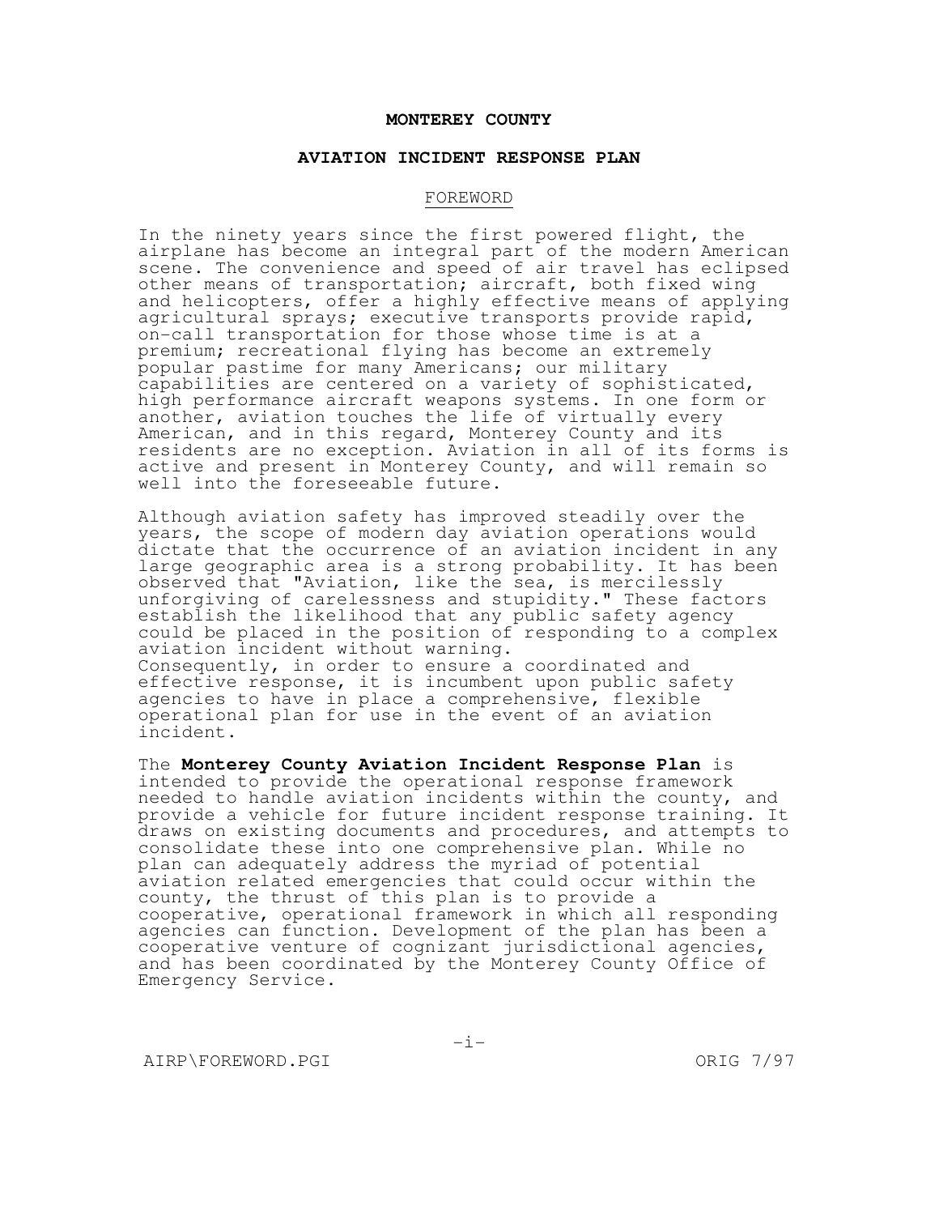# MONTEREY COUNTY

## AVIATION INCIDENT RESPONSE PLAN

### FOREWORD

In the ninety years since the first powered flight, the airplane has become an integral part of the modern American scene. The convenience and speed of air travel has eclipsed other means of transportation; aircraft, both fixed wing and helicopters, offer a highly effective means of applying agricultural sprays; executive transports provide rapid, on-call transportation for those whose time is at a premium; recreational flying has become an extremely popular pastime for many Americans; our military capabilities are centered on a variety of sophisticated, high performance aircraft weapons systems. In one form or another, aviation touches the life of virtually every American, and in this regard, Monterey County and its residents are no exception. Aviation in all of its forms is active and present in Monterey County, and will remain so well into the foreseeable future.

Although aviation safety has improved steadily over the years, the scope of modern day aviation operations would dictate that the occurrence of an aviation incident in any large geographic area is a strong probability. It has been observed that "Aviation, like the sea, is mercilessly unforgiving of carelessness and stupidity." These factors establish the likelihood that any public safety agency could be placed in the position of responding to a complex aviation incident without warning.
Consequently, in order to ensure a coordinated and effective response, it is incumbent upon public safety agencies to have in place a comprehensive, flexible operational plan for use in the event of an aviation incident.

The **Monterey County Aviation Incident Response Plan** is intended to provide the operational response framework needed to handle aviation incidents within the county, and provide a vehicle for future incident response training. It draws on existing documents and procedures, and attempts to consolidate these into one comprehensive plan. While no plan can adequately address the myriad of potential aviation related emergencies that could occur within the county, the thrust of this plan is to provide a cooperative, operational framework in which all responding agencies can function. Development of the plan has been a cooperative venture of cognizant jurisdictional agencies, and has been coordinated by the Monterey County Office of Emergency Service.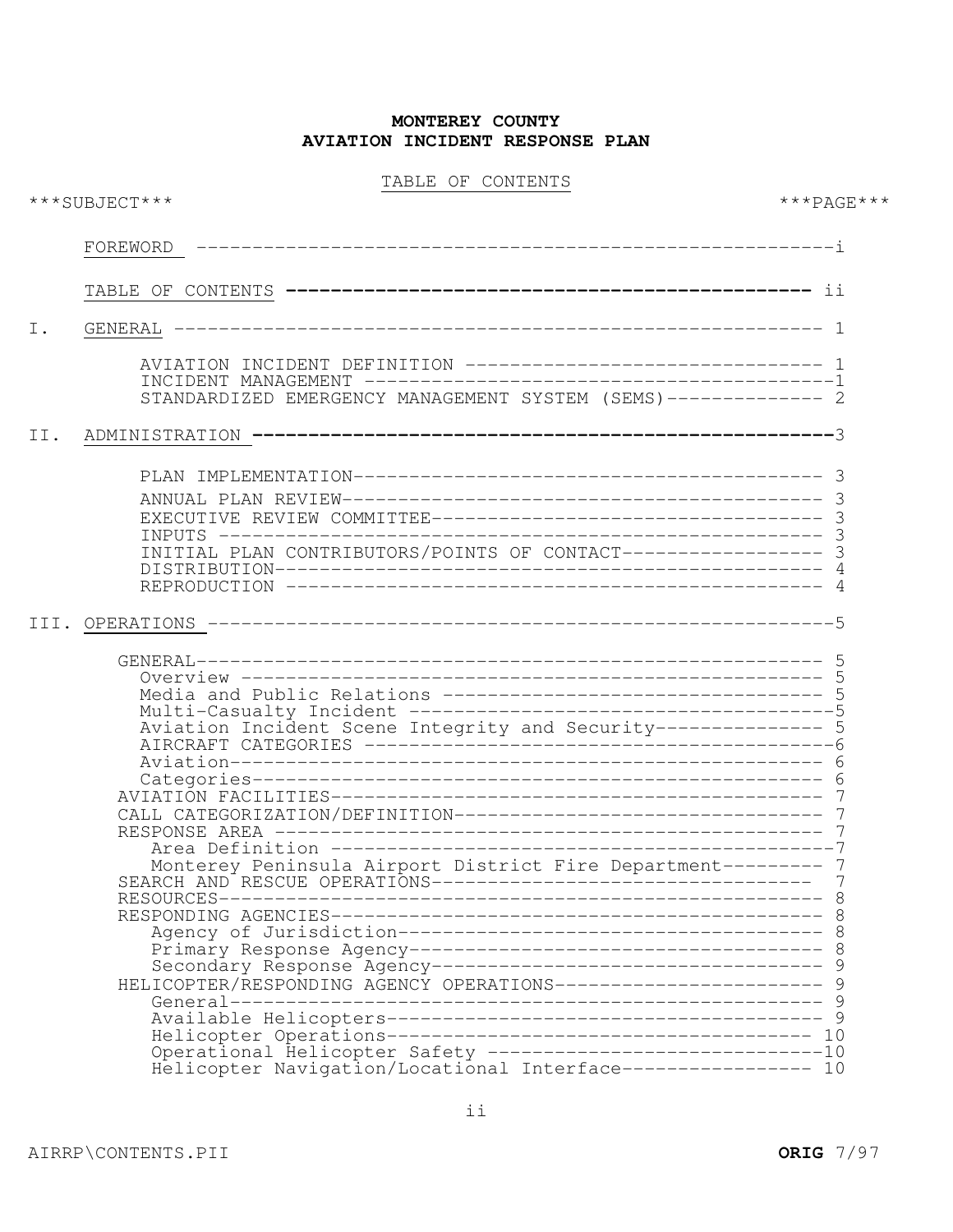# MONTEREY COUNTY
# AVIATION INCIDENT RESPONSE PLAN

## TABLE OF CONTENTS

| ***SUBJECT*** | | ***PAGE*** |
|---|---|---|
| | FOREWORD | i |
| | TABLE OF CONTENTS | ii |
| I. | GENERAL | 1 |
| | AVIATION INCIDENT DEFINITION | 1 |
| | INCIDENT MANAGEMENT | 1 |
| | STANDARDIZED EMERGENCY MANAGEMENT SYSTEM (SEMS) | 2 |
| II. | ADMINISTRATION | 3 |
| | PLAN IMPLEMENTATION | 3 |
| | ANNUAL PLAN REVIEW | 3 |
| | EXECUTIVE REVIEW COMMITTEE | 3 |
| | INPUTS | 3 |
| | INITIAL PLAN CONTRIBUTORS/POINTS OF CONTACT | 3 |
| | DISTRIBUTION | 4 |
| | REPRODUCTION | 4 |
| III. | OPERATIONS | 5 |
| | GENERAL | 5 |
| | Overview | 5 |
| | Media and Public Relations | 5 |
| | Multi-Casualty Incident | 5 |
| | Aviation Incident Scene Integrity and Security | 5 |
| | AIRCRAFT CATEGORIES | 6 |
| | Aviation | 6 |
| | Categories | 6 |
| | AVIATION FACILITIES | 7 |
| | CALL CATEGORIZATION/DEFINITION | 7 |
| | RESPONSE AREA | 7 |
| | Area Definition | 7 |
| | Monterey Peninsula Airport District Fire Department | 7 |
| | SEARCH AND RESCUE OPERATIONS | 7 |
| | RESOURCES | 8 |
| | RESPONDING AGENCIES | 8 |
| | Agency of Jurisdiction | 8 |
| | Primary Response Agency | 8 |
| | Secondary Response Agency | 9 |
| | HELICOPTER/RESPONDING AGENCY OPERATIONS | 9 |
| | General | 9 |
| | Available Helicopters | 9 |
| | Helicopter Operations | 10 |
| | Operational Helicopter Safety | 10 |
| | Helicopter Navigation/Locational Interface | 10 |

AIRRP\CONTENTS.PII **ORIG** 7/97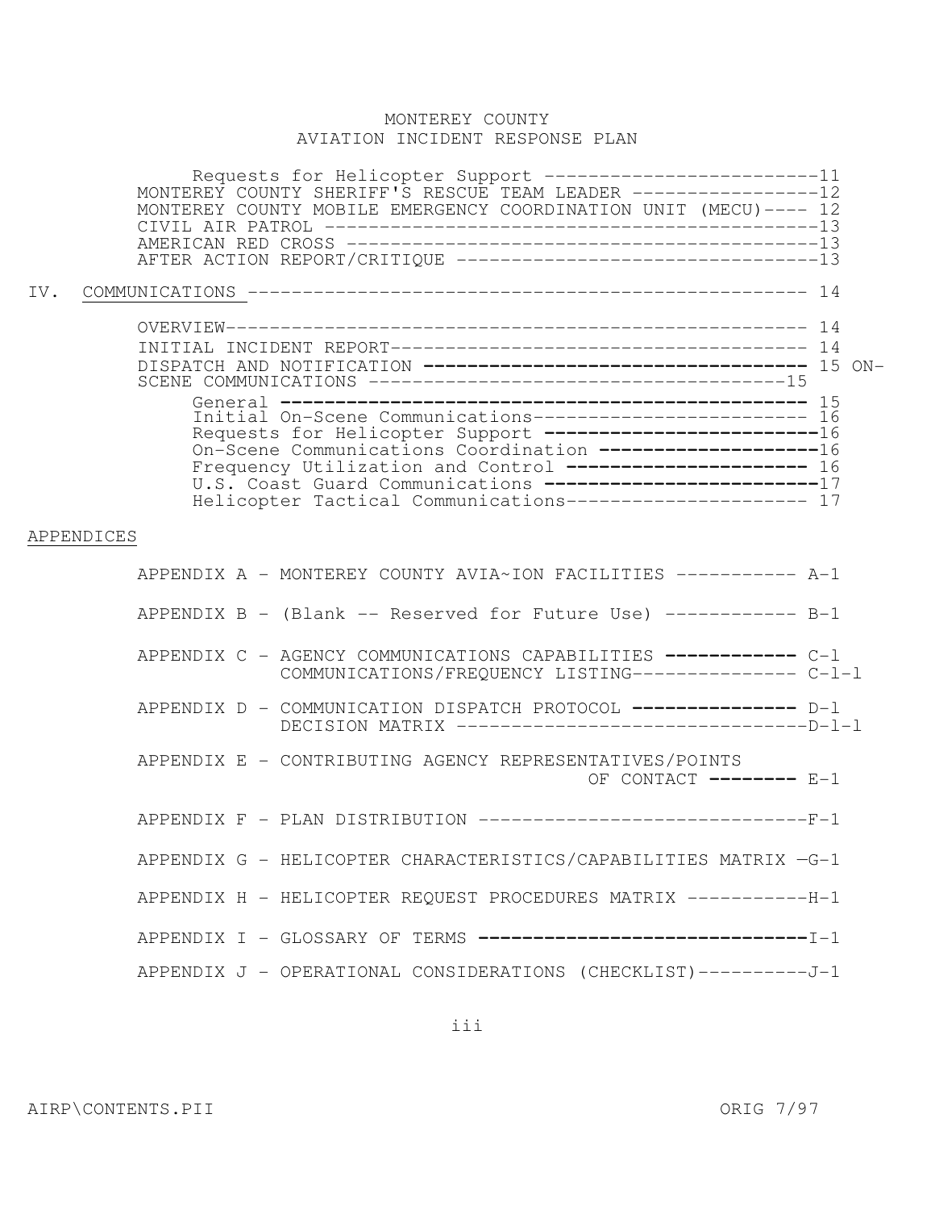# MONTEREY COUNTY
# AVIATION INCIDENT RESPONSE PLAN

- Requests for Helicopter Support -------------------------11
- MONTEREY COUNTY SHERIFF'S RESCUE TEAM LEADER -----------------12
- MONTEREY COUNTY MOBILE EMERGENCY COORDINATION UNIT (MECU)---- 12
- CIVIL AIR PATROL ------------------------------------------13
- AMERICAN RED CROSS ----------------------------------------13
- AFTER ACTION REPORT/CRITIQUE ------------------------------13

IV. COMMUNICATIONS ---------------------------------------------- 14

- OVERVIEW--------------------------------------------------- 14
- INITIAL INCIDENT REPORT------------------------------------ 14
- DISPATCH AND NOTIFICATION ------------------------------------ 15
- ON-SCENE COMMUNICATIONS --------------------------------15
  - General ----------------------------------------------- 15
  - Initial On-Scene Communications------------------------ 16
  - Requests for Helicopter Support -------------------------16
  - On-Scene Communications Coordination ---------------------16
  - Frequency Utilization and Control ----------------------- 16
  - U.S. Coast Guard Communications --------------------------17
  - Helicopter Tactical Communications---------------------- 17

APPENDICES

- APPENDIX A - MONTEREY COUNTY AVIA~ION FACILITIES ----------- A-1
- APPENDIX B - (Blank -- Reserved for Future Use) ------------ B-1
- APPENDIX C - AGENCY COMMUNICATIONS CAPABILITIES ------------ C-l
  - COMMUNICATIONS/FREQUENCY LISTING--------------- C-l-l
- APPENDIX D - COMMUNICATION DISPATCH PROTOCOL --------------- D-l
  - DECISION MATRIX --------------------------------D-l-l
- APPENDIX E - CONTRIBUTING AGENCY REPRESENTATIVES/POINTS OF CONTACT -------- E-1
- APPENDIX F - PLAN DISTRIBUTION ------------------------------F-1
- APPENDIX G - HELICOPTER CHARACTERISTICS/CAPABILITIES MATRIX —G-1
- APPENDIX H - HELICOPTER REQUEST PROCEDURES MATRIX -----------H-1
- APPENDIX I - GLOSSARY OF TERMS ------------------------------I-1
- APPENDIX J - OPERATIONAL CONSIDERATIONS (CHECKLIST)----------J-1

AIRP\CONTENTS.PII ORIG 7/97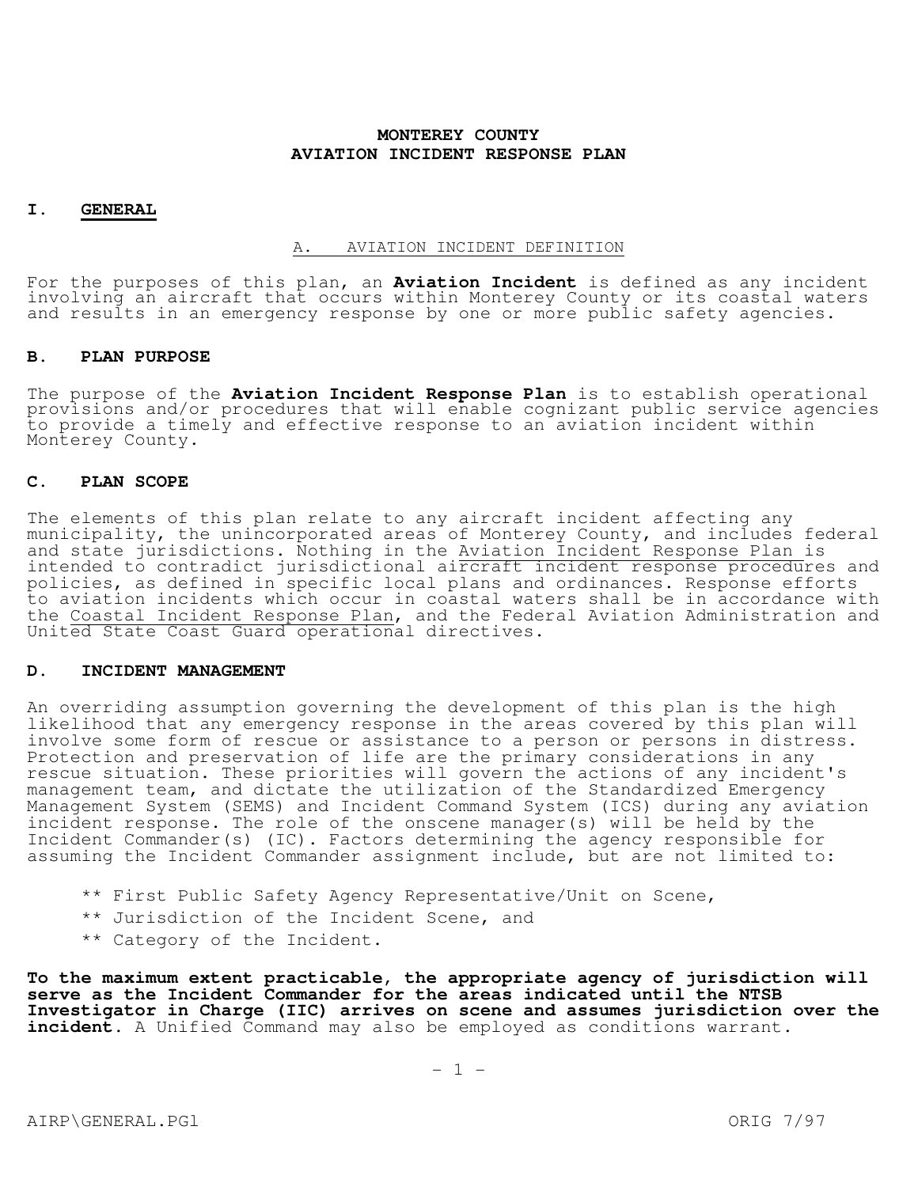# MONTEREY COUNTY
# AVIATION INCIDENT RESPONSE PLAN

## I. GENERAL

### A. AVIATION INCIDENT DEFINITION

For the purposes of this plan, an **Aviation Incident** is defined as any incident involving an aircraft that occurs within Monterey County or its coastal waters and results in an emergency response by one or more public safety agencies.

### B. PLAN PURPOSE

The purpose of the **Aviation Incident Response Plan** is to establish operational provisions and/or procedures that will enable cognizant public service agencies to provide a timely and effective response to an aviation incident within Monterey County.

### C. PLAN SCOPE

The elements of this plan relate to any aircraft incident affecting any municipality, the unincorporated areas of Monterey County, and includes federal and state jurisdictions. Nothing in the Aviation Incident Response Plan is intended to contradict jurisdictional aircraft incident response procedures and policies, as defined in specific local plans and ordinances. Response efforts to aviation incidents which occur in coastal waters shall be in accordance with the Coastal Incident Response Plan, and the Federal Aviation Administration and United State Coast Guard operational directives.

### D. INCIDENT MANAGEMENT

An overriding assumption governing the development of this plan is the high likelihood that any emergency response in the areas covered by this plan will involve some form of rescue or assistance to a person or persons in distress. Protection and preservation of life are the primary considerations in any rescue situation. These priorities will govern the actions of any incident's management team, and dictate the utilization of the Standardized Emergency Management System (SEMS) and Incident Command System (ICS) during any aviation incident response. The role of the onscene manager(s) will be held by the Incident Commander(s) (IC). Factors determining the agency responsible for assuming the Incident Commander assignment include, but are not limited to:

** First Public Safety Agency Representative/Unit on Scene,

** Jurisdiction of the Incident Scene, and

** Category of the Incident.

**To the maximum extent practicable, the appropriate agency of jurisdiction will serve as the Incident Commander for the areas indicated until the NTSB Investigator in Charge (IIC) arrives on scene and assumes jurisdiction over the incident**. A Unified Command may also be employed as conditions warrant.

AIRP\GENERAL.PG1 ORIG 7/97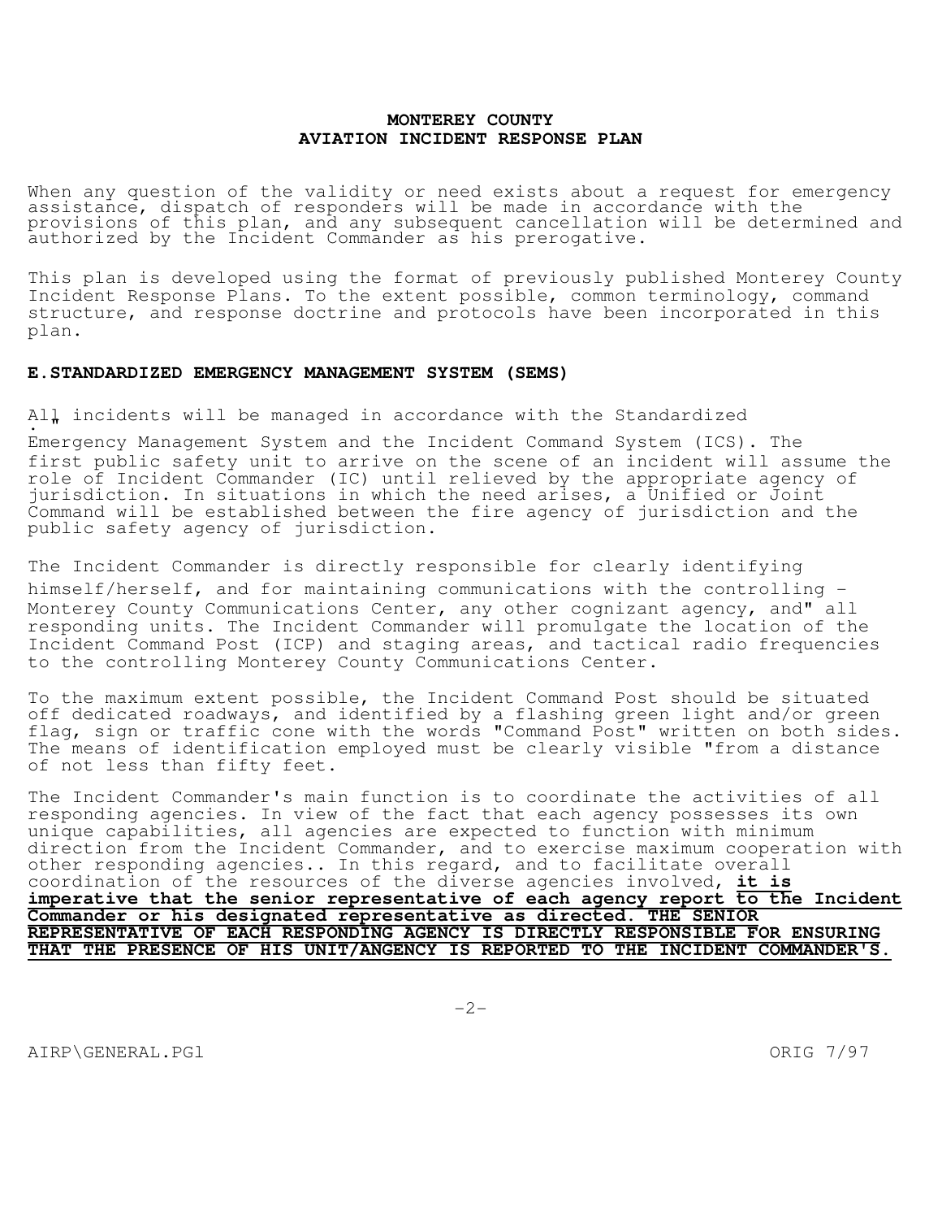**MONTEREY COUNTY**
**AVIATION INCIDENT RESPONSE PLAN**

When any question of the validity or need exists about a request for emergency assistance, dispatch of responders will be made in accordance with the provisions of this plan, and any subsequent cancellation will be determined and authorized by the Incident Commander as his prerogative.

This plan is developed using the format of previously published Monterey County Incident Response Plans. To the extent possible, common terminology, command structure, and response doctrine and protocols have been incorporated in this plan.

## E. STANDARDIZED EMERGENCY MANAGEMENT SYSTEM (SEMS)

All incidents will be managed in accordance with the Standardized Emergency Management System and the Incident Command System (ICS). The first public safety unit to arrive on the scene of an incident will assume the role of Incident Commander (IC) until relieved by the appropriate agency of jurisdiction. In situations in which the need arises, a Unified or Joint Command will be established between the fire agency of jurisdiction and the public safety agency of jurisdiction.

The Incident Commander is directly responsible for clearly identifying himself/herself, and for maintaining communications with the controlling - Monterey County Communications Center, any other cognizant agency, and" all responding units. The Incident Commander will promulgate the location of the Incident Command Post (ICP) and staging areas, and tactical radio frequencies to the controlling Monterey County Communications Center.

To the maximum extent possible, the Incident Command Post should be situated off dedicated roadways, and identified by a flashing green light and/or green flag, sign or traffic cone with the words "Command Post" written on both sides. The means of identification employed must be clearly visible "from a distance of not less than fifty feet.

The Incident Commander's main function is to coordinate the activities of all responding agencies. In view of the fact that each agency possesses its own unique capabilities, all agencies are expected to function with minimum direction from the Incident Commander, and to exercise maximum cooperation with other responding agencies.. In this regard, and to facilitate overall coordination of the resources of the diverse agencies involved, **it is imperative that the senior representative of each agency report to the Incident Commander or his designated representative as directed. THE SENIOR REPRESENTATIVE OF EACH RESPONDING AGENCY IS DIRECTLY RESPONSIBLE FOR ENSURING THAT THE PRESENCE OF HIS UNIT/ANGENCY IS REPORTED TO THE INCIDENT COMMANDER'S.**

AIRP\GENERAL.PGl ORIG 7/97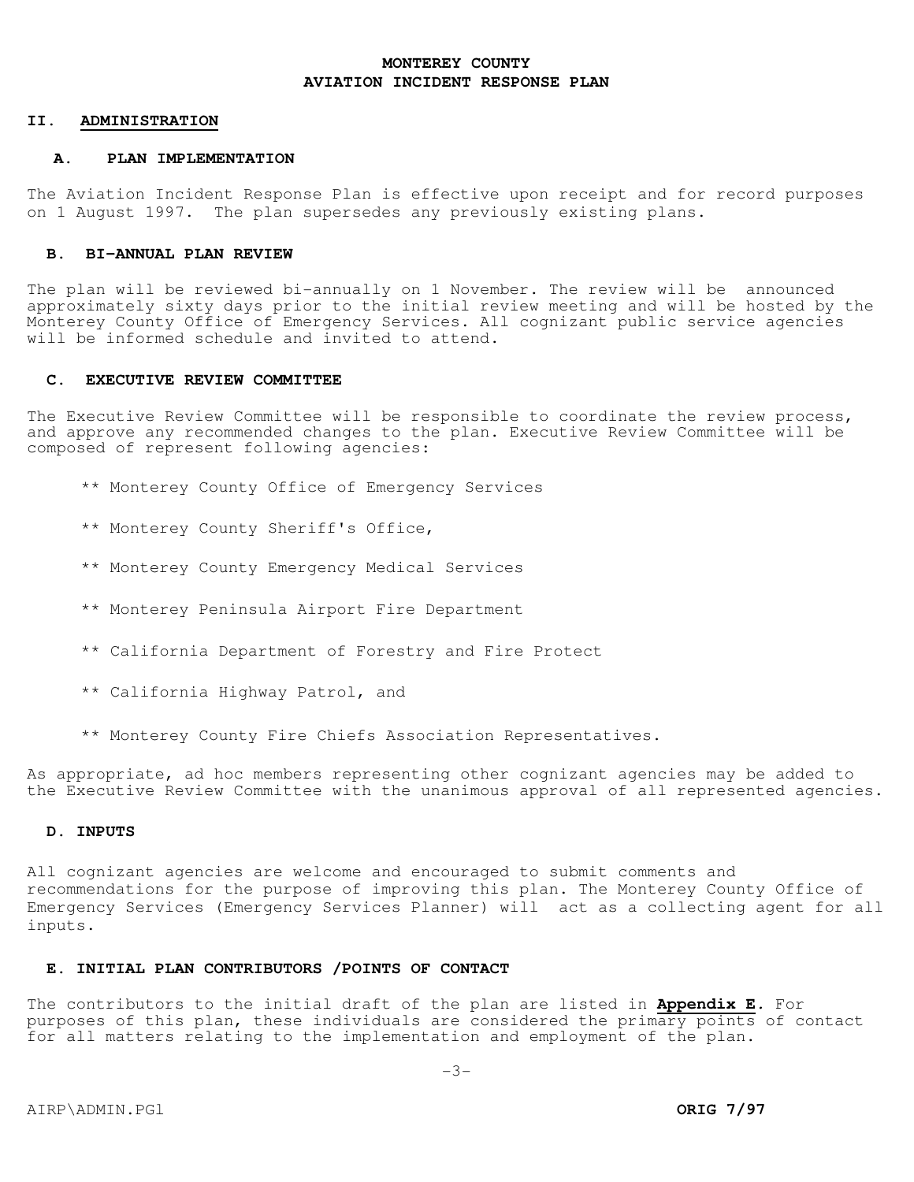# MONTEREY COUNTY AVIATION INCIDENT RESPONSE PLAN

## II. ADMINISTRATION

### A. PLAN IMPLEMENTATION

The Aviation Incident Response Plan is effective upon receipt and for record purposes on 1 August 1997. The plan supersedes any previously existing plans.

### B. BI-ANNUAL PLAN REVIEW

The plan will be reviewed bi-annually on 1 November. The review will be announced approximately sixty days prior to the initial review meeting and will be hosted by the Monterey County Office of Emergency Services. All cognizant public service agencies will be informed schedule and invited to attend.

### C. EXECUTIVE REVIEW COMMITTEE

The Executive Review Committee will be responsible to coordinate the review process, and approve any recommended changes to the plan. Executive Review Committee will be composed of represent following agencies:

** Monterey County Office of Emergency Services

** Monterey County Sheriff's Office,

** Monterey County Emergency Medical Services

** Monterey Peninsula Airport Fire Department

** California Department of Forestry and Fire Protect

** California Highway Patrol, and

** Monterey County Fire Chiefs Association Representatives.

As appropriate, ad hoc members representing other cognizant agencies may be added to the Executive Review Committee with the unanimous approval of all represented agencies.

### D. INPUTS

All cognizant agencies are welcome and encouraged to submit comments and recommendations for the purpose of improving this plan. The Monterey County Office of Emergency Services (Emergency Services Planner) will act as a collecting agent for all inputs.

### E. INITIAL PLAN CONTRIBUTORS /POINTS OF CONTACT

The contributors to the initial draft of the plan are listed in **Appendix E**. For purposes of this plan, these individuals are considered the primary points of contact for all matters relating to the implementation and employment of the plan.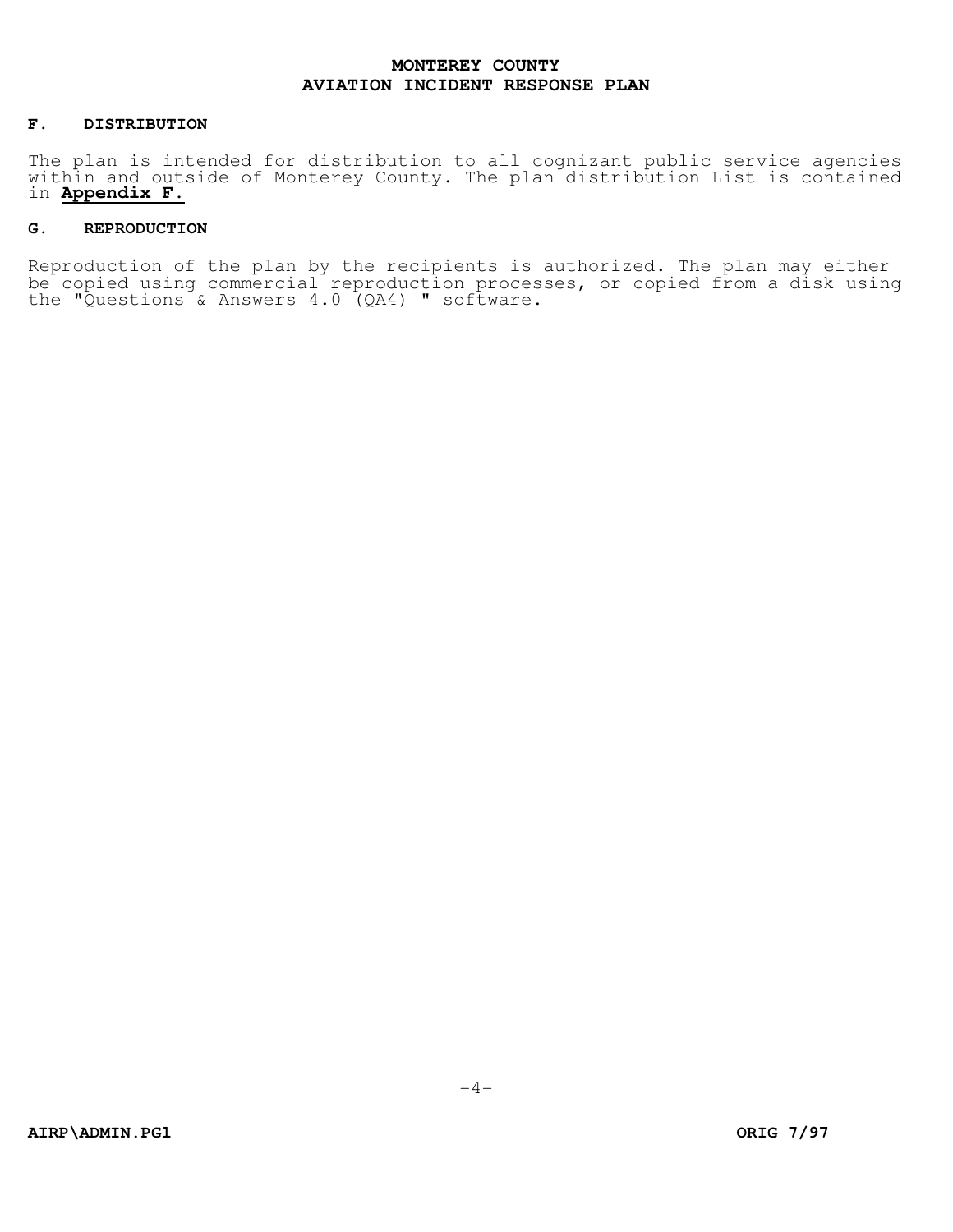## F. DISTRIBUTION

The plan is intended for distribution to all cognizant public service agencies within and outside of Monterey County. The plan distribution List is contained in **Appendix F.**

## G. REPRODUCTION

Reproduction of the plan by the recipients is authorized. The plan may either be copied using commercial reproduction processes, or copied from a disk using the "Questions & Answers 4.0 (QA4) " software.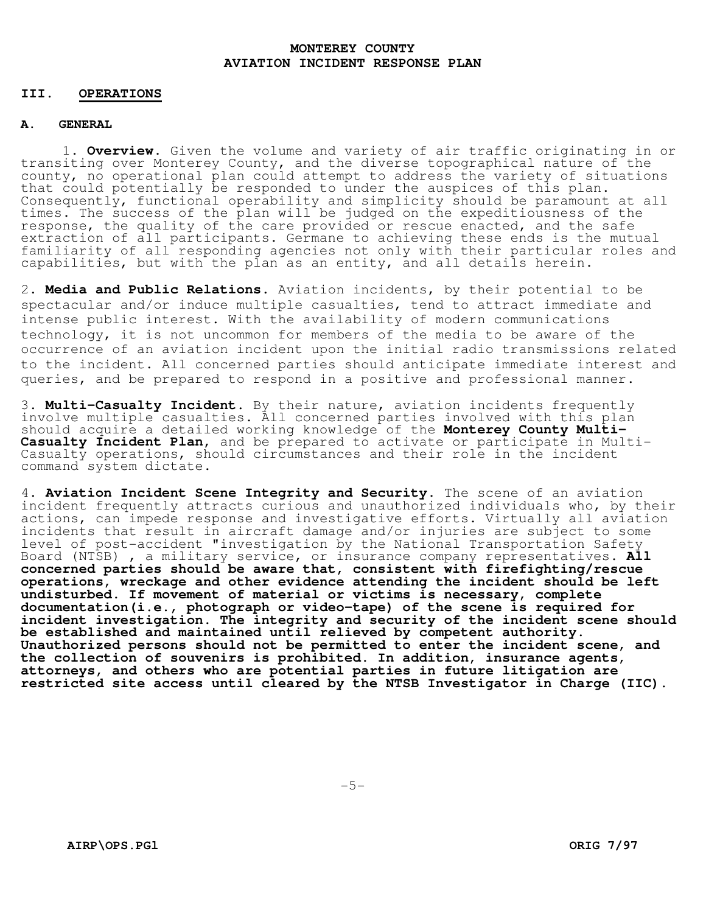# MONTEREY COUNTY AVIATION INCIDENT RESPONSE PLAN

## III. OPERATIONS

### A. GENERAL

1. **Overview.** Given the volume and variety of air traffic originating in or transiting over Monterey County, and the diverse topographical nature of the county, no operational plan could attempt to address the variety of situations that could potentially be responded to under the auspices of this plan. Consequently, functional operability and simplicity should be paramount at all times. The success of the plan will be judged on the expeditiousness of the response, the quality of the care provided or rescue enacted, and the safe extraction of all participants. Germane to achieving these ends is the mutual familiarity of all responding agencies not only with their particular roles and capabilities, but with the plan as an entity, and all details herein.

2. **Media and Public Relations.** Aviation incidents, by their potential to be spectacular and/or induce multiple casualties, tend to attract immediate and intense public interest. With the availability of modern communications technology, it is not uncommon for members of the media to be aware of the occurrence of an aviation incident upon the initial radio transmissions related to the incident. All concerned parties should anticipate immediate interest and queries, and be prepared to respond in a positive and professional manner.

3. **Multi-Casualty Incident.** By their nature, aviation incidents frequently involve multiple casualties. All concerned parties involved with this plan should acquire a detailed working knowledge of the **Monterey County Multi-Casualty Incident Plan**, and be prepared to activate or participate in Multi-Casualty operations, should circumstances and their role in the incident command system dictate.

4. **Aviation Incident Scene Integrity and Security.** The scene of an aviation incident frequently attracts curious and unauthorized individuals who, by their actions, can impede response and investigative efforts. Virtually all aviation incidents that result in aircraft damage and/or injuries are subject to some level of post-accident "investigation by the National Transportation Safety Board (NTSB) , a military service, or insurance company representatives. **All concerned parties should be aware that, consistent with firefighting/rescue operations, wreckage and other evidence attending the incident should be left undisturbed. If movement of material or victims is necessary, complete documentation(i.e., photograph or video-tape) of the scene is required for incident investigation. The integrity and security of the incident scene should be established and maintained until relieved by competent authority. Unauthorized persons should not be permitted to enter the incident scene, and the collection of souvenirs is prohibited. In addition, insurance agents, attorneys, and others who are potential parties in future litigation are restricted site access until cleared by the NTSB Investigator in Charge (IIC).**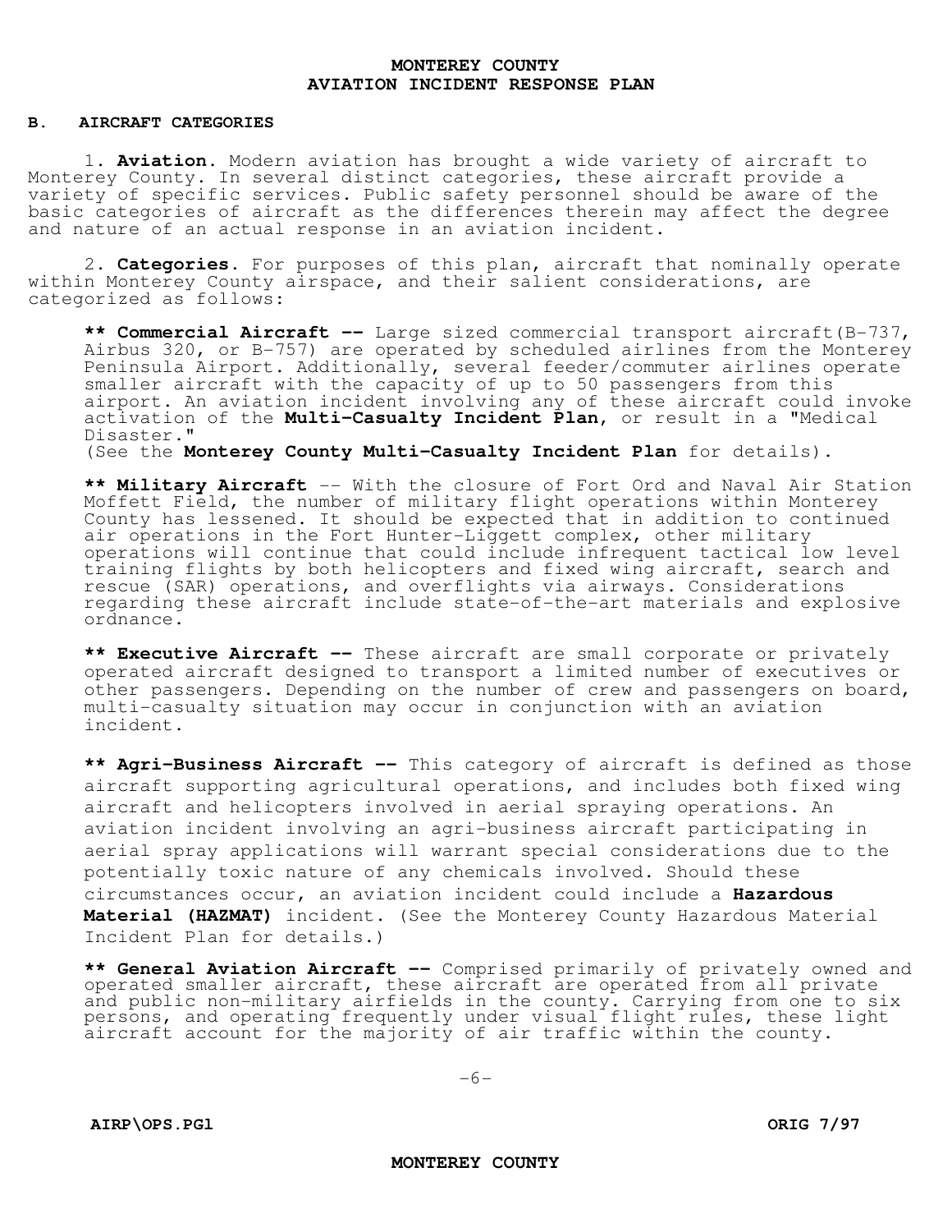## B. AIRCRAFT CATEGORIES

1. **Aviation.** Modern aviation has brought a wide variety of aircraft to Monterey County. In several distinct categories, these aircraft provide a variety of specific services. Public safety personnel should be aware of the basic categories of aircraft as the differences therein may affect the degree and nature of an actual response in an aviation incident.

2. **Categories.** For purposes of this plan, aircraft that nominally operate within Monterey County airspace, and their salient considerations, are categorized as follows:

** **Commercial Aircraft --** Large sized commercial transport aircraft(B-737, Airbus 320, or B-757) are operated by scheduled airlines from the Monterey Peninsula Airport. Additionally, several feeder/commuter airlines operate smaller aircraft with the capacity of up to 50 passengers from this airport. An aviation incident involving any of these aircraft could invoke activation of the **Multi-Casualty Incident Plan**, or result in a "Medical Disaster."
(See the **Monterey County Multi-Casualty Incident Plan** for details).

** **Military Aircraft** -- With the closure of Fort Ord and Naval Air Station Moffett Field, the number of military flight operations within Monterey County has lessened. It should be expected that in addition to continued air operations in the Fort Hunter-Liggett complex, other military operations will continue that could include infrequent tactical low level training flights by both helicopters and fixed wing aircraft, search and rescue (SAR) operations, and overflights via airways. Considerations regarding these aircraft include state-of-the-art materials and explosive ordnance.

** **Executive Aircraft --** These aircraft are small corporate or privately operated aircraft designed to transport a limited number of executives or other passengers. Depending on the number of crew and passengers on board, multi-casualty situation may occur in conjunction with an aviation incident.

** **Agri-Business Aircraft --** This category of aircraft is defined as those aircraft supporting agricultural operations, and includes both fixed wing aircraft and helicopters involved in aerial spraying operations. An aviation incident involving an agri-business aircraft participating in aerial spray applications will warrant special considerations due to the potentially toxic nature of any chemicals involved. Should these circumstances occur, an aviation incident could include a **Hazardous Material (HAZMAT)** incident. (See the Monterey County Hazardous Material Incident Plan for details.)

** **General Aviation Aircraft --** Comprised primarily of privately owned and operated smaller aircraft, these aircraft are operated from all private and public non-military airfields in the county. Carrying from one to six persons, and operating frequently under visual flight rules, these light aircraft account for the majority of air traffic within the county.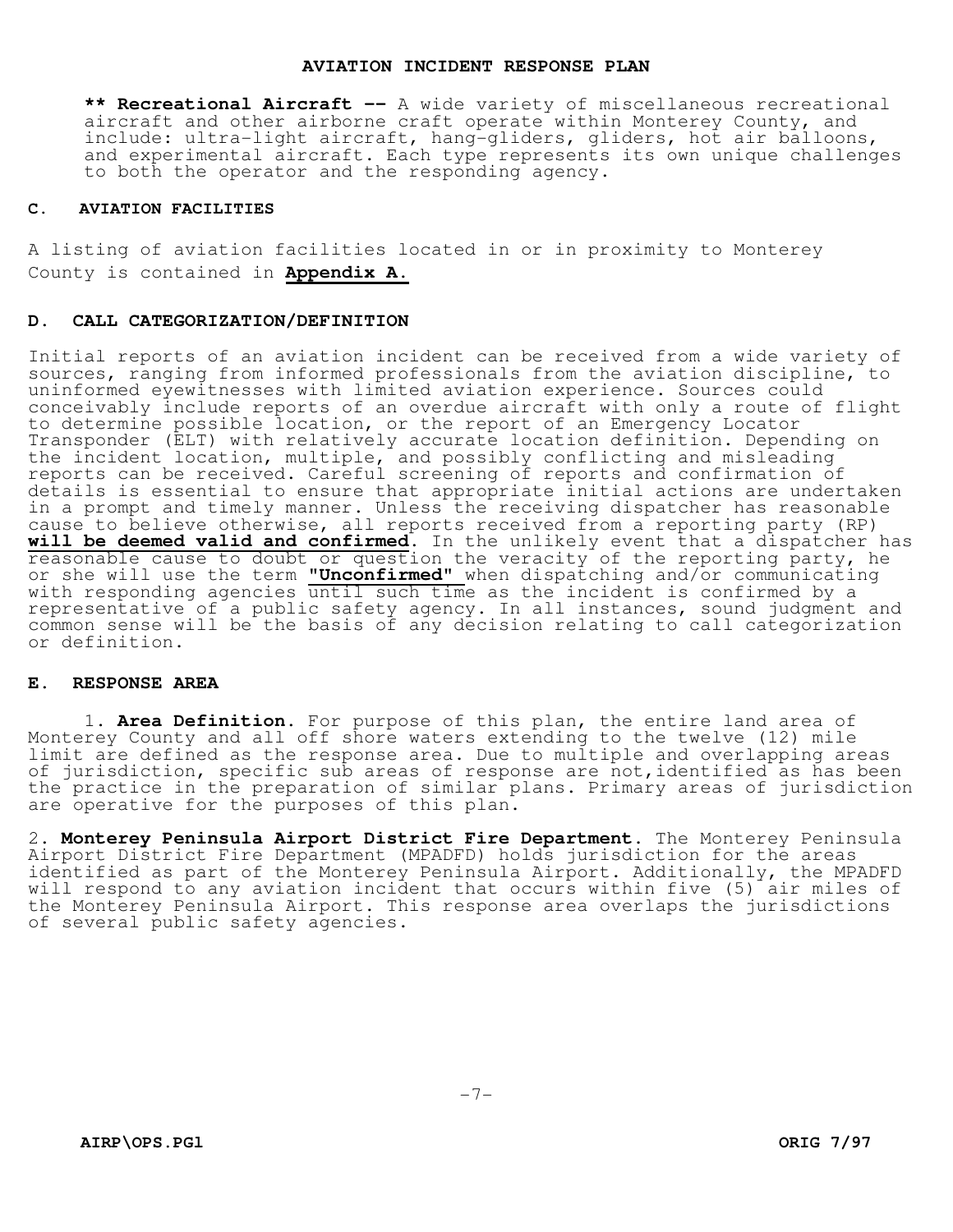**\*\* Recreational Aircraft --** A wide variety of miscellaneous recreational aircraft and other airborne craft operate within Monterey County, and include: ultra-light aircraft, hang-gliders, gliders, hot air balloons, and experimental aircraft. Each type represents its own unique challenges to both the operator and the responding agency.

### C. AVIATION FACILITIES

A listing of aviation facilities located in or in proximity to Monterey County is contained in **Appendix A.**

### D. CALL CATEGORIZATION/DEFINITION

Initial reports of an aviation incident can be received from a wide variety of sources, ranging from informed professionals from the aviation discipline, to uninformed eyewitnesses with limited aviation experience. Sources could conceivably include reports of an overdue aircraft with only a route of flight to determine possible location, or the report of an Emergency Locator Transponder (ELT) with relatively accurate location definition. Depending on the incident location, multiple, and possibly conflicting and misleading reports can be received. Careful screening of reports and confirmation of details is essential to ensure that appropriate initial actions are undertaken in a prompt and timely manner. Unless the receiving dispatcher has reasonable cause to believe otherwise, all reports received from a reporting party (RP) **will be deemed valid and confirmed**. In the unlikely event that a dispatcher has reasonable cause to doubt or question the veracity of the reporting party, he or she will use the term **"Unconfirmed"** when dispatching and/or communicating with responding agencies until such time as the incident is confirmed by a representative of a public safety agency. In all instances, sound judgment and common sense will be the basis of any decision relating to call categorization or definition.

### E. RESPONSE AREA

1. **Area Definition.** For purpose of this plan, the entire land area of Monterey County and all off shore waters extending to the twelve (12) mile limit are defined as the response area. Due to multiple and overlapping areas of jurisdiction, specific sub areas of response are not,identified as has been the practice in the preparation of similar plans. Primary areas of jurisdiction are operative for the purposes of this plan.

2. **Monterey Peninsula Airport District Fire Department.** The Monterey Peninsula Airport District Fire Department (MPADFD) holds jurisdiction for the areas identified as part of the Monterey Peninsula Airport. Additionally, the MPADFD will respond to any aviation incident that occurs within five (5) air miles of the Monterey Peninsula Airport. This response area overlaps the jurisdictions of several public safety agencies.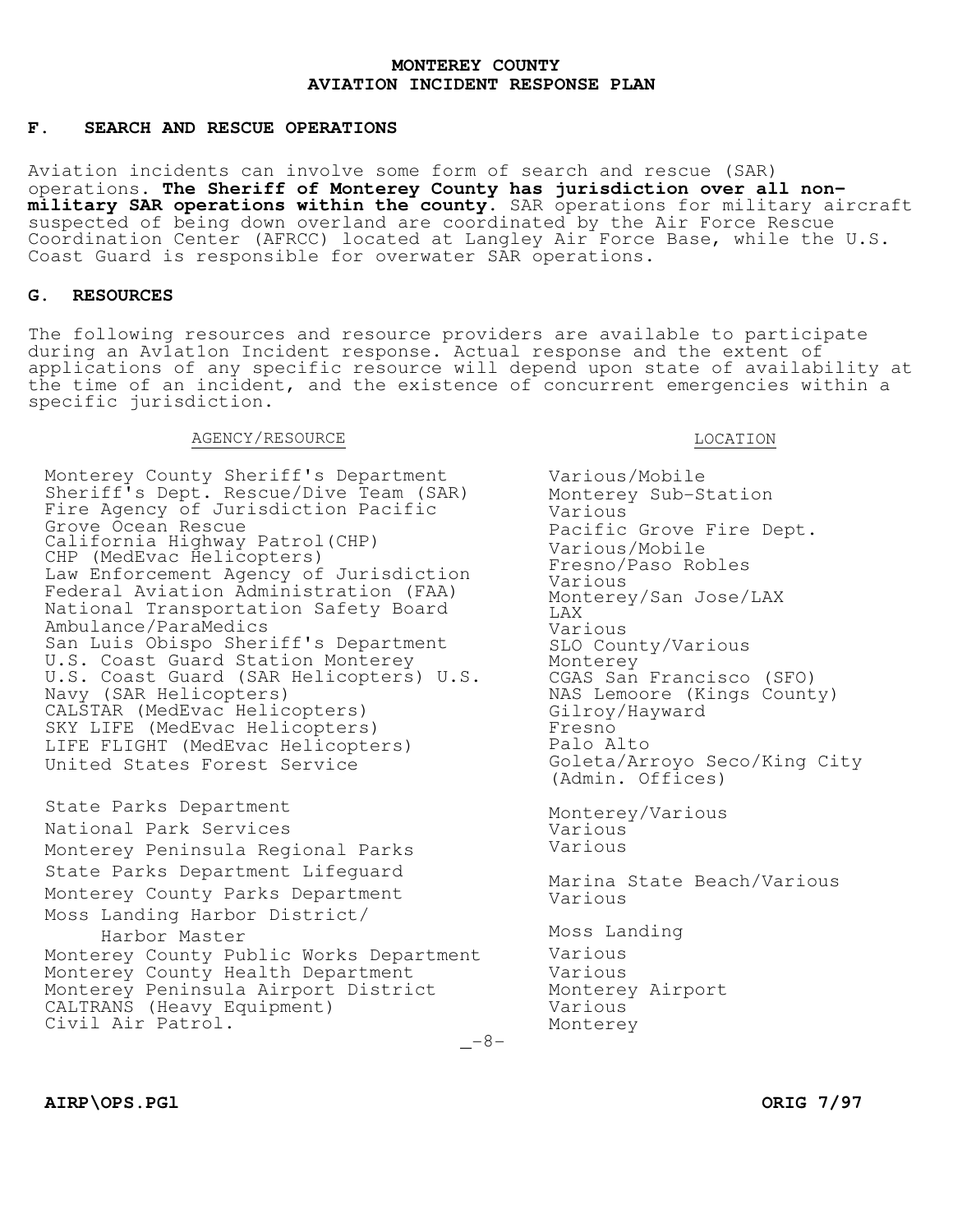## F. SEARCH AND RESCUE OPERATIONS

Aviation incidents can involve some form of search and rescue (SAR) operations. **The Sheriff of Monterey County has jurisdiction over all non-military SAR operations within the county.** SAR operations for military aircraft suspected of being down overland are coordinated by the Air Force Rescue Coordination Center (AFRCC) located at Langley Air Force Base, while the U.S. Coast Guard is responsible for overwater SAR operations.

## G. RESOURCES

The following resources and resource providers are available to participate during an Av1at1on Incident response. Actual response and the extent of applications of any specific resource will depend upon state of availability at the time of an incident, and the existence of concurrent emergencies within a specific jurisdiction.

| AGENCY/RESOURCE | LOCATION |
|---|---|
| Monterey County Sheriff's Department | Various/Mobile |
| Sheriff's Dept. Rescue/Dive Team (SAR) | Monterey Sub-Station |
| Fire Agency of Jurisdiction | Various |
| Pacific Grove Ocean Rescue | Pacific Grove Fire Dept. |
| California Highway Patrol(CHP) | Various/Mobile |
| CHP (MedEvac Helicopters) | Fresno/Paso Robles |
| Law Enforcement Agency of Jurisdiction | Various |
| Federal Aviation Administration (FAA) | Monterey/San Jose/LAX |
| National Transportation Safety Board | LAX |
| Ambulance/ParaMedics | Various |
| San Luis Obispo Sheriff's Department | SLO County/Various |
| U.S. Coast Guard Station Monterey | Monterey |
| U.S. Coast Guard (SAR Helicopters) | CGAS San Francisco (SFO) |
| U.S. Navy (SAR Helicopters) | NAS Lemoore (Kings County) |
| CALSTAR (MedEvac Helicopters) | Gilroy/Hayward |
| SKY LIFE (MedEvac Helicopters) | Fresno |
| LIFE FLIGHT (MedEvac Helicopters) | Palo Alto |
| United States Forest Service | Goleta/Arroyo Seco/King City (Admin. Offices) |
| State Parks Department | Monterey/Various |
| National Park Services | Various |
| Monterey Peninsula Regional Parks | Various |
| State Parks Department Lifeguard | Marina State Beach/Various |
| Monterey County Parks Department | Various |
| Moss Landing Harbor District/ Harbor Master | Moss Landing |
| Monterey County Public Works Department | Various |
| Monterey County Health Department | Various |
| Monterey Peninsula Airport District | Monterey Airport |
| CALTRANS (Heavy Equipment) | Various |
| Civil Air Patrol. | Monterey |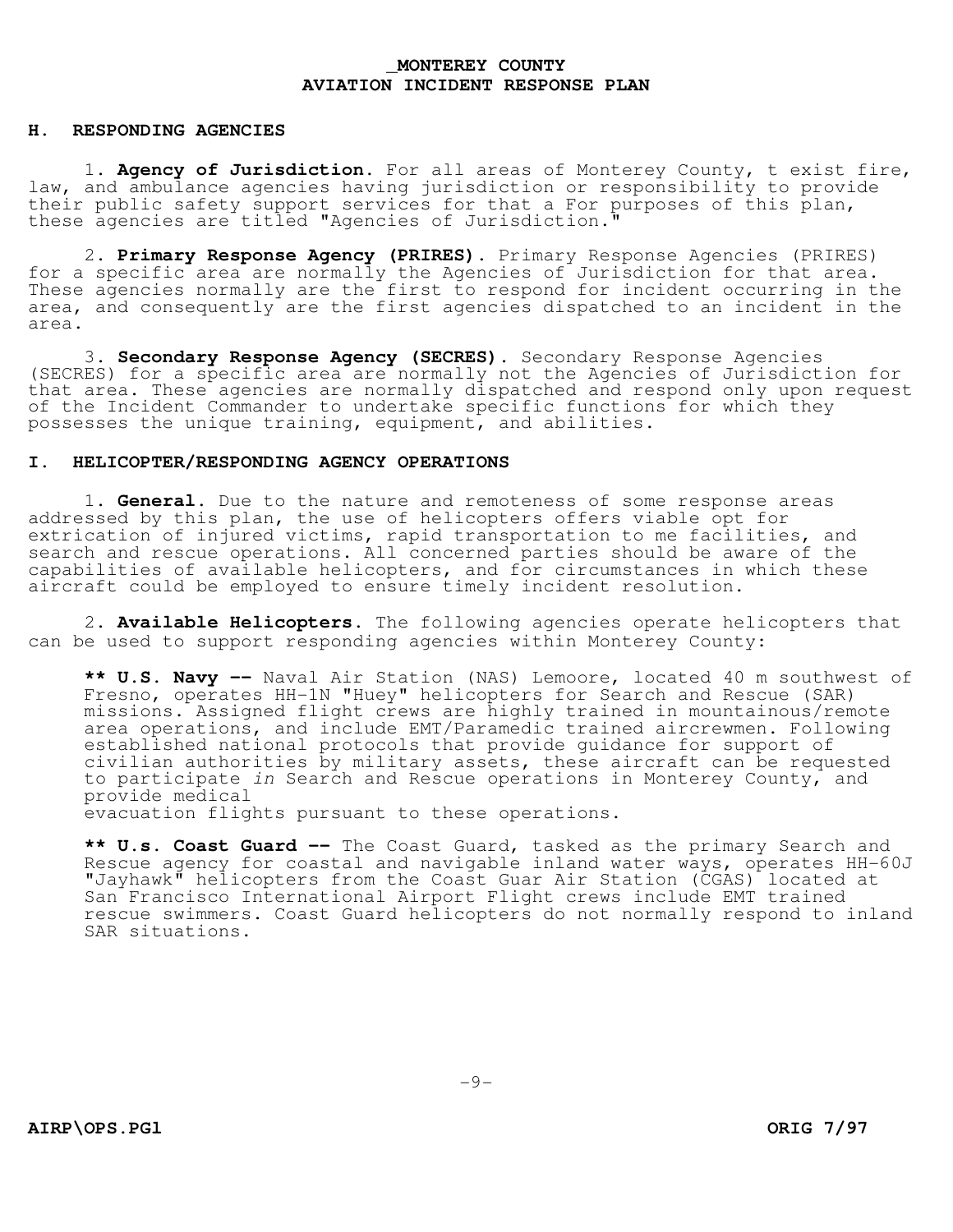## H. RESPONDING AGENCIES

1. **Agency of Jurisdiction.** For all areas of Monterey County, t exist fire, law, and ambulance agencies having jurisdiction or responsibility to provide their public safety support services for that a For purposes of this plan, these agencies are titled "Agencies of Jurisdiction."

2. **Primary Response Agency (PRIRES).** Primary Response Agencies (PRIRES) for a specific area are normally the Agencies of Jurisdiction for that area. These agencies normally are the first to respond for incident occurring in the area, and consequently are the first agencies dispatched to an incident in the area.

3. **Secondary Response Agency (SECRES).** Secondary Response Agencies (SECRES) for a specific area are normally not the Agencies of Jurisdiction for that area. These agencies are normally dispatched and respond only upon request of the Incident Commander to undertake specific functions for which they possesses the unique training, equipment, and abilities.

## I. HELICOPTER/RESPONDING AGENCY OPERATIONS

1. **General.** Due to the nature and remoteness of some response areas addressed by this plan, the use of helicopters offers viable opt for extrication of injured victims, rapid transportation to me facilities, and search and rescue operations. All concerned parties should be aware of the capabilities of available helicopters, and for circumstances in which these aircraft could be employed to ensure timely incident resolution.

2. **Available Helicopters.** The following agencies operate helicopters that can be used to support responding agencies within Monterey County:

**\*\* U.S. Navy --** Naval Air Station (NAS) Lemoore, located 40 m southwest of Fresno, operates HH-1N "Huey" helicopters for Search and Rescue (SAR) missions. Assigned flight crews are highly trained in mountainous/remote area operations, and include EMT/Paramedic trained aircrewmen. Following established national protocols that provide guidance for support of civilian authorities by military assets, these aircraft can be requested to participate *in* Search and Rescue operations in Monterey County, and provide medical evacuation flights pursuant to these operations.

**\*\* U.s. Coast Guard --** The Coast Guard, tasked as the primary Search and Rescue agency for coastal and navigable inland water ways, operates HH-60J "Jayhawk" helicopters from the Coast Guar Air Station (CGAS) located at San Francisco International Airport Flight crews include EMT trained rescue swimmers. Coast Guard helicopters do not normally respond to inland SAR situations.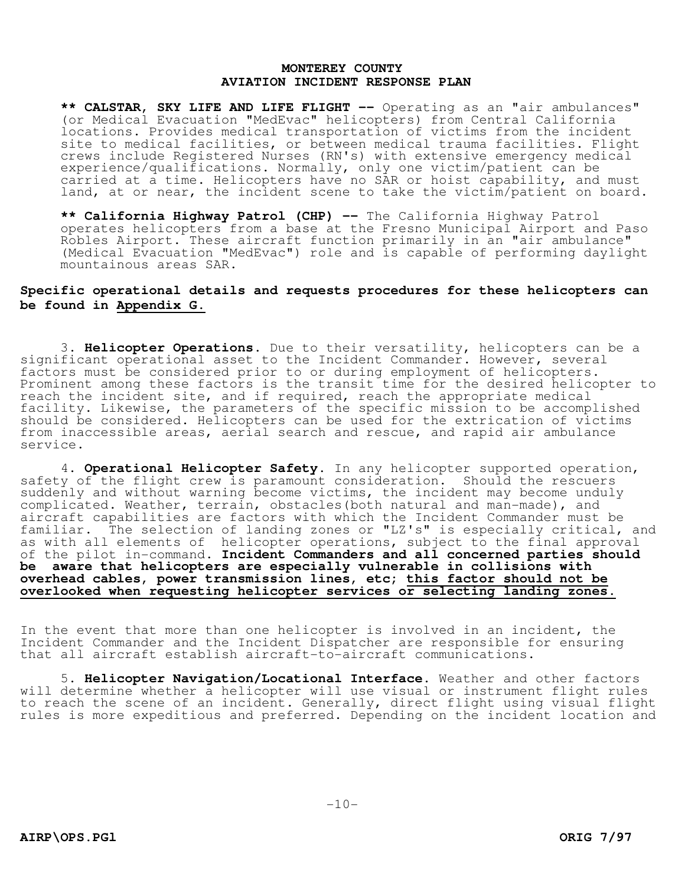**\*\* CALSTAR, SKY LIFE AND LIFE FLIGHT --** Operating as an "air ambulances" (or Medical Evacuation "MedEvac" helicopters) from Central California locations. Provides medical transportation of victims from the incident site to medical facilities, or between medical trauma facilities. Flight crews include Registered Nurses (RN's) with extensive emergency medical experience/qualifications. Normally, only one victim/patient can be carried at a time. Helicopters have no SAR or hoist capability, and must land, at or near, the incident scene to take the victim/patient on board.

**\*\* California Highway Patrol (CHP) --** The California Highway Patrol operates helicopters from a base at the Fresno Municipal Airport and Paso Robles Airport. These aircraft function primarily in an "air ambulance" (Medical Evacuation "MedEvac") role and is capable of performing daylight mountainous areas SAR.

**Specific operational details and requests procedures for these helicopters can be found in <u>Appendix G</u>.**

3. **Helicopter Operations.** Due to their versatility, helicopters can be a significant operational asset to the Incident Commander. However, several factors must be considered prior to or during employment of helicopters. Prominent among these factors is the transit time for the desired helicopter to reach the incident site, and if required, reach the appropriate medical facility. Likewise, the parameters of the specific mission to be accomplished should be considered. Helicopters can be used for the extrication of victims from inaccessible areas, aerial search and rescue, and rapid air ambulance service.

4. **Operational Helicopter Safety.** In any helicopter supported operation, safety of the flight crew is paramount consideration. Should the rescuers suddenly and without warning become victims, the incident may become unduly complicated. Weather, terrain, obstacles(both natural and man-made), and aircraft capabilities are factors with which the Incident Commander must be familiar. The selection of landing zones or "LZ's" is especially critical, and as with all elements of helicopter operations, subject to the final approval of the pilot in-command. **Incident Commanders and all concerned parties should be aware that helicopters are especially vulnerable in collisions with overhead cables, power transmission lines, etc; <u>this factor should not be overlooked when requesting helicopter services or selecting landing zones.</u>**

In the event that more than one helicopter is involved in an incident, the Incident Commander and the Incident Dispatcher are responsible for ensuring that all aircraft establish aircraft-to-aircraft communications.

5. **Helicopter Navigation/Locational Interface.** Weather and other factors will determine whether a helicopter will use visual or instrument flight rules to reach the scene of an incident. Generally, direct flight using visual flight rules is more expeditious and preferred. Depending on the incident location and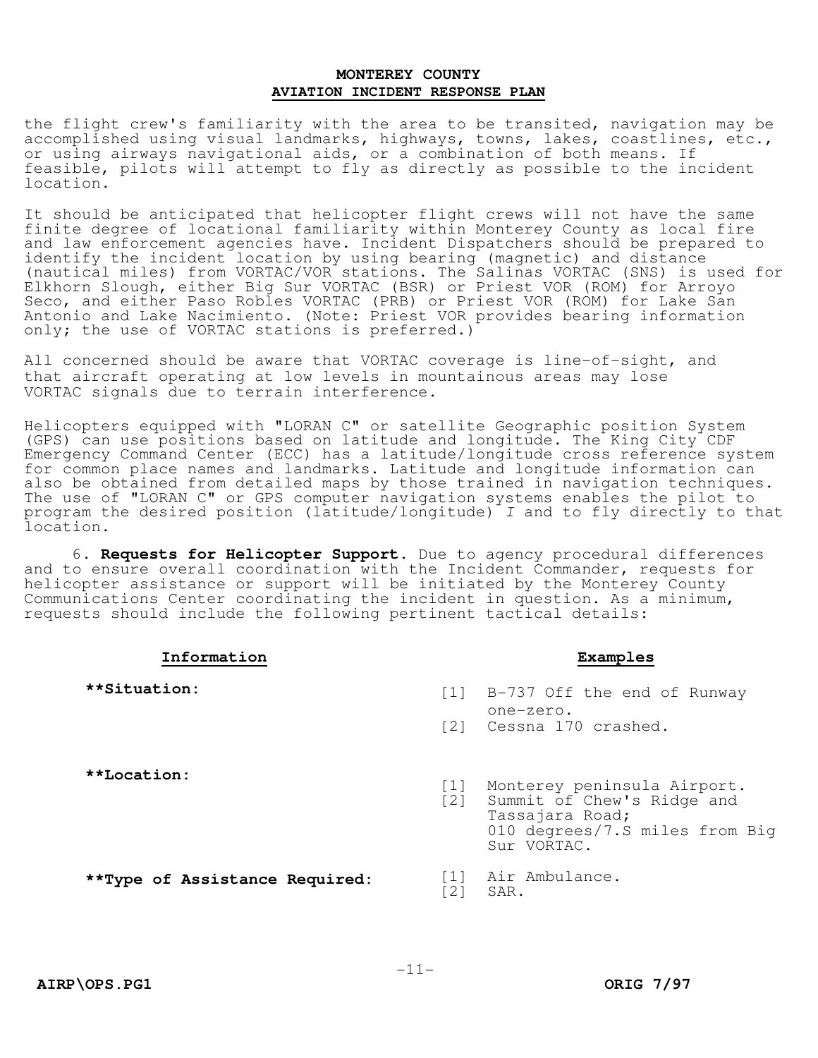the flight crew's familiarity with the area to be transited, navigation may be accomplished using visual landmarks, highways, towns, lakes, coastlines, etc., or using airways navigational aids, or a combination of both means. If feasible, pilots will attempt to fly as directly as possible to the incident location.

It should be anticipated that helicopter flight crews will not have the same finite degree of locational familiarity within Monterey County as local fire and law enforcement agencies have. Incident Dispatchers should be prepared to identify the incident location by using bearing (magnetic) and distance (nautical miles) from VORTAC/VOR stations. The Salinas VORTAC (SNS) is used for Elkhorn Slough, either Big Sur VORTAC (BSR) or Priest VOR (ROM) for Arroyo Seco, and either Paso Robles VORTAC (PRB) or Priest VOR (ROM) for Lake San Antonio and Lake Nacimiento. (Note: Priest VOR provides bearing information only; the use of VORTAC stations is preferred.)

All concerned should be aware that VORTAC coverage is line-of-sight, and that aircraft operating at low levels in mountainous areas may lose VORTAC signals due to terrain interference.

Helicopters equipped with "LORAN C" or satellite Geographic position System (GPS) can use positions based on latitude and longitude. The King City CDF Emergency Command Center (ECC) has a latitude/longitude cross reference system for common place names and landmarks. Latitude and longitude information can also be obtained from detailed maps by those trained in navigation techniques. The use of "LORAN C" or GPS computer navigation systems enables the pilot to program the desired position (latitude/longitude) *I* and to fly directly to that location.

6. **Requests for Helicopter Support**. Due to agency procedural differences and to ensure overall coordination with the Incident Commander, requests for helicopter assistance or support will be initiated by the Monterey County Communications Center coordinating the incident in question. As a minimum, requests should include the following pertinent tactical details:

| Information | Examples |
|---|---|
| **\*\*Situation:** | [1] B-737 Off the end of Runway one-zero.<br>[2] Cessna 170 crashed. |
| **\*\*Location:** | [1] Monterey peninsula Airport.<br>[2] Summit of Chew's Ridge and Tassajara Road; 010 degrees/7.S miles from Big Sur VORTAC. |
| **\*\*Type of Assistance Required:** | [1] Air Ambulance.<br>[2] SAR. |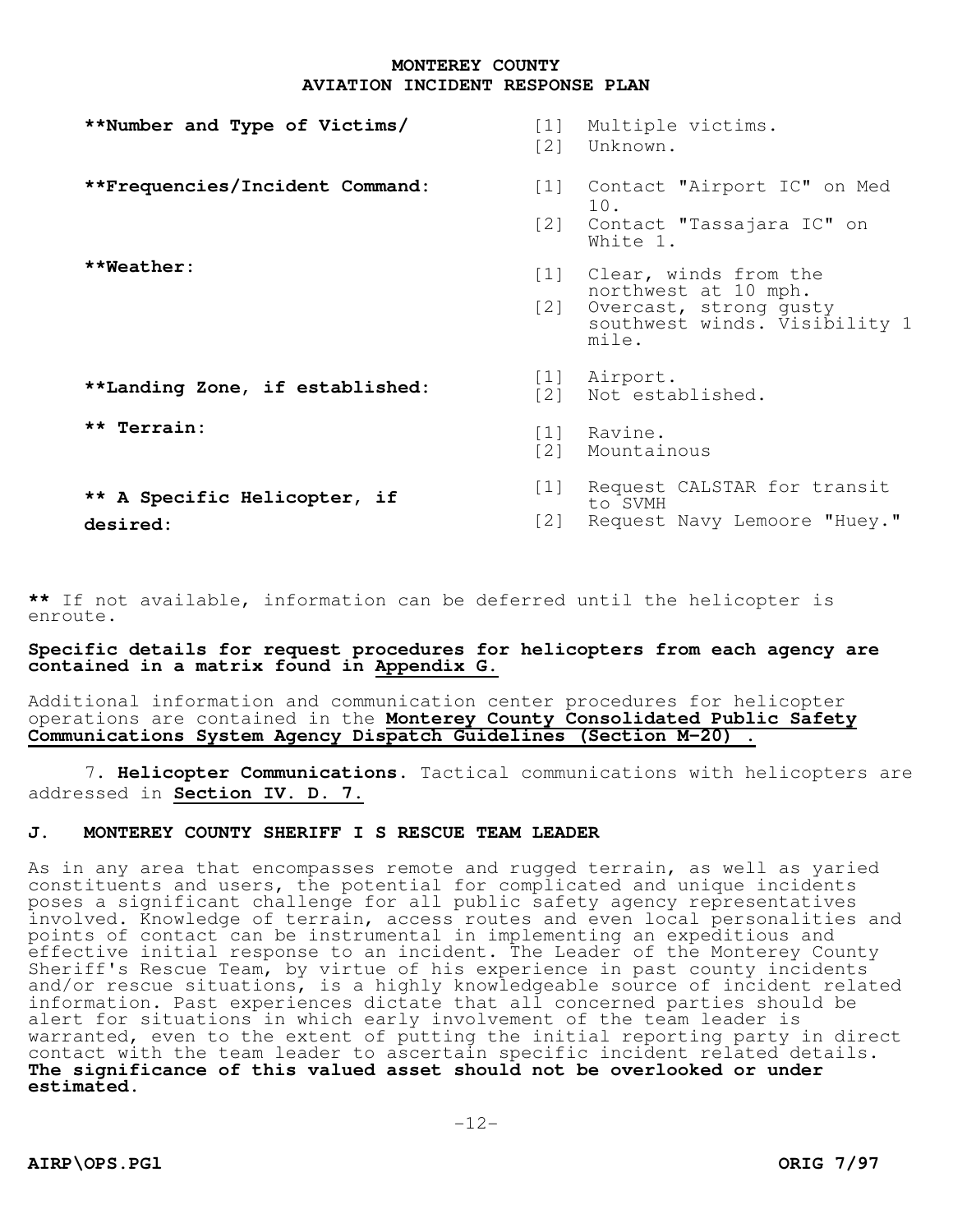# MONTEREY COUNTY
# AVIATION INCIDENT RESPONSE PLAN

| | |
|---|---|
| **\*\*Number and Type of Victims/** | [1] Multiple victims.<br>[2] Unknown. |
| **\*\*Frequencies/Incident Command:** | [1] Contact "Airport IC" on Med 10.<br>[2] Contact "Tassajara IC" on White 1. |
| **\*\*Weather:** | [1] Clear, winds from the northwest at 10 mph.<br>[2] Overcast, strong gusty southwest winds. Visibility 1 mile. |
| **\*\*Landing Zone, if established:** | [1] Airport.<br>[2] Not established. |
| **\*\* Terrain:** | [1] Ravine.<br>[2] Mountainous |
| **\*\* A Specific Helicopter, if desired:** | [1] Request CALSTAR for transit to SVMH<br>[2] Request Navy Lemoore "Huey." |

**\*\*** If not available, information can be deferred until the helicopter is enroute.

**Specific details for request procedures for helicopters from each agency are contained in a matrix found in <u>Appendix G</u>.**

Additional information and communication center procedures for helicopter operations are contained in the **<u>Monterey County Consolidated Public Safety Communications System Agency Dispatch Guidelines (Section M-20)</u> .**

7. **Helicopter Communications.** Tactical communications with helicopters are addressed in **<u>Section IV. D. 7.</u>**

## J. MONTEREY COUNTY SHERIFF I S RESCUE TEAM LEADER

As in any area that encompasses remote and rugged terrain, as well as varied constituents and users, the potential for complicated and unique incidents poses a significant challenge for all public safety agency representatives involved. Knowledge of terrain, access routes and even local personalities and points of contact can be instrumental in implementing an expeditious and effective initial response to an incident. The Leader of the Monterey County Sheriff's Rescue Team, by virtue of his experience in past county incidents and/or rescue situations, is a highly knowledgeable source of incident related information. Past experiences dictate that all concerned parties should be alert for situations in which early involvement of the team leader is warranted, even to the extent of putting the initial reporting party in direct contact with the team leader to ascertain specific incident related details. **The significance of this valued asset should not be overlooked or under estimated.**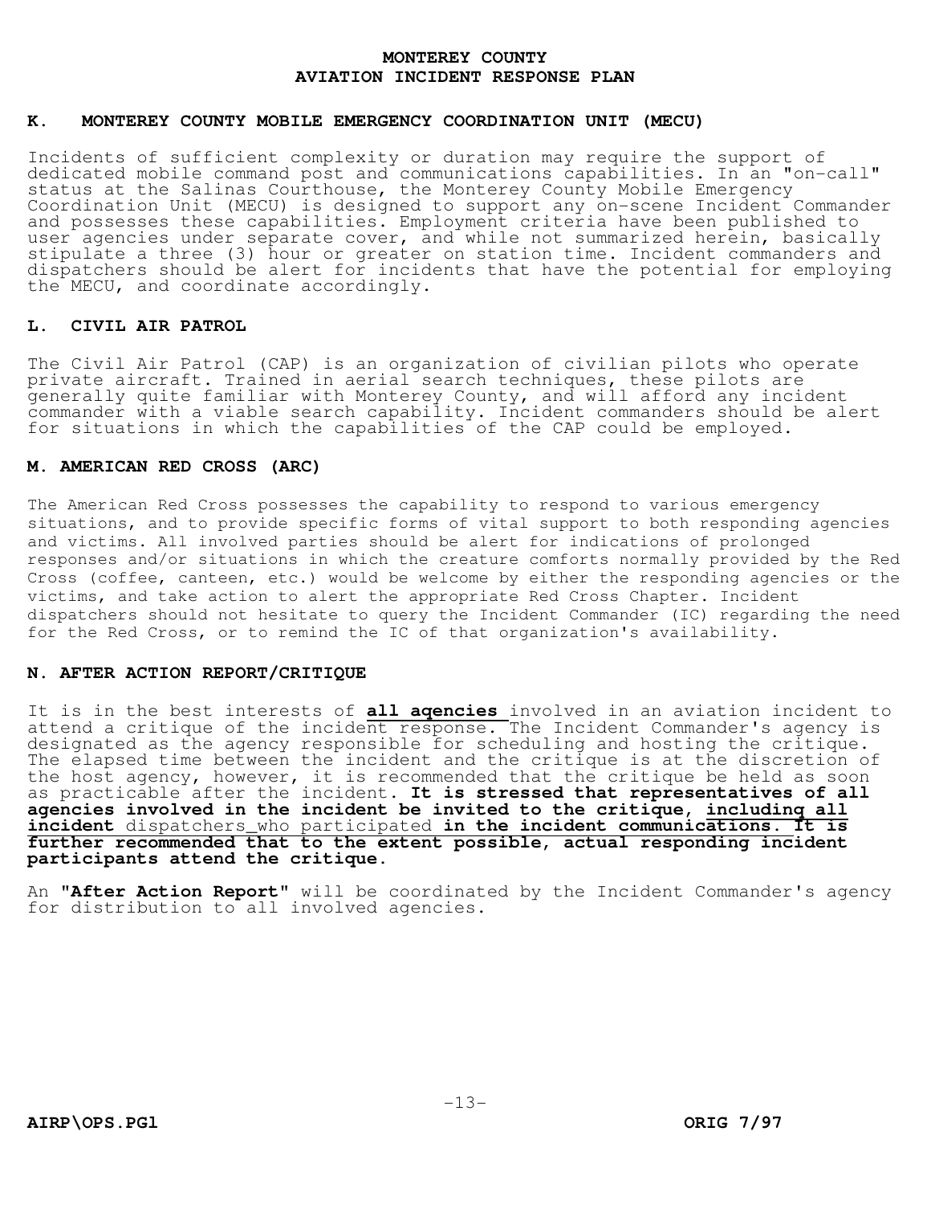**MONTEREY COUNTY**
**AVIATION INCIDENT RESPONSE PLAN**

### K. MONTEREY COUNTY MOBILE EMERGENCY COORDINATION UNIT (MECU)

Incidents of sufficient complexity or duration may require the support of dedicated mobile command post and communications capabilities. In an "on-call" status at the Salinas Courthouse, the Monterey County Mobile Emergency Coordination Unit (MECU) is designed to support any on-scene Incident Commander and possesses these capabilities. Employment criteria have been published to user agencies under separate cover, and while not summarized herein, basically stipulate a three (3) hour or greater on station time. Incident commanders and dispatchers should be alert for incidents that have the potential for employing the MECU, and coordinate accordingly.

### L. CIVIL AIR PATROL

The Civil Air Patrol (CAP) is an organization of civilian pilots who operate private aircraft. Trained in aerial search techniques, these pilots are generally quite familiar with Monterey County, and will afford any incident commander with a viable search capability. Incident commanders should be alert for situations in which the capabilities of the CAP could be employed.

### M. AMERICAN RED CROSS (ARC)

The American Red Cross possesses the capability to respond to various emergency situations, and to provide specific forms of vital support to both responding agencies and victims. All involved parties should be alert for indications of prolonged responses and/or situations in which the creature comforts normally provided by the Red Cross (coffee, canteen, etc.) would be welcome by either the responding agencies or the victims, and take action to alert the appropriate Red Cross Chapter. Incident dispatchers should not hesitate to query the Incident Commander (IC) regarding the need for the Red Cross, or to remind the IC of that organization's availability.

### N. AFTER ACTION REPORT/CRITIQUE

It is in the best interests of **all agencies** involved in an aviation incident to attend a critique of the incident response. The Incident Commander's agency is designated as the agency responsible for scheduling and hosting the critique. The elapsed time between the incident and the critique is at the discretion of the host agency, however, it is recommended that the critique be held as soon as practicable after the incident. **It is stressed that representatives of all agencies involved in the incident be invited to the critique, including all incident** dispatchers who participated **in the incident communications. It is further recommended that to the extent possible, actual responding incident participants attend the critique.**

An **"After Action Report"** will be coordinated by the Incident Commander's agency for distribution to all involved agencies.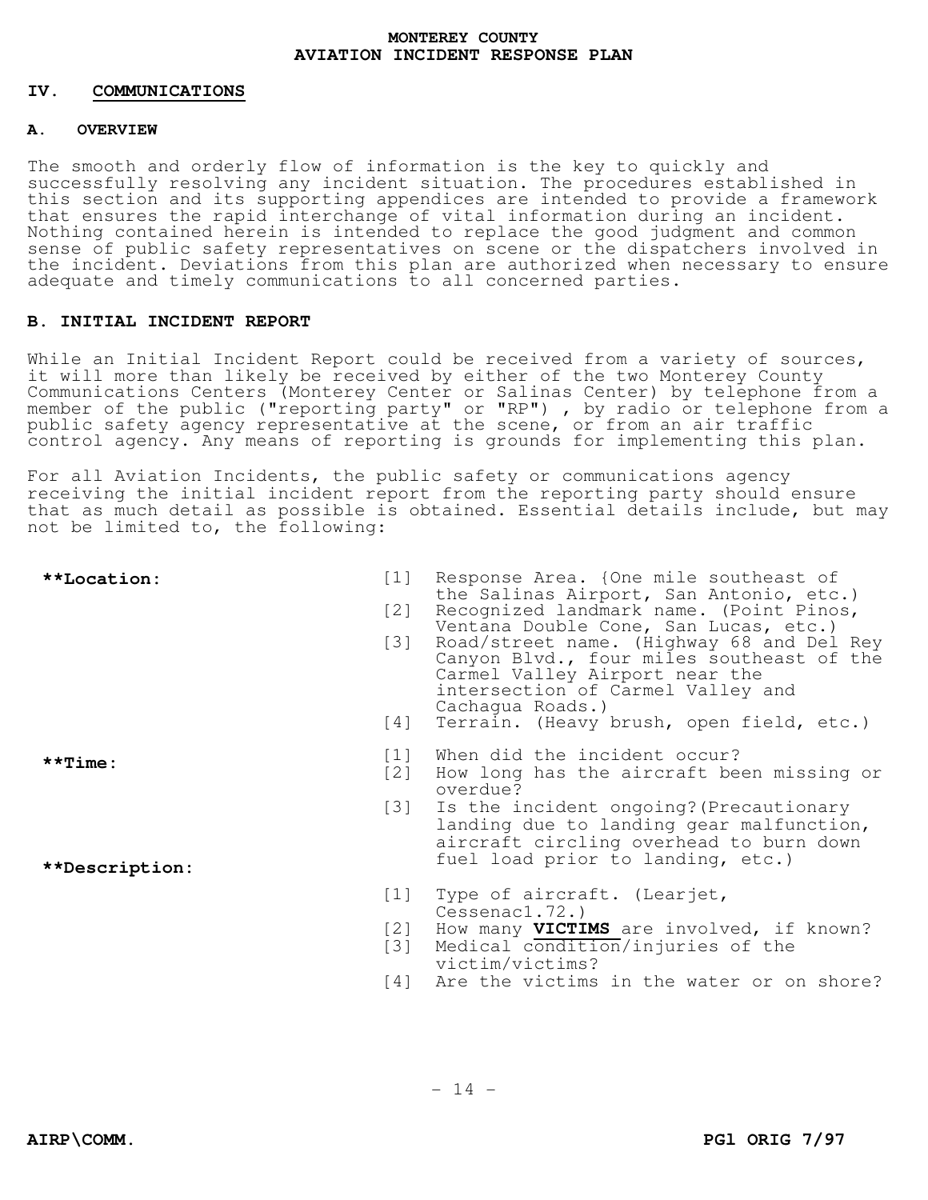## IV. COMMUNICATIONS

### A. OVERVIEW

The smooth and orderly flow of information is the key to quickly and successfully resolving any incident situation. The procedures established in this section and its supporting appendices are intended to provide a framework that ensures the rapid interchange of vital information during an incident. Nothing contained herein is intended to replace the good judgment and common sense of public safety representatives on scene or the dispatchers involved in the incident. Deviations from this plan are authorized when necessary to ensure adequate and timely communications to all concerned parties.

### B. INITIAL INCIDENT REPORT

While an Initial Incident Report could be received from a variety of sources, it will more than likely be received by either of the two Monterey County Communications Centers (Monterey Center or Salinas Center) by telephone from a member of the public ("reporting party" or "RP") , by radio or telephone from a public safety agency representative at the scene, or from an air traffic control agency. Any means of reporting is grounds for implementing this plan.

For all Aviation Incidents, the public safety or communications agency receiving the initial incident report from the reporting party should ensure that as much detail as possible is obtained. Essential details include, but may not be limited to, the following:

**\*\*Location:**

[1] Response Area. (One mile southeast of the Salinas Airport, San Antonio, etc.)
[2] Recognized landmark name. (Point Pinos, Ventana Double Cone, San Lucas, etc.)
[3] Road/street name. (Highway 68 and Del Rey Canyon Blvd., four miles southeast of the Carmel Valley Airport near the intersection of Carmel Valley and Cachagua Roads.)
[4] Terrain. (Heavy brush, open field, etc.)

**\*\*Time:**

[1] When did the incident occur?
[2] How long has the aircraft been missing or overdue?
[3] Is the incident ongoing?(Precautionary landing due to landing gear malfunction, aircraft circling overhead to burn down fuel load prior to landing, etc.)

**\*\*Description:**

[1] Type of aircraft. (Learjet, Cessenac1.72.)
[2] How many **<u>VICTIMS</u>** are involved, if known?
[3] Medical condition/injuries of the victim/victims?
[4] Are the victims in the water or on shore?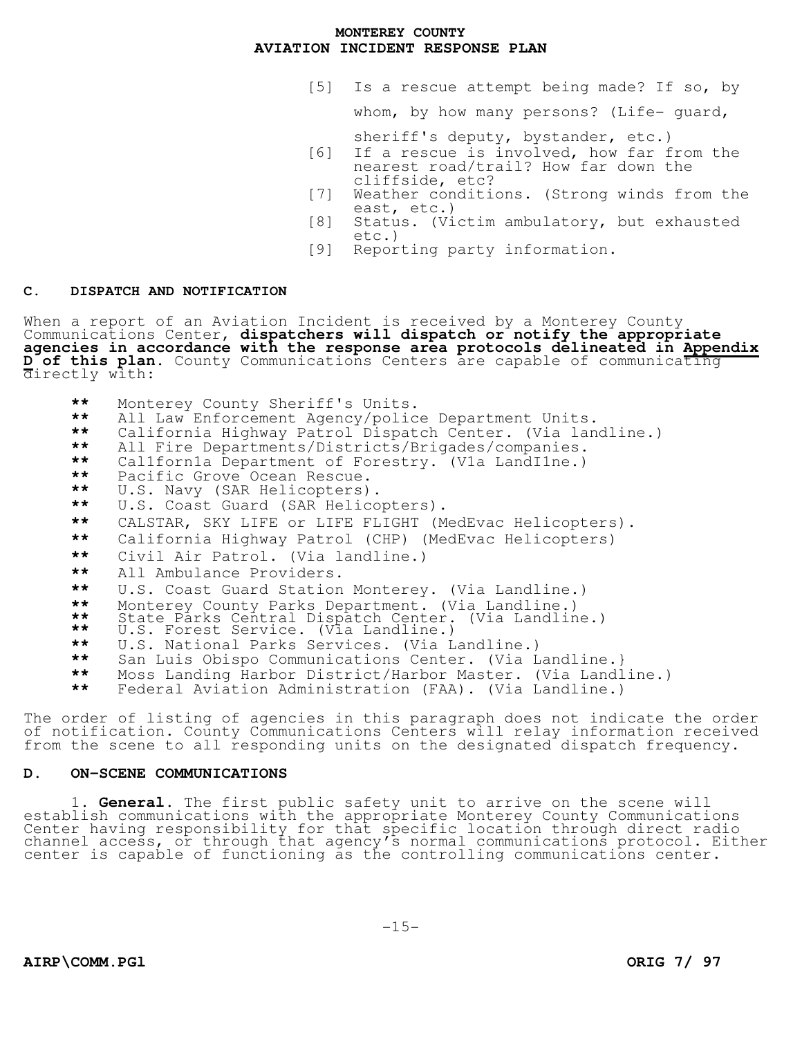[5] Is a rescue attempt being made? If so, by whom, by how many persons? (Life- guard, sheriff's deputy, bystander, etc.)

[6] If a rescue is involved, how far from the nearest road/trail? How far down the cliffside, etc?

[7] Weather conditions. (Strong winds from the east, etc.)

[8] Status. (Victim ambulatory, but exhausted etc.)

[9] Reporting party information.

## C. DISPATCH AND NOTIFICATION

When a report of an Aviation Incident is received by a Monterey County Communications Center, **dispatchers will dispatch or notify the appropriate agencies in accordance with the response area protocols delineated in Appendix D of this plan**. County Communications Centers are capable of communicating directly with:

- ** Monterey County Sheriff's Units.
- ** All Law Enforcement Agency/police Department Units.
- ** California Highway Patrol Dispatch Center. (Via landline.)
- ** All Fire Departments/Districts/Brigades/companies.
- ** Cal1forn1a Department of Forestry. (V1a LandI1ne.)
- ** Pacific Grove Ocean Rescue.
- ** U.S. Navy (SAR Helicopters).
- ** U.S. Coast Guard (SAR Helicopters).
- ** CALSTAR, SKY LIFE or LIFE FLIGHT (MedEvac Helicopters).
- ** California Highway Patrol (CHP) (MedEvac Helicopters)
- ** Civil Air Patrol. (Via landline.)
- ** All Ambulance Providers.
- ** U.S. Coast Guard Station Monterey. (Via Landline.)
- ** Monterey County Parks Department. (Via Landline.)
- ** State Parks Central Dispatch Center. (Via Landline.)
- ** U.S. Forest Service. (Via Landline.)
- ** U.S. National Parks Services. (Via Landline.)
- ** San Luis Obispo Communications Center. (Via Landline.}
- ** Moss Landing Harbor District/Harbor Master. (Via Landline.)
- ** Federal Aviation Administration (FAA). (Via Landline.)

The order of listing of agencies in this paragraph does not indicate the order of notification. County Communications Centers will relay information received from the scene to all responding units on the designated dispatch frequency.

## D. ON-SCENE COMMUNICATIONS

1. **General.** The first public safety unit to arrive on the scene will establish communications with the appropriate Monterey County Communications Center having responsibility for that specific location through direct radio channel access, or through that agency's normal communications protocol. Either center is capable of functioning as the controlling communications center.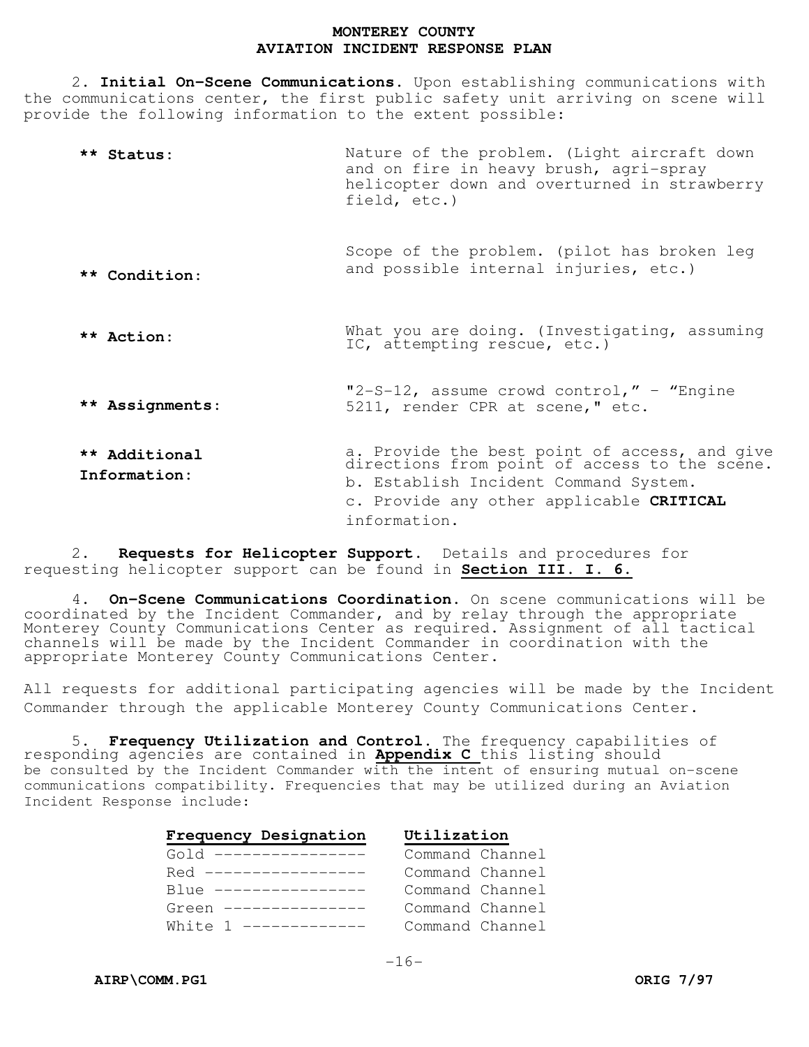2. **Initial On-Scene Communications.** Upon establishing communications with the communications center, the first public safety unit arriving on scene will provide the following information to the extent possible:

| | |
|---|---|
| **\*\* Status:** | Nature of the problem. (Light aircraft down and on fire in heavy brush, agri-spray helicopter down and overturned in strawberry field, etc.) |
| **\*\* Condition:** | Scope of the problem. (pilot has broken leg and possible internal injuries, etc.) |
| **\*\* Action:** | What you are doing. (Investigating, assuming IC, attempting rescue, etc.) |
| **\*\* Assignments:** | "2-S-12, assume crowd control," - "Engine 5211, render CPR at scene," etc. |
| **\*\* Additional Information:** | a. Provide the best point of access, and give directions from point of access to the scene. b. Establish Incident Command System. c. Provide any other applicable **CRITICAL** information. |

2. **Requests for Helicopter Support.** Details and procedures for requesting helicopter support can be found in **Section III. I. 6.**

4. **On-Scene Communications Coordination.** On scene communications will be coordinated by the Incident Commander, and by relay through the appropriate Monterey County Communications Center as required. Assignment of all tactical channels will be made by the Incident Commander in coordination with the appropriate Monterey County Communications Center.

All requests for additional participating agencies will be made by the Incident Commander through the applicable Monterey County Communications Center.

5. **Frequency Utilization and Control.** The frequency capabilities of responding agencies are contained in **Appendix C** this listing should be consulted by the Incident Commander with the intent of ensuring mutual on-scene communications compatibility. Frequencies that may be utilized during an Aviation Incident Response include:

| Frequency Designation | Utilization |
|---|---|
| Gold | Command Channel |
| Red | Command Channel |
| Blue | Command Channel |
| Green | Command Channel |
| White 1 | Command Channel |

AIRP\COMM.PG1 ORIG 7/97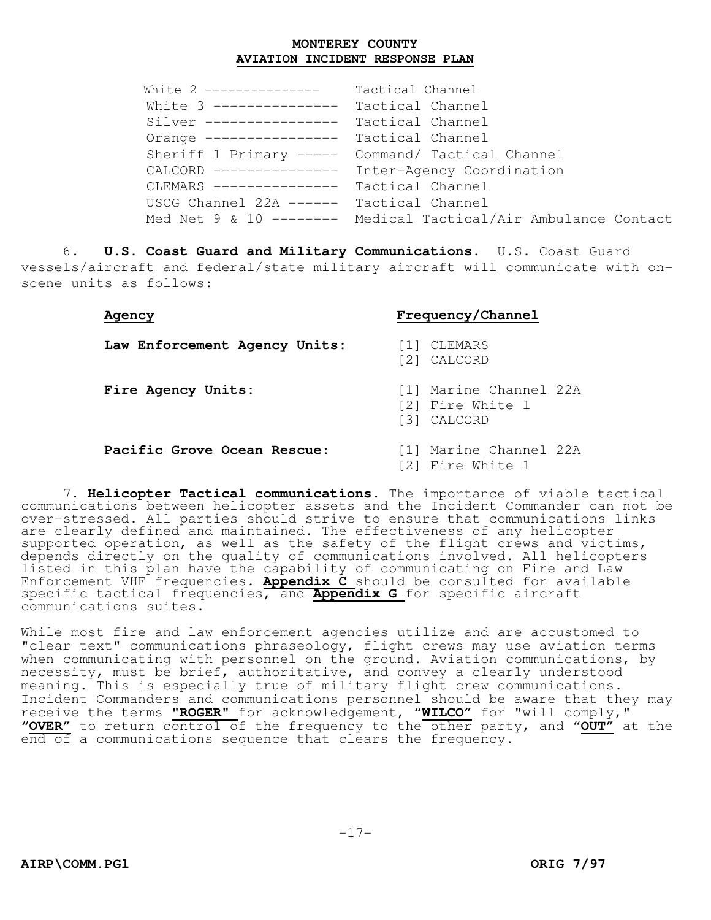| | |
|---|---|
| White 2 --------------- | Tactical Channel |
| White 3 --------------- | Tactical Channel |
| Silver ---------------- | Tactical Channel |
| Orange ---------------- | Tactical Channel |
| Sheriff 1 Primary ----- | Command/ Tactical Channel |
| CALCORD --------------- | Inter-Agency Coordination |
| CLEMARS --------------- | Tactical Channel |
| USCG Channel 22A ------ | Tactical Channel |
| Med Net 9 & 10 -------- | Medical Tactical/Air Ambulance Contact |

6. **U.S. Coast Guard and Military Communications.** U.S. Coast Guard vessels/aircraft and federal/state military aircraft will communicate with on-scene units as follows:

| **Agency** | **Frequency/Channel** |
|---|---|
| **Law Enforcement Agency Units:** | [1] CLEMARS<br>[2] CALCORD |
| **Fire Agency Units:** | [1] Marine Channel 22A<br>[2] Fire White 1<br>[3] CALCORD |
| **Pacific Grove Ocean Rescue:** | [1] Marine Channel 22A<br>[2] Fire White 1 |

7. **Helicopter Tactical communications.** The importance of viable tactical communications between helicopter assets and the Incident Commander can not be over-stressed. All parties should strive to ensure that communications links are clearly defined and maintained. The effectiveness of any helicopter supported operation, as well as the safety of the flight crews and victims, depends directly on the quality of communications involved. All helicopters listed in this plan have the capability of communicating on Fire and Law Enforcement VHF frequencies. **Appendix C** should be consulted for available specific tactical frequencies, and **Appendix G** for specific aircraft communications suites.

While most fire and law enforcement agencies utilize and are accustomed to "clear text" communications phraseology, flight crews may use aviation terms when communicating with personnel on the ground. Aviation communications, by necessity, must be brief, authoritative, and convey a clearly understood meaning. This is especially true of military flight crew communications. Incident Commanders and communications personnel should be aware that they may receive the terms **"ROGER"** for acknowledgement, **"WILCO"** for "will comply," **"OVER"** to return control of the frequency to the other party, and **"OUT"** at the end of a communications sequence that clears the frequency.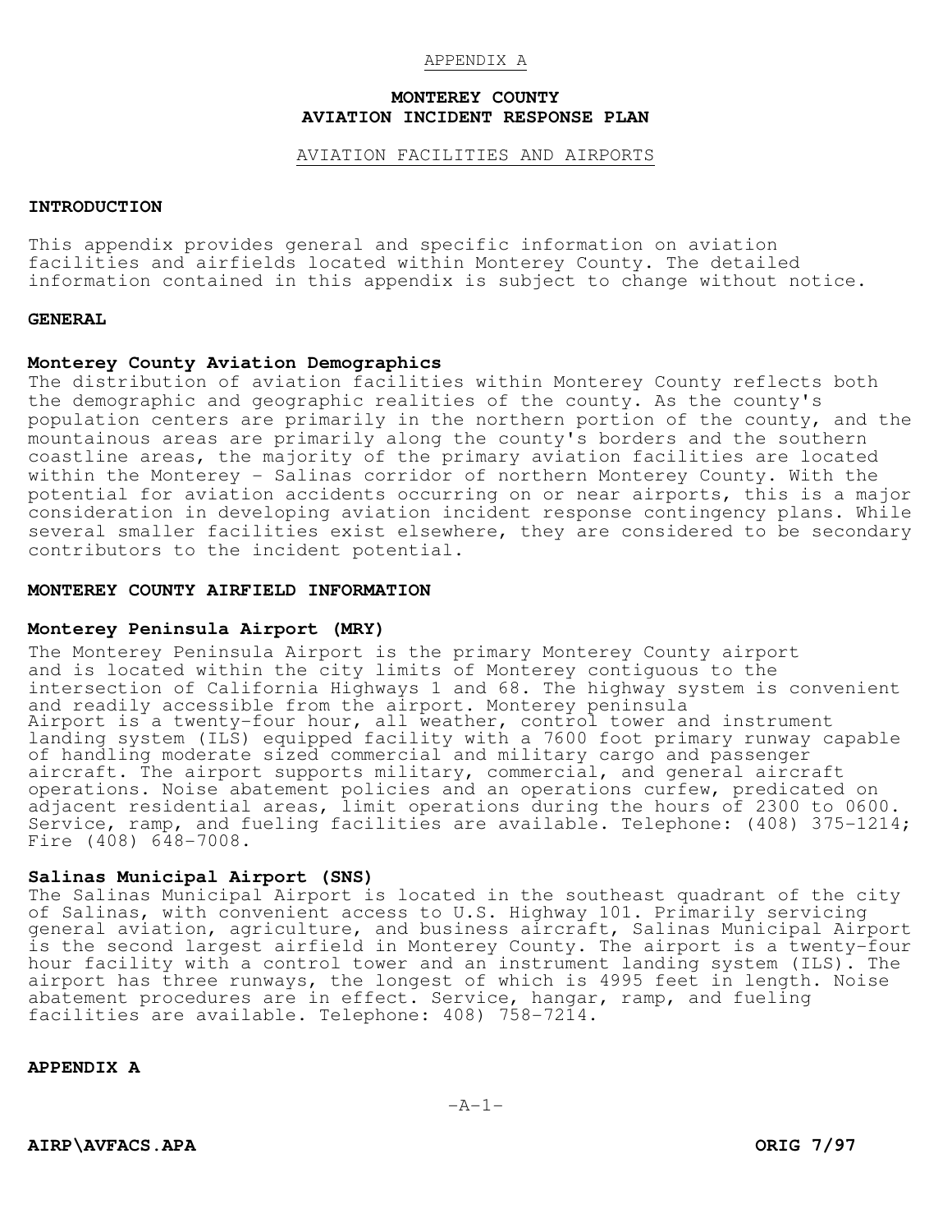APPENDIX A

# MONTEREY COUNTY
# AVIATION INCIDENT RESPONSE PLAN

## AVIATION FACILITIES AND AIRPORTS

**INTRODUCTION**

This appendix provides general and specific information on aviation facilities and airfields located within Monterey County. The detailed information contained in this appendix is subject to change without notice.

**GENERAL**

**Monterey County Aviation Demographics**
The distribution of aviation facilities within Monterey County reflects both the demographic and geographic realities of the county. As the county's population centers are primarily in the northern portion of the county, and the mountainous areas are primarily along the county's borders and the southern coastline areas, the majority of the primary aviation facilities are located within the Monterey - Salinas corridor of northern Monterey County. With the potential for aviation accidents occurring on or near airports, this is a major consideration in developing aviation incident response contingency plans. While several smaller facilities exist elsewhere, they are considered to be secondary contributors to the incident potential.

**MONTEREY COUNTY AIRFIELD INFORMATION**

**Monterey Peninsula Airport (MRY)**
The Monterey Peninsula Airport is the primary Monterey County airport and is located within the city limits of Monterey contiguous to the intersection of California Highways 1 and 68. The highway system is convenient and readily accessible from the airport. Monterey peninsula Airport is a twenty-four hour, all weather, control tower and instrument landing system (ILS) equipped facility with a 7600 foot primary runway capable of handling moderate sized commercial and military cargo and passenger aircraft. The airport supports military, commercial, and general aircraft operations. Noise abatement policies and an operations curfew, predicated on adjacent residential areas, limit operations during the hours of 2300 to 0600. Service, ramp, and fueling facilities are available. Telephone: (408) 375-1214; Fire (408) 648-7008.

**Salinas Municipal Airport (SNS)**
The Salinas Municipal Airport is located in the southeast quadrant of the city of Salinas, with convenient access to U.S. Highway 101. Primarily servicing general aviation, agriculture, and business aircraft, Salinas Municipal Airport is the second largest airfield in Monterey County. The airport is a twenty-four hour facility with a control tower and an instrument landing system (ILS). The airport has three runways, the longest of which is 4995 feet in length. Noise abatement procedures are in effect. Service, hangar, ramp, and fueling facilities are available. Telephone: 408) 758-7214.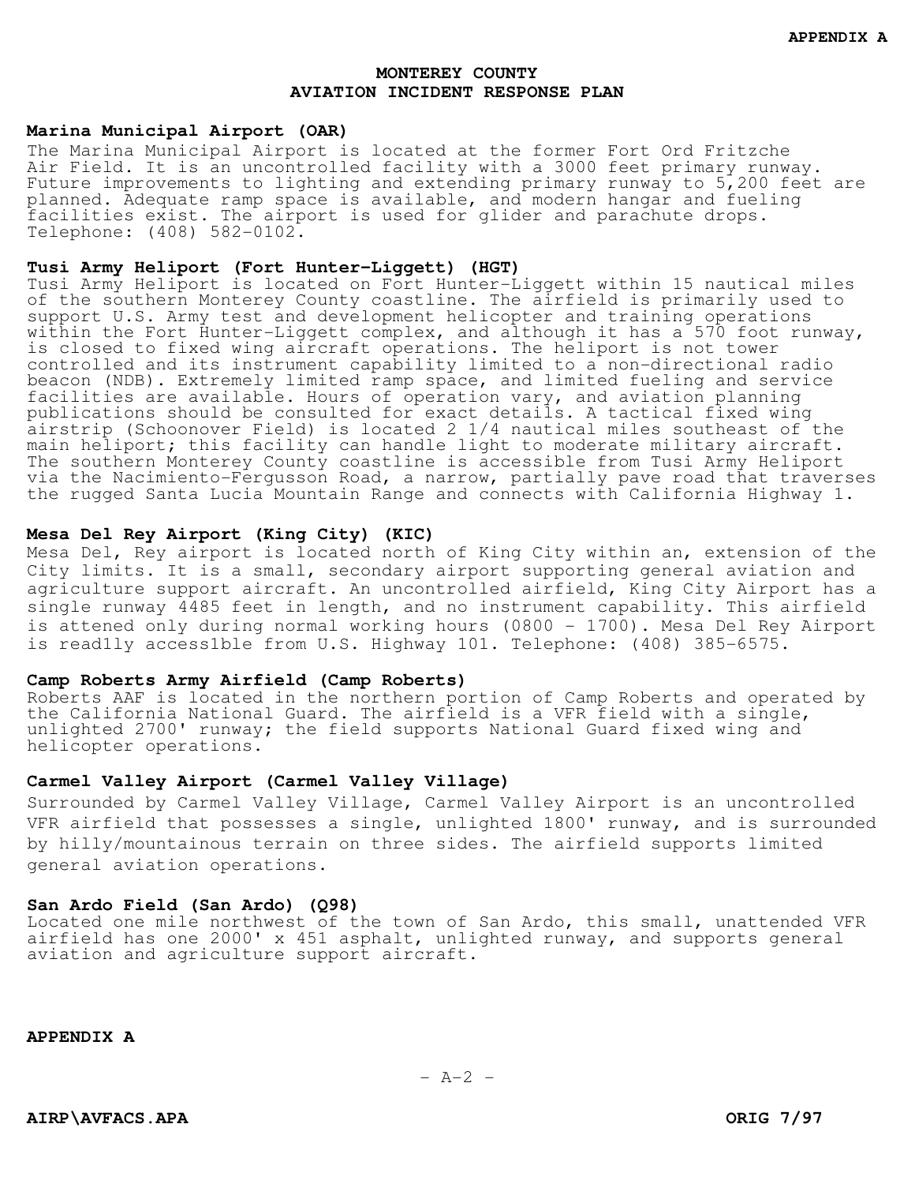# MONTEREY COUNTY AVIATION INCIDENT RESPONSE PLAN

**Marina Municipal Airport (OAR)**
The Marina Municipal Airport is located at the former Fort Ord Fritzche Air Field. It is an uncontrolled facility with a 3000 feet primary runway. Future improvements to lighting and extending primary runway to 5,200 feet are planned. Adequate ramp space is available, and modern hangar and fueling facilities exist. The airport is used for glider and parachute drops. Telephone: (408) 582-0102.

**Tusi Army Heliport (Fort Hunter-Liggett) (HGT)**
Tusi Army Heliport is located on Fort Hunter-Liggett within 15 nautical miles of the southern Monterey County coastline. The airfield is primarily used to support U.S. Army test and development helicopter and training operations within the Fort Hunter-Liggett complex, and although it has a 570 foot runway, is closed to fixed wing aircraft operations. The heliport is not tower controlled and its instrument capability limited to a non-directional radio beacon (NDB). Extremely limited ramp space, and limited fueling and service facilities are available. Hours of operation vary, and aviation planning publications should be consulted for exact details. A tactical fixed wing airstrip (Schoonover Field) is located 2 1/4 nautical miles southeast of the main heliport; this facility can handle light to moderate military aircraft. The southern Monterey County coastline is accessible from Tusi Army Heliport via the Nacimiento-Fergusson Road, a narrow, partially pave road that traverses the rugged Santa Lucia Mountain Range and connects with California Highway 1.

**Mesa Del Rey Airport (King City) (KIC)**
Mesa Del, Rey airport is located north of King City within an, extension of the City limits. It is a small, secondary airport supporting general aviation and agriculture support aircraft. An uncontrolled airfield, King City Airport has a single runway 4485 feet in length, and no instrument capability. This airfield is attened only during normal working hours (0800 - 1700). Mesa Del Rey Airport is read1ly access1ble from U.S. Highway 101. Telephone: (408) 385-6575.

**Camp Roberts Army Airfield (Camp Roberts)**
Roberts AAF is located in the northern portion of Camp Roberts and operated by the California National Guard. The airfield is a VFR field with a single, unlighted 2700' runway; the field supports National Guard fixed wing and helicopter operations.

**Carmel Valley Airport (Carmel Valley Village)**
Surrounded by Carmel Valley Village, Carmel Valley Airport is an uncontrolled VFR airfield that possesses a single, unlighted 1800' runway, and is surrounded by hilly/mountainous terrain on three sides. The airfield supports limited general aviation operations.

**San Ardo Field (San Ardo) (Q98)**
Located one mile northwest of the town of San Ardo, this small, unattended VFR airfield has one 2000' x 451 asphalt, unlighted runway, and supports general aviation and agriculture support aircraft.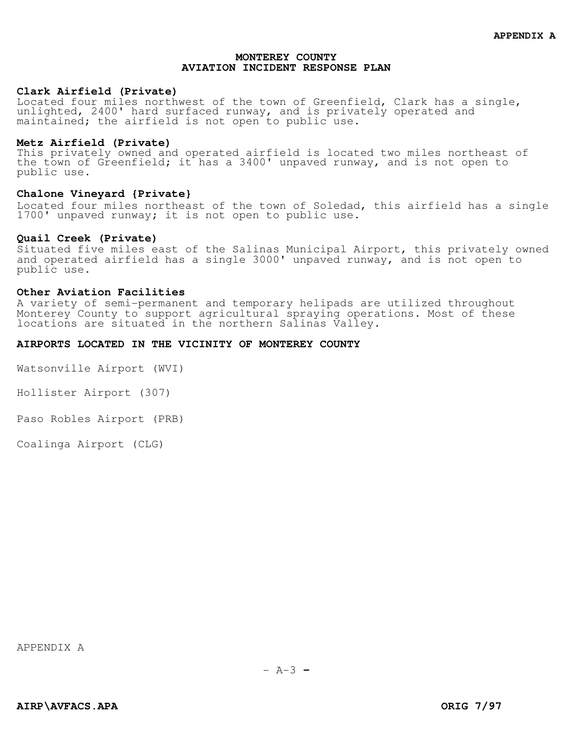## MONTEREY COUNTY
## AVIATION INCIDENT RESPONSE PLAN

**Clark Airfield (Private)**
Located four miles northwest of the town of Greenfield, Clark has a single, unlighted, 2400' hard surfaced runway, and is privately operated and maintained; the airfield is not open to public use.

**Metz Airfield (Private)**
This privately owned and operated airfield is located two miles northeast of the town of Greenfield; it has a 3400' unpaved runway, and is not open to public use.

**Chalone Vineyard {Private}**
Located four miles northeast of the town of Soledad, this airfield has a single 1700' unpaved runway; it is not open to public use.

**Quail Creek (Private)**
Situated five miles east of the Salinas Municipal Airport, this privately owned and operated airfield has a single 3000' unpaved runway, and is not open to public use.

**Other Aviation Facilities**
A variety of semi-permanent and temporary helipads are utilized throughout Monterey County to support agricultural spraying operations. Most of these locations are situated in the northern Salinas Valley.

**AIRPORTS LOCATED IN THE VICINITY OF MONTEREY COUNTY**

Watsonville Airport (WVI)

Hollister Airport (307)

Paso Robles Airport (PRB)

Coalinga Airport (CLG)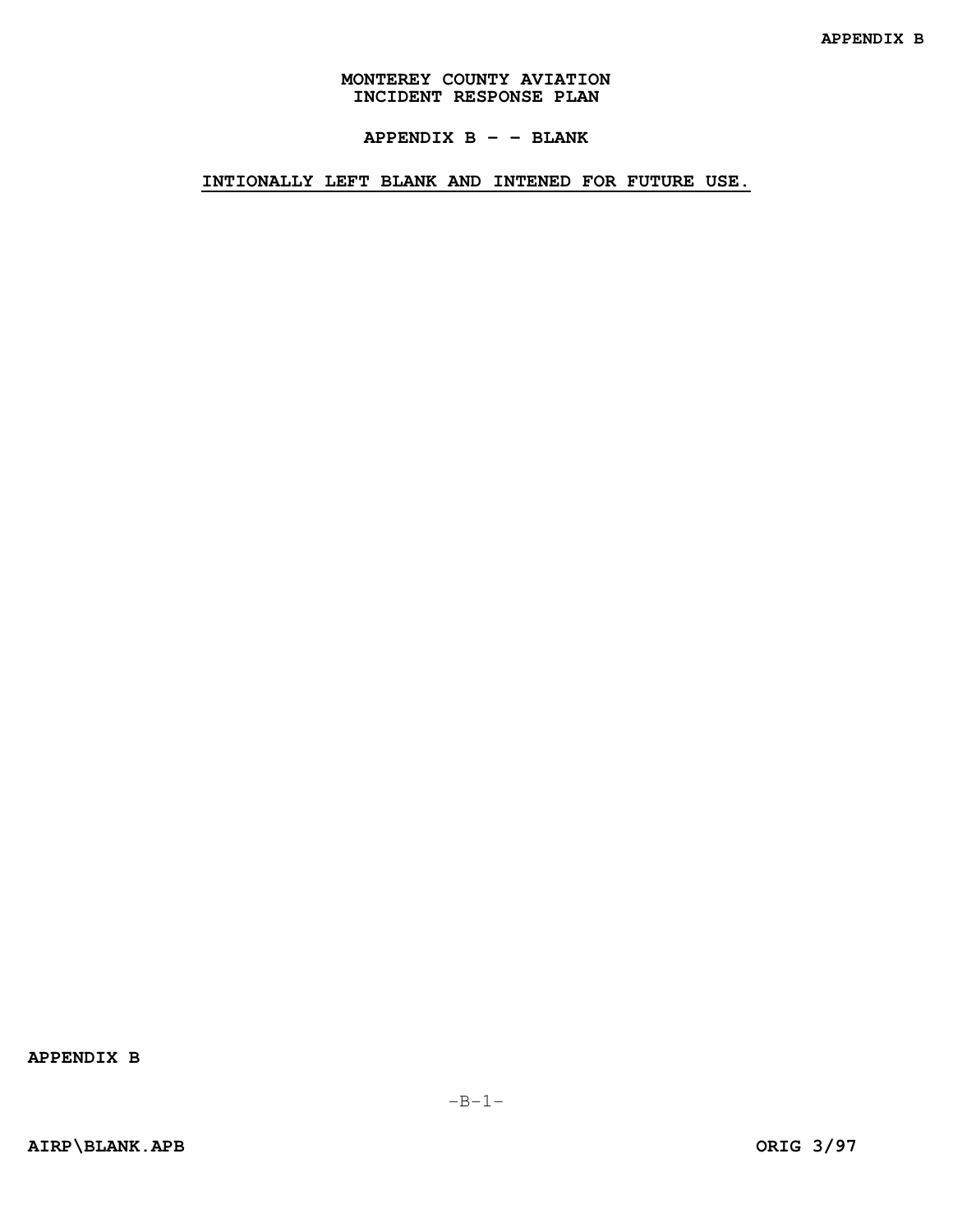# MONTEREY COUNTY AVIATION INCIDENT RESPONSE PLAN

## APPENDIX B – – BLANK

**INTIONALLY LEFT BLANK AND INTENED FOR FUTURE USE.**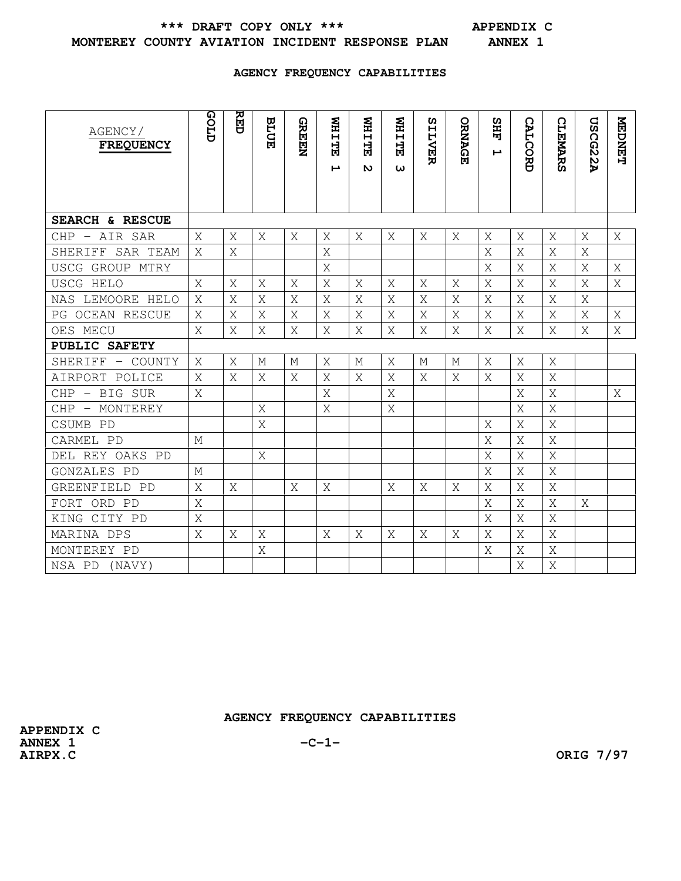**\*\*\* DRAFT COPY ONLY \*\*\***

**MONTEREY COUNTY AVIATION INCIDENT RESPONSE PLAN**

**APPENDIX C**
**ANNEX 1**

## AGENCY FREQUENCY CAPABILITIES

| AGENCY/ **FREQUENCY** | GOLD | RED | BLUE | GREEN | WHITE 1 | WHITE 2 | WHITE 3 | SILVER | ORNAGE | SHF 1 | CALCORD | CLEMARS | USCG22A | MEDNET |
|---|---|---|---|---|---|---|---|---|---|---|---|---|---|---|
| **SEARCH & RESCUE** | | | | | | | | | | | | | | |
| CHP – AIR SAR | X | X | X | X | X | X | X | X | X | X | X | X | X | X |
| SHERIFF SAR TEAM | X | X | | | X | | | | | X | X | X | X | |
| USCG GROUP MTRY | | | | | X | | | | | X | X | X | X | X |
| USCG HELO | X | X | X | X | X | X | X | X | X | X | X | X | X | X |
| NAS LEMOORE HELO | X | X | X | X | X | X | X | X | X | X | X | X | X | |
| PG OCEAN RESCUE | X | X | X | X | X | X | X | X | X | X | X | X | X | X |
| OES MECU | X | X | X | X | X | X | X | X | X | X | X | X | X | X |
| **PUBLIC SAFETY** | | | | | | | | | | | | | | |
| SHERIFF – COUNTY | X | X | M | M | X | M | X | M | M | X | X | X | | |
| AIRPORT POLICE | X | X | X | X | X | X | X | X | X | X | X | X | | |
| CHP – BIG SUR | X | | | | X | | X | | | | X | X | | X |
| CHP – MONTEREY | | | X | | X | | X | | | | X | X | | |
| CSUMB PD | | | X | | | | | | | X | X | X | | |
| CARMEL PD | M | | | | | | | | | X | X | X | | |
| DEL REY OAKS PD | | | X | | | | | | | X | X | X | | |
| GONZALES PD | M | | | | | | | | | X | X | X | | |
| GREENFIELD PD | X | X | | X | X | | X | X | X | X | X | X | | |
| FORT ORD PD | X | | | | | | | | | X | X | X | X | |
| KING CITY PD | X | | | | | | | | | X | X | X | | |
| MARINA DPS | X | X | X | | X | X | X | X | X | X | X | X | | |
| MONTEREY PD | | | X | | | | | | | X | X | X | | |
| NSA PD (NAVY) | | | | | | | | | | | X | X | | |

**AGENCY FREQUENCY CAPABILITIES**

**APPENDIX C**
**ANNEX 1**
**AIRPX.C**

-C-1-

**ORIG 7/97**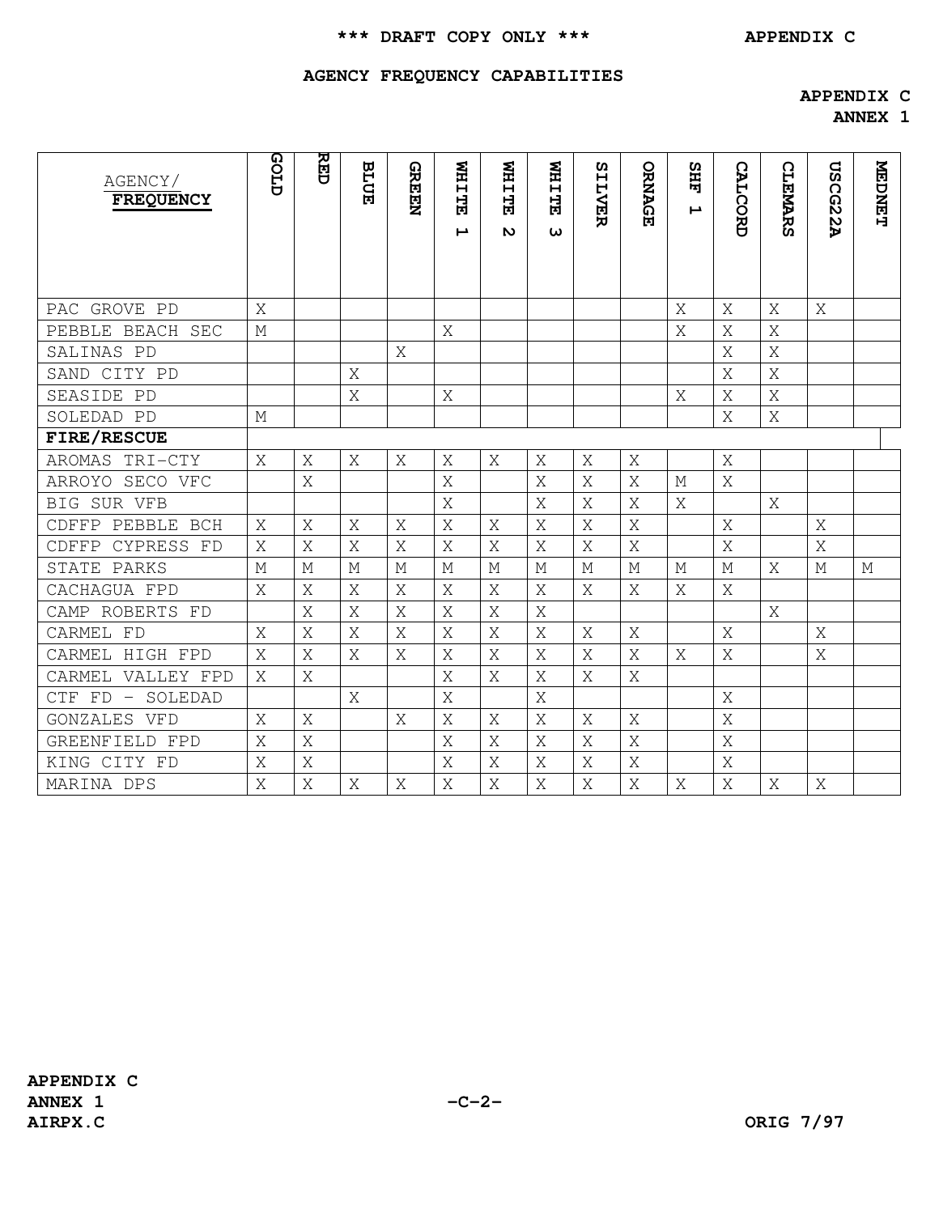\*\*\* DRAFT COPY ONLY \*\*\* APPENDIX C

## AGENCY FREQUENCY CAPABILITIES

**APPENDIX C**
**ANNEX 1**

| AGENCY/ **FREQUENCY** | GOLD | RED | BLUE | GREEN | WHITE 1 | WHITE 2 | WHITE 3 | SILVER | ORNAGE | SHF 1 | CALCORD | CLEMARS | USCG22A | MEDNET |
|---|---|---|---|---|---|---|---|---|---|---|---|---|---|---|
| PAC GROVE PD | X | | | | | | | | | X | X | X | X | |
| PEBBLE BEACH SEC | M | | | | X | | | | | X | X | X | | |
| SALINAS PD | | | | X | | | | | | | X | X | | |
| SAND CITY PD | | | X | | | | | | | | X | X | | |
| SEASIDE PD | | | X | | X | | | | | X | X | X | | |
| SOLEDAD PD | M | | | | | | | | | | X | X | | |
| **FIRE/RESCUE** | | | | | | | | | | | | | | |
| AROMAS TRI-CTY | X | X | X | X | X | X | X | X | X | | X | | | |
| ARROYO SECO VFC | | X | | | X | | X | X | X | M | X | | | |
| BIG SUR VFB | | | | | X | | X | X | X | X | | X | | |
| CDFFP PEBBLE BCH | X | X | X | X | X | X | X | X | X | | X | | X | |
| CDFFP CYPRESS FD | X | X | X | X | X | X | X | X | X | | X | | X | |
| STATE PARKS | M | M | M | M | M | M | M | M | M | M | M | X | M | M |
| CACHAGUA FPD | X | X | X | X | X | X | X | X | X | X | X | | | |
| CAMP ROBERTS FD | | X | X | X | X | X | X | | | | | X | | |
| CARMEL FD | X | X | X | X | X | X | X | X | X | | X | | X | |
| CARMEL HIGH FPD | X | X | X | X | X | X | X | X | X | X | X | | X | |
| CARMEL VALLEY FPD | X | X | | | X | X | X | X | X | | | | | |
| CTF FD - SOLEDAD | | | X | | X | | X | | | | X | | | |
| GONZALES VFD | X | X | | X | X | X | X | X | X | | X | | | |
| GREENFIELD FPD | X | X | | | X | X | X | X | X | | X | | | |
| KING CITY FD | X | X | | | X | X | X | X | X | | X | | | |
| MARINA DPS | X | X | X | X | X | X | X | X | X | X | X | X | X | |

APPENDIX C
ANNEX 1
AIRPX.C

ORIG 7/97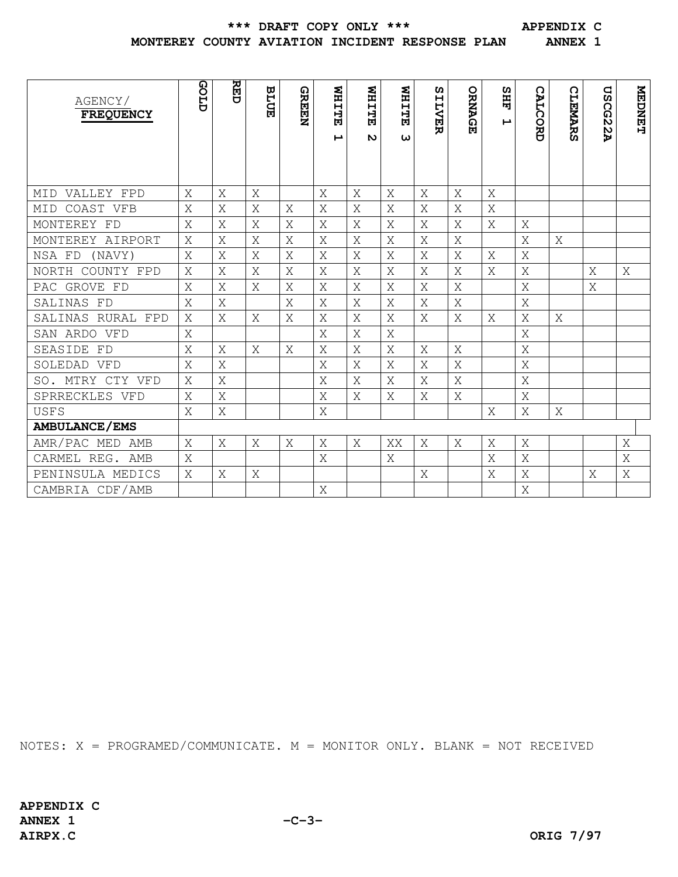| AGENCY/ **FREQUENCY** | GOLD | RED | BLUE | GREEN | WHITE 1 | WHITE 2 | WHITE 3 | SILVER | ORNAGE | SHF 1 | CALCORD | CLEMARS | USCG22A | MEDNET |
|---|---|---|---|---|---|---|---|---|---|---|---|---|---|---|
| MID VALLEY FPD | X | X | X | | X | X | X | X | X | X | | | | |
| MID COAST VFB | X | X | X | X | X | X | X | X | X | X | | | | |
| MONTEREY FD | X | X | X | X | X | X | X | X | X | X | X | | | |
| MONTEREY AIRPORT | X | X | X | X | X | X | X | X | X | | X | X | | |
| NSA FD (NAVY) | X | X | X | X | X | X | X | X | X | X | X | | | |
| NORTH COUNTY FPD | X | X | X | X | X | X | X | X | X | X | X | | X | X |
| PAC GROVE FD | X | X | X | X | X | X | X | X | X | | X | | X | |
| SALINAS FD | X | X | | X | X | X | X | X | X | | X | | | |
| SALINAS RURAL FPD | X | X | X | X | X | X | X | X | X | X | X | X | | |
| SAN ARDO VFD | X | | | | X | X | X | | | | X | | | |
| SEASIDE FD | X | X | X | X | X | X | X | X | X | | X | | | |
| SOLEDAD VFD | X | X | | | X | X | X | X | X | | X | | | |
| SO. MTRY CTY VFD | X | X | | | X | X | X | X | X | | X | | | |
| SPRRECKLES VFD | X | X | | | X | X | X | X | X | | X | | | |
| USFS | X | X | | | X | | | | | X | X | X | | |
| **AMBULANCE/EMS** | | | | | | | | | | | | | | |
| AMR/PAC MED AMB | X | X | X | X | X | X | XX | X | X | X | X | | | X |
| CARMEL REG. AMB | X | | | | X | | X | | | X | X | | | X |
| PENINSULA MEDICS | X | X | X | | | | | X | | X | X | | X | X |
| CAMBRIA CDF/AMB | | | | | X | | | | | | X | | | |

NOTES: X = PROGRAMED/COMMUNICATE. M = MONITOR ONLY. BLANK = NOT RECEIVED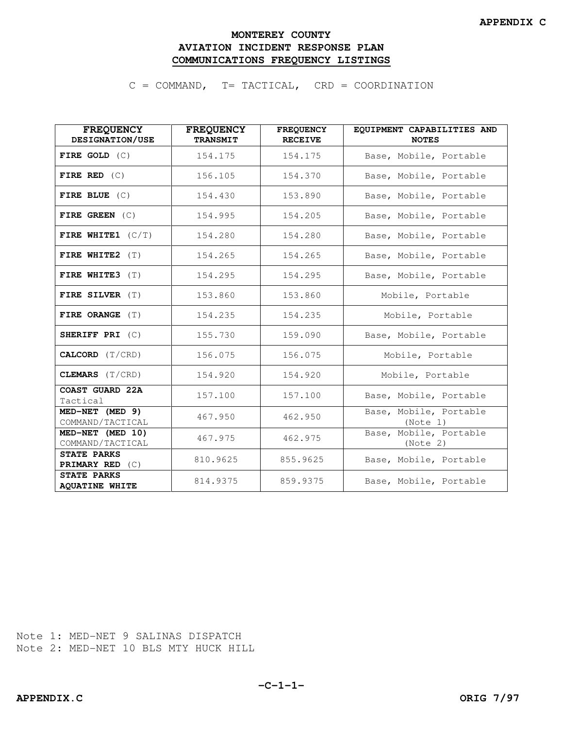# MONTEREY COUNTY
# AVIATION INCIDENT RESPONSE PLAN
## COMMUNICATIONS FREQUENCY LISTINGS

C = COMMAND, T= TACTICAL, CRD = COORDINATION

| FREQUENCY DESIGNATION/USE | FREQUENCY TRANSMIT | FREQUENCY RECEIVE | EQUIPMENT CAPABILITIES AND NOTES |
|---|---|---|---|
| **FIRE GOLD** (C) | 154.175 | 154.175 | Base, Mobile, Portable |
| **FIRE RED** (C) | 156.105 | 154.370 | Base, Mobile, Portable |
| **FIRE BLUE** (C) | 154.430 | 153.890 | Base, Mobile, Portable |
| **FIRE GREEN** (C) | 154.995 | 154.205 | Base, Mobile, Portable |
| **FIRE WHITE1** (C/T) | 154.280 | 154.280 | Base, Mobile, Portable |
| **FIRE WHITE2** (T) | 154.265 | 154.265 | Base, Mobile, Portable |
| **FIRE WHITE3** (T) | 154.295 | 154.295 | Base, Mobile, Portable |
| **FIRE SILVER** (T) | 153.860 | 153.860 | Mobile, Portable |
| **FIRE ORANGE** (T) | 154.235 | 154.235 | Mobile, Portable |
| **SHERIFF PRI** (C) | 155.730 | 159.090 | Base, Mobile, Portable |
| **CALCORD** (T/CRD) | 156.075 | 156.075 | Mobile, Portable |
| **CLEMARS** (T/CRD) | 154.920 | 154.920 | Mobile, Portable |
| **COAST GUARD 22A** Tactical | 157.100 | 157.100 | Base, Mobile, Portable |
| **MED-NET (MED 9)** COMMAND/TACTICAL | 467.950 | 462.950 | Base, Mobile, Portable (Note 1) |
| **MED-NET (MED 10)** COMMAND/TACTICAL | 467.975 | 462.975 | Base, Mobile, Portable (Note 2) |
| **STATE PARKS PRIMARY RED** (C) | 810.9625 | 855.9625 | Base, Mobile, Portable |
| **STATE PARKS AQUATINE WHITE** | 814.9375 | 859.9375 | Base, Mobile, Portable |

Note 1: MED-NET 9 SALINAS DISPATCH
Note 2: MED-NET 10 BLS MTY HUCK HILL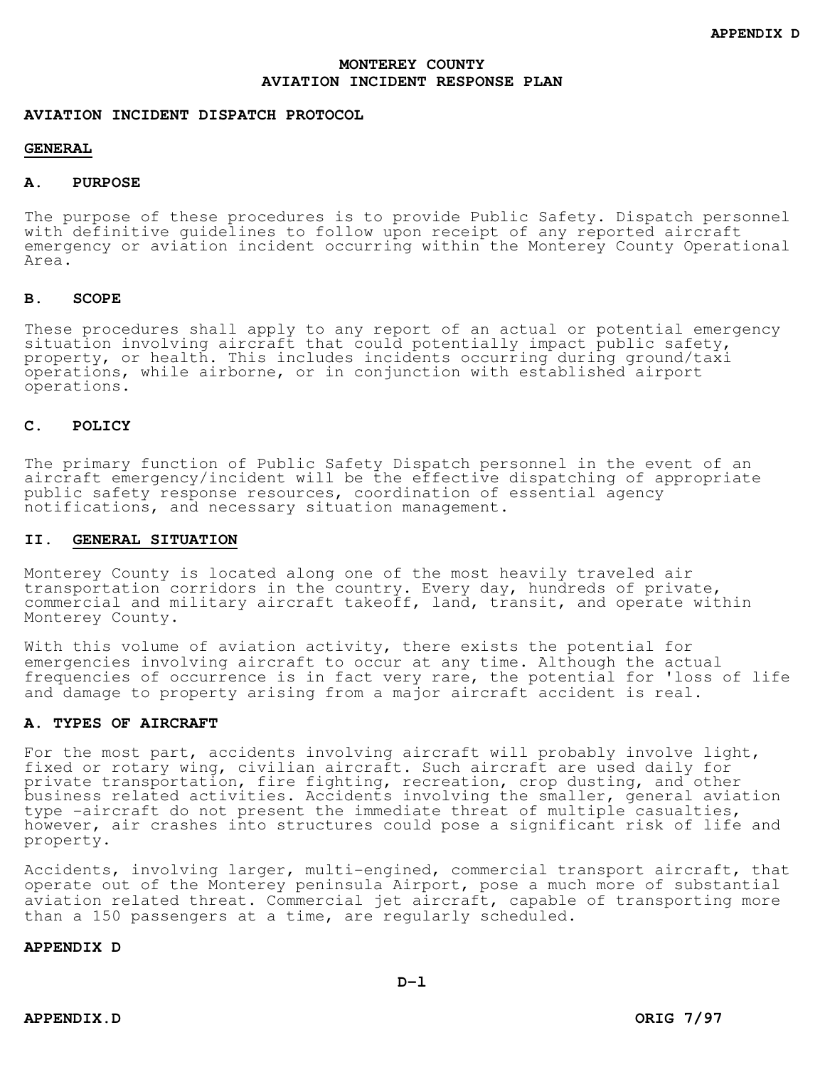# MONTEREY COUNTY AVIATION INCIDENT RESPONSE PLAN

## AVIATION INCIDENT DISPATCH PROTOCOL

### GENERAL

### A. PURPOSE

The purpose of these procedures is to provide Public Safety. Dispatch personnel with definitive guidelines to follow upon receipt of any reported aircraft emergency or aviation incident occurring within the Monterey County Operational Area.

### B. SCOPE

These procedures shall apply to any report of an actual or potential emergency situation involving aircraft that could potentially impact public safety, property, or health. This includes incidents occurring during ground/taxi operations, while airborne, or in conjunction with established airport operations.

### C. POLICY

The primary function of Public Safety Dispatch personnel in the event of an aircraft emergency/incident will be the effective dispatching of appropriate public safety response resources, coordination of essential agency notifications, and necessary situation management.

## II. GENERAL SITUATION

Monterey County is located along one of the most heavily traveled air transportation corridors in the country. Every day, hundreds of private, commercial and military aircraft takeoff, land, transit, and operate within Monterey County.

With this volume of aviation activity, there exists the potential for emergencies involving aircraft to occur at any time. Although the actual frequencies of occurrence is in fact very rare, the potential for 'loss of life and damage to property arising from a major aircraft accident is real.

### A. TYPES OF AIRCRAFT

For the most part, accidents involving aircraft will probably involve light, fixed or rotary wing, civilian aircraft. Such aircraft are used daily for private transportation, fire fighting, recreation, crop dusting, and other business related activities. Accidents involving the smaller, general aviation type -aircraft do not present the immediate threat of multiple casualties, however, air crashes into structures could pose a significant risk of life and property.

Accidents, involving larger, multi-engined, commercial transport aircraft, that operate out of the Monterey peninsula Airport, pose a much more of substantial aviation related threat. Commercial jet aircraft, capable of transporting more than a 150 passengers at a time, are regularly scheduled.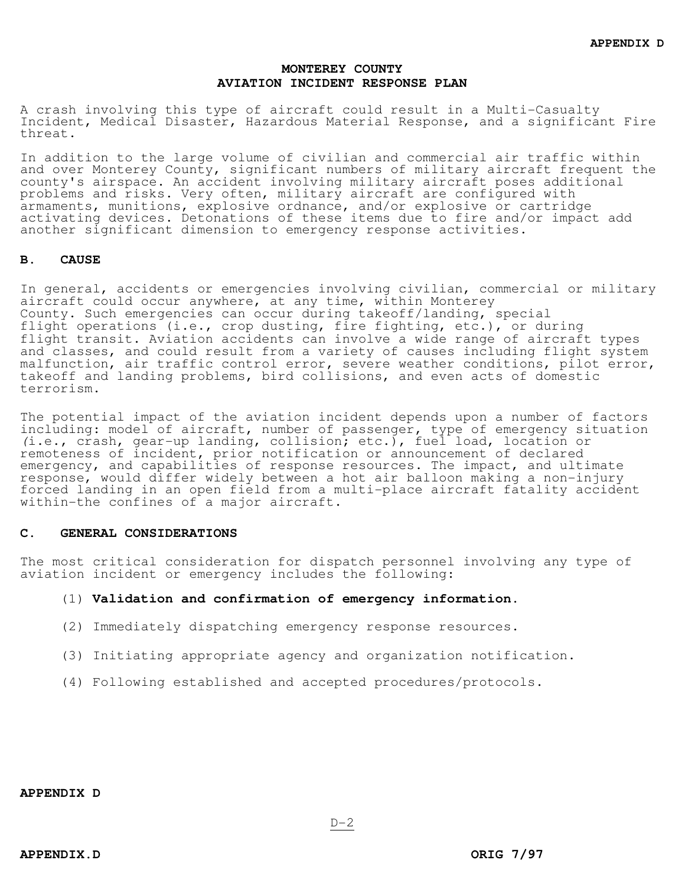# MONTEREY COUNTY AVIATION INCIDENT RESPONSE PLAN

A crash involving this type of aircraft could result in a Multi-Casualty Incident, Medical Disaster, Hazardous Material Response, and a significant Fire threat.

In addition to the large volume of civilian and commercial air traffic within and over Monterey County, significant numbers of military aircraft frequent the county's airspace. An accident involving military aircraft poses additional problems and risks. Very often, military aircraft are configured with armaments, munitions, explosive ordnance, and/or explosive or cartridge activating devices. Detonations of these items due to fire and/or impact add another significant dimension to emergency response activities.

## B. CAUSE

In general, accidents or emergencies involving civilian, commercial or military aircraft could occur anywhere, at any time, within Monterey County. Such emergencies can occur during takeoff/landing, special flight operations (i.e., crop dusting, fire fighting, etc.), or during flight transit. Aviation accidents can involve a wide range of aircraft types and classes, and could result from a variety of causes including flight system malfunction, air traffic control error, severe weather conditions, pilot error, takeoff and landing problems, bird collisions, and even acts of domestic terrorism.

The potential impact of the aviation incident depends upon a number of factors including: model of aircraft, number of passenger, type of emergency situation (i.e., crash, gear-up landing, collision; etc.), fuel load, location or remoteness of incident, prior notification or announcement of declared emergency, and capabilities of response resources. The impact, and ultimate response, would differ widely between a hot air balloon making a non-injury forced landing in an open field from a multi-place aircraft fatality accident within-the confines of a major aircraft.

## C. GENERAL CONSIDERATIONS

The most critical consideration for dispatch personnel involving any type of aviation incident or emergency includes the following:

(1) **Validation and confirmation of emergency information.**

(2) Immediately dispatching emergency response resources.

(3) Initiating appropriate agency and organization notification.

(4) Following established and accepted procedures/protocols.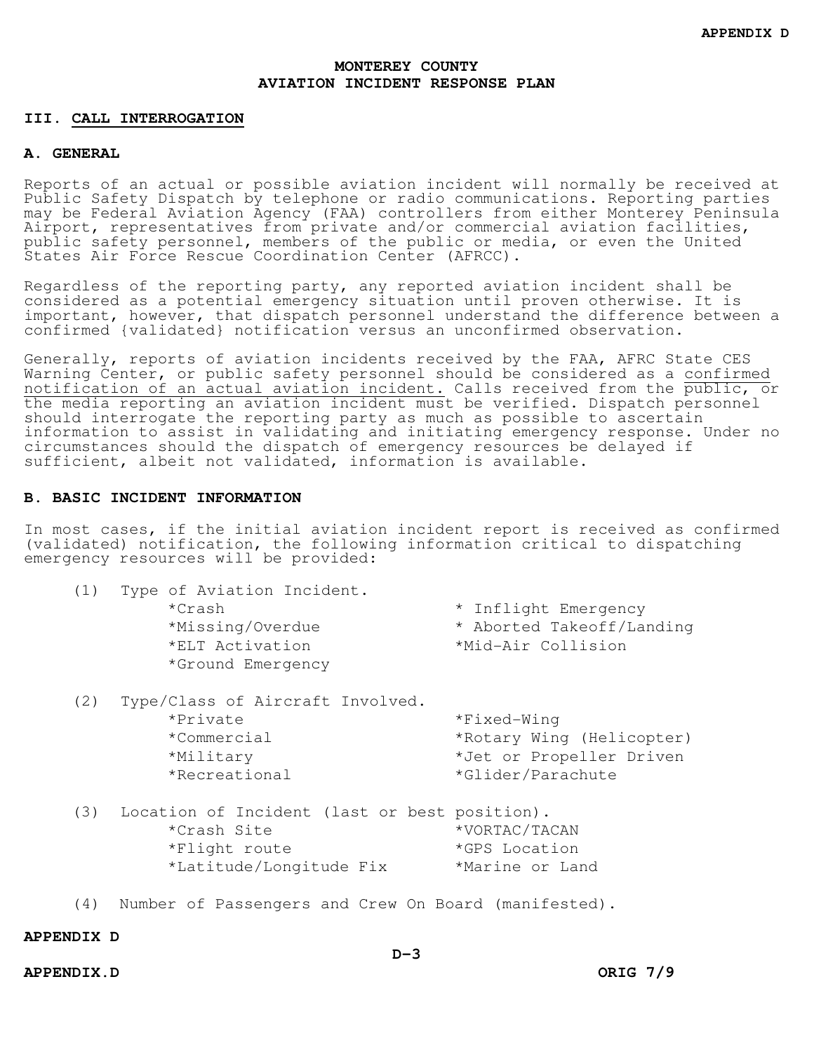# MONTEREY COUNTY
# AVIATION INCIDENT RESPONSE PLAN

## III. CALL INTERROGATION

### A. GENERAL

Reports of an actual or possible aviation incident will normally be received at Public Safety Dispatch by telephone or radio communications. Reporting parties may be Federal Aviation Agency (FAA) controllers from either Monterey Peninsula Airport, representatives from private and/or commercial aviation facilities, public safety personnel, members of the public or media, or even the United States Air Force Rescue Coordination Center (AFRCC).

Regardless of the reporting party, any reported aviation incident shall be considered as a potential emergency situation until proven otherwise. It is important, however, that dispatch personnel understand the difference between a confirmed {validated} notification versus an unconfirmed observation.

Generally, reports of aviation incidents received by the FAA, AFRC State CES Warning Center, or public safety personnel should be considered as a confirmed notification of an actual aviation incident. Calls received from the public, or the media reporting an aviation incident must be verified. Dispatch personnel should interrogate the reporting party as much as possible to ascertain information to assist in validating and initiating emergency response. Under no circumstances should the dispatch of emergency resources be delayed if sufficient, albeit not validated, information is available.

### B. BASIC INCIDENT INFORMATION

In most cases, if the initial aviation incident report is received as confirmed (validated) notification, the following information critical to dispatching emergency resources will be provided:

(1) Type of Aviation Incident.

- Crash
- Missing/Overdue
- ELT Activation
- Ground Emergency
- Inflight Emergency
- Aborted Takeoff/Landing
- Mid-Air Collision

(2) Type/Class of Aircraft Involved.

- Private
- Commercial
- Military
- Recreational
- Fixed-Wing
- Rotary Wing (Helicopter)
- Jet or Propeller Driven
- Glider/Parachute

(3) Location of Incident (last or best position).

- Crash Site
- Flight route
- Latitude/Longitude Fix
- VORTAC/TACAN
- GPS Location
- Marine or Land

(4) Number of Passengers and Crew On Board (manifested).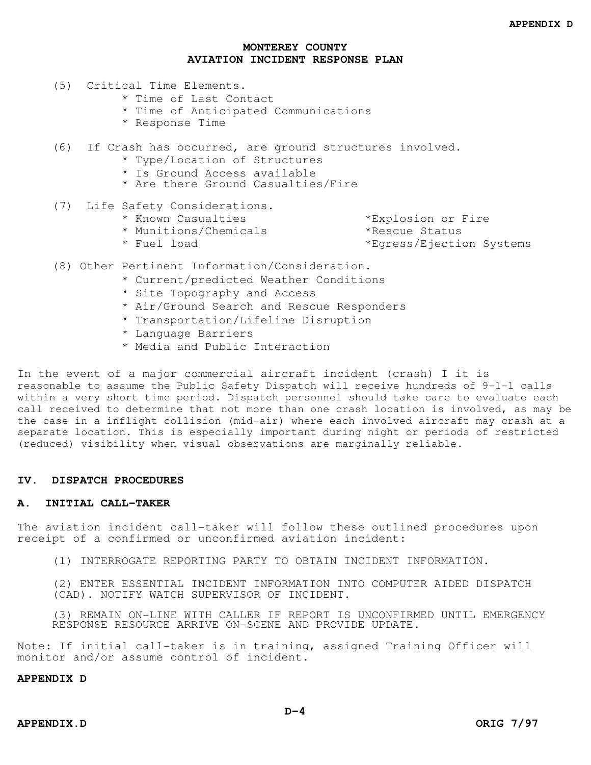# MONTEREY COUNTY
# AVIATION INCIDENT RESPONSE PLAN

(5) Critical Time Elements.
- Time of Last Contact
- Time of Anticipated Communications
- Response Time

(6) If Crash has occurred, are ground structures involved.
- Type/Location of Structures
- Is Ground Access available
- Are there Ground Casualties/Fire

(7) Life Safety Considerations.
- Known Casualties
- Munitions/Chemicals
- Fuel load
- Explosion or Fire
- Rescue Status
- Egress/Ejection Systems

(8) Other Pertinent Information/Consideration.
- Current/predicted Weather Conditions
- Site Topography and Access
- Air/Ground Search and Rescue Responders
- Transportation/Lifeline Disruption
- Language Barriers
- Media and Public Interaction

In the event of a major commercial aircraft incident (crash) I it is reasonable to assume the Public Safety Dispatch will receive hundreds of 9-1-1 calls within a very short time period. Dispatch personnel should take care to evaluate each call received to determine that not more than one crash location is involved, as may be the case in a inflight collision (mid-air) where each involved aircraft may crash at a separate location. This is especially important during night or periods of restricted (reduced) visibility when visual observations are marginally reliable.

## IV. DISPATCH PROCEDURES

### A. INITIAL CALL-TAKER

The aviation incident call-taker will follow these outlined procedures upon receipt of a confirmed or unconfirmed aviation incident:

(1) INTERROGATE REPORTING PARTY TO OBTAIN INCIDENT INFORMATION.

(2) ENTER ESSENTIAL INCIDENT INFORMATION INTO COMPUTER AIDED DISPATCH (CAD). NOTIFY WATCH SUPERVISOR OF INCIDENT.

(3) REMAIN ON-LINE WITH CALLER IF REPORT IS UNCONFIRMED UNTIL EMERGENCY RESPONSE RESOURCE ARRIVE ON-SCENE AND PROVIDE UPDATE.

Note: If initial call-taker is in training, assigned Training Officer will monitor and/or assume control of incident.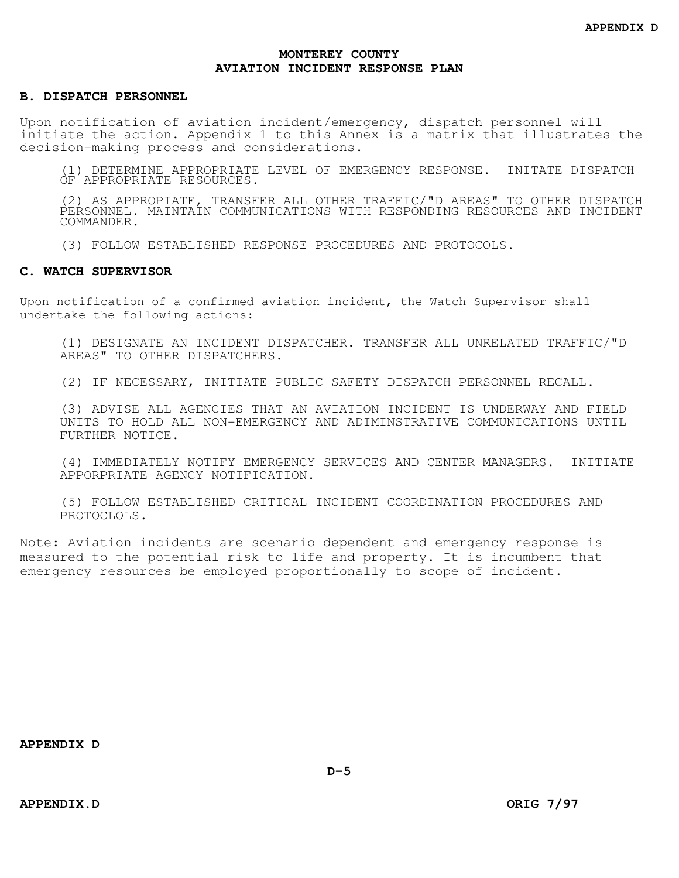# MONTEREY COUNTY
# AVIATION INCIDENT RESPONSE PLAN

## B. DISPATCH PERSONNEL

Upon notification of aviation incident/emergency, dispatch personnel will initiate the action. Appendix 1 to this Annex is a matrix that illustrates the decision-making process and considerations.

(1) DETERMINE APPROPRIATE LEVEL OF EMERGENCY RESPONSE. INITATE DISPATCH OF APPROPRIATE RESOURCES.

(2) AS APPROPIATE, TRANSFER ALL OTHER TRAFFIC/"D AREAS" TO OTHER DISPATCH PERSONNEL. MAINTAIN COMMUNICATIONS WITH RESPONDING RESOURCES AND INCIDENT COMMANDER.

(3) FOLLOW ESTABLISHED RESPONSE PROCEDURES AND PROTOCOLS.

## C. WATCH SUPERVISOR

Upon notification of a confirmed aviation incident, the Watch Supervisor shall undertake the following actions:

(1) DESIGNATE AN INCIDENT DISPATCHER. TRANSFER ALL UNRELATED TRAFFIC/"D AREAS" TO OTHER DISPATCHERS.

(2) IF NECESSARY, INITIATE PUBLIC SAFETY DISPATCH PERSONNEL RECALL.

(3) ADVISE ALL AGENCIES THAT AN AVIATION INCIDENT IS UNDERWAY AND FIELD UNITS TO HOLD ALL NON-EMERGENCY AND ADIMINSTRATIVE COMMUNICATIONS UNTIL FURTHER NOTICE.

(4) IMMEDIATELY NOTIFY EMERGENCY SERVICES AND CENTER MANAGERS. INITIATE APPORPRIATE AGENCY NOTIFICATION.

(5) FOLLOW ESTABLISHED CRITICAL INCIDENT COORDINATION PROCEDURES AND PROTOCLOLS.

Note: Aviation incidents are scenario dependent and emergency response is measured to the potential risk to life and property. It is incumbent that emergency resources be employed proportionally to scope of incident.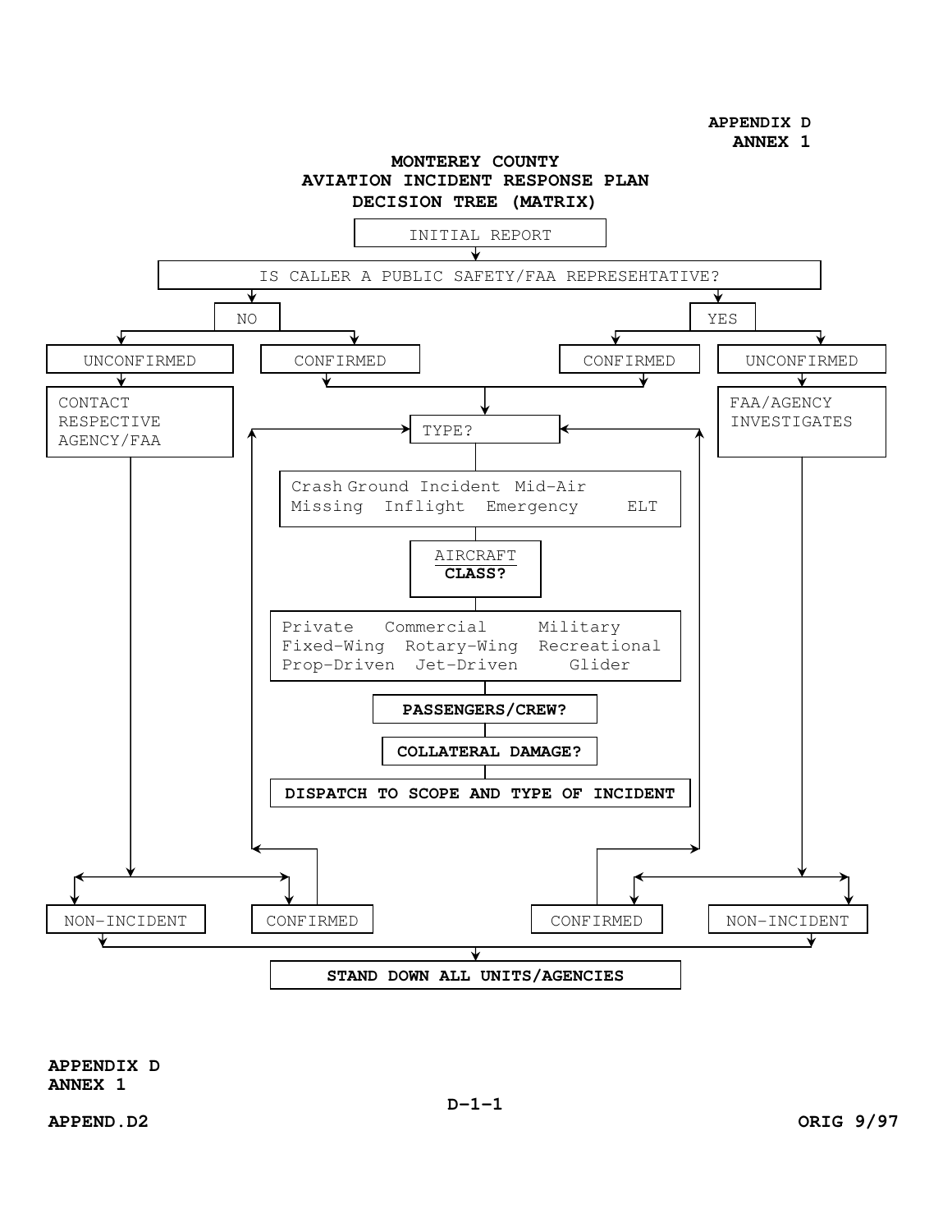APPENDIX D
ANNEX 1

# MONTEREY COUNTY
# AVIATION INCIDENT RESPONSE PLAN
# DECISION TREE (MATRIX)

INITIAL REPORT

IS CALLER A PUBLIC SAFETY/FAA REPRESEHTATIVE?

- **NO**
  - UNCONFIRMED → CONTACT RESPECTIVE AGENCY/FAA → NON-INCIDENT or CONFIRMED
  - CONFIRMED → TYPE?
- **YES**
  - CONFIRMED → TYPE?
  - UNCONFIRMED → FAA/AGENCY INVESTIGATES → CONFIRMED or NON-INCIDENT

TYPE?

Crash Ground Incident Mid-Air
Missing Inflight Emergency ELT

AIRCRAFT
**CLASS?**

Private Commercial Military
Fixed-Wing Rotary-Wing Recreational
Prop-Driven Jet-Driven Glider

**PASSENGERS/CREW?**

**COLLATERAL DAMAGE?**

**DISPATCH TO SCOPE AND TYPE OF INCIDENT**

CONFIRMED → TYPE?

NON-INCIDENT → **STAND DOWN ALL UNITS/AGENCIES**

APPENDIX D
ANNEX 1

APPEND.D2

ORIG 9/97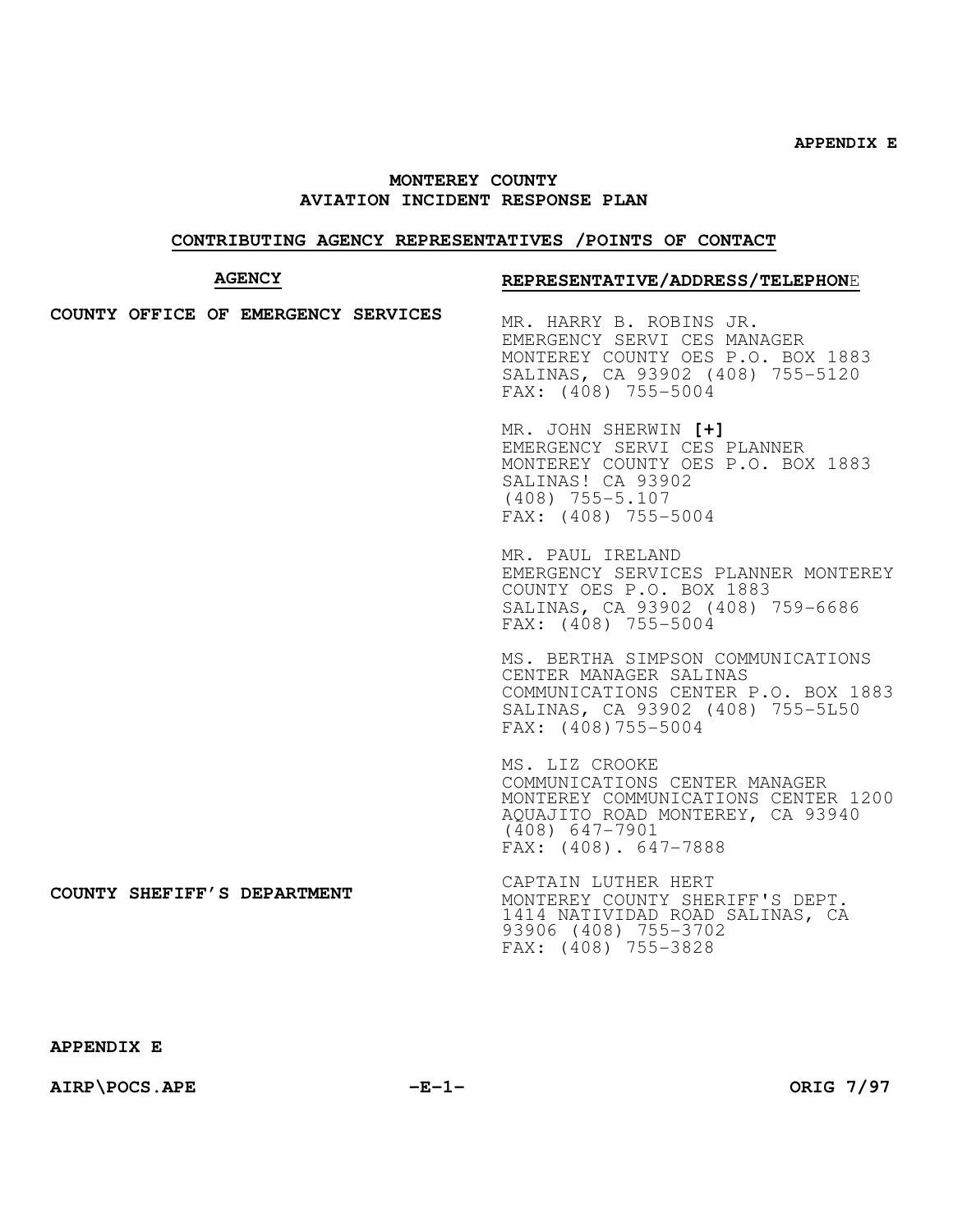**APPENDIX E**

## MONTEREY COUNTY
## AVIATION INCIDENT RESPONSE PLAN

### CONTRIBUTING AGENCY REPRESENTATIVES /POINTS OF CONTACT

| AGENCY | REPRESENTATIVE/ADDRESS/TELEPHONE |
|---|---|
| **COUNTY OFFICE OF EMERGENCY SERVICES** | MR. HARRY B. ROBINS JR.<br>EMERGENCY SERVI CES MANAGER<br>MONTEREY COUNTY OES P.O. BOX 1883<br>SALINAS, CA 93902 (408) 755-5120<br>FAX: (408) 755-5004 |
| | MR. JOHN SHERWIN **[+]**<br>EMERGENCY SERVI CES PLANNER<br>MONTEREY COUNTY OES P.O. BOX 1883<br>SALINAS! CA 93902<br>(408) 755-5.107<br>FAX: (408) 755-5004 |
| | MR. PAUL IRELAND<br>EMERGENCY SERVICES PLANNER MONTEREY COUNTY OES P.O. BOX 1883<br>SALINAS, CA 93902 (408) 759-6686<br>FAX: (408) 755-5004 |
| | MS. BERTHA SIMPSON COMMUNICATIONS CENTER MANAGER SALINAS COMMUNICATIONS CENTER P.O. BOX 1883<br>SALINAS, CA 93902 (408) 755-5L50<br>FAX: (408)755-5004 |
| | MS. LIZ CROOKE<br>COMMUNICATIONS CENTER MANAGER<br>MONTEREY COMMUNICATIONS CENTER 1200 AQUAJITO ROAD MONTEREY, CA 93940<br>(408) 647-7901<br>FAX: (408). 647-7888 |
| **COUNTY SHEFIFF'S DEPARTMENT** | CAPTAIN LUTHER HERT<br>MONTEREY COUNTY SHERIFF'S DEPT.<br>1414 NATIVIDAD ROAD SALINAS, CA 93906 (408) 755-3702<br>FAX: (408) 755-3828 |

**APPENDIX E**

**AIRP\POCS.APE** **ORIG 7/97**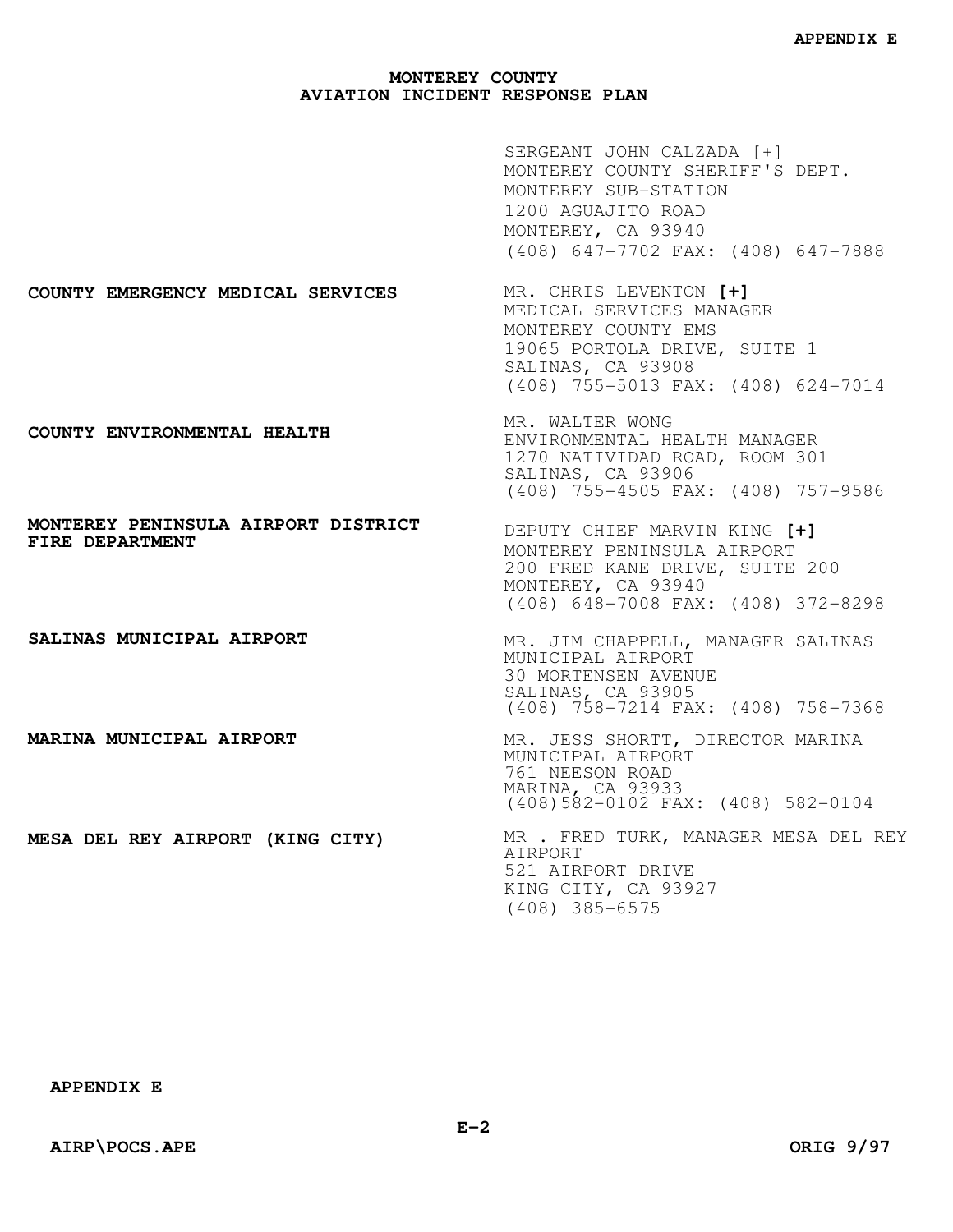**MONTEREY COUNTY**
**AVIATION INCIDENT RESPONSE PLAN**

| | |
|---|---|
| | SERGEANT JOHN CALZADA [+]<br>MONTEREY COUNTY SHERIFF'S DEPT.<br>MONTEREY SUB-STATION<br>1200 AGUAJITO ROAD<br>MONTEREY, CA 93940<br>(408) 647-7702 FAX: (408) 647-7888 |
| **COUNTY EMERGENCY MEDICAL SERVICES** | MR. CHRIS LEVENTON **[+]**<br>MEDICAL SERVICES MANAGER<br>MONTEREY COUNTY EMS<br>19065 PORTOLA DRIVE, SUITE 1<br>SALINAS, CA 93908<br>(408) 755-5013 FAX: (408) 624-7014 |
| **COUNTY ENVIRONMENTAL HEALTH** | MR. WALTER WONG<br>ENVIRONMENTAL HEALTH MANAGER<br>1270 NATIVIDAD ROAD, ROOM 301<br>SALINAS, CA 93906<br>(408) 755-4505 FAX: (408) 757-9586 |
| **MONTEREY PENINSULA AIRPORT DISTRICT FIRE DEPARTMENT** | DEPUTY CHIEF MARVIN KING **[+]**<br>MONTEREY PENINSULA AIRPORT<br>200 FRED KANE DRIVE, SUITE 200<br>MONTEREY, CA 93940<br>(408) 648-7008 FAX: (408) 372-8298 |
| **SALINAS MUNICIPAL AIRPORT** | MR. JIM CHAPPELL, MANAGER SALINAS MUNICIPAL AIRPORT<br>30 MORTENSEN AVENUE<br>SALINAS, CA 93905<br>(408) 758-7214 FAX: (408) 758-7368 |
| **MARINA MUNICIPAL AIRPORT** | MR. JESS SHORTT, DIRECTOR MARINA MUNICIPAL AIRPORT<br>761 NEESON ROAD<br>MARINA, CA 93933<br>(408)582-0102 FAX: (408) 582-0104 |
| **MESA DEL REY AIRPORT (KING CITY)** | MR . FRED TURK, MANAGER MESA DEL REY AIRPORT<br>521 AIRPORT DRIVE<br>KING CITY, CA 93927<br>(408) 385-6575 |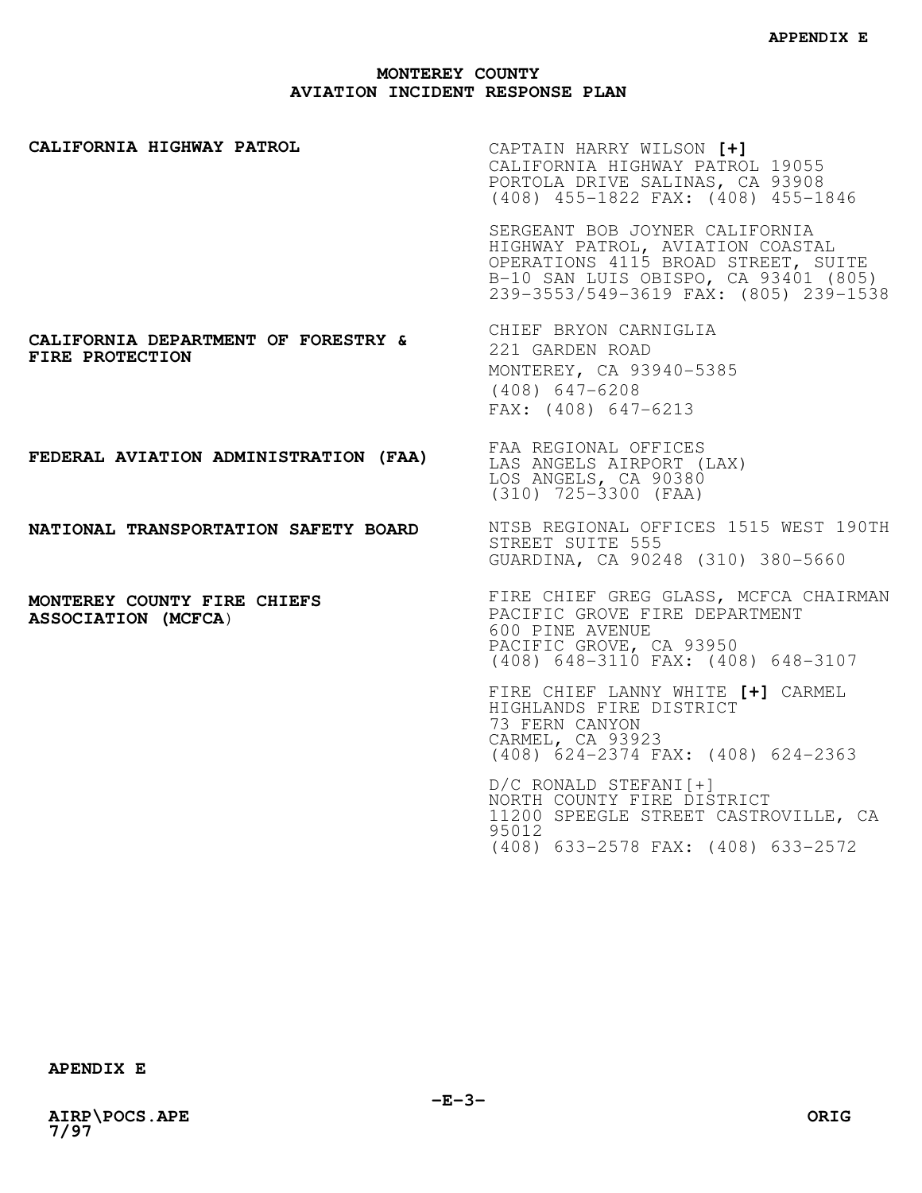# MONTEREY COUNTY
## AVIATION INCIDENT RESPONSE PLAN

| | |
|---|---|
| **CALIFORNIA HIGHWAY PATROL** | CAPTAIN HARRY WILSON **[+]** CALIFORNIA HIGHWAY PATROL 19055 PORTOLA DRIVE SALINAS, CA 93908 (408) 455-1822 FAX: (408) 455-1846<br><br>SERGEANT BOB JOYNER CALIFORNIA HIGHWAY PATROL, AVIATION COASTAL OPERATIONS 4115 BROAD STREET, SUITE B-10 SAN LUIS OBISPO, CA 93401 (805) 239-3553/549-3619 FAX: (805) 239-1538 |
| **CALIFORNIA DEPARTMENT OF FORESTRY & FIRE PROTECTION** | CHIEF BRYON CARNIGLIA<br>221 GARDEN ROAD<br>MONTEREY, CA 93940-5385<br>(408) 647-6208<br>FAX: (408) 647-6213 |
| **FEDERAL AVIATION ADMINISTRATION (FAA)** | FAA REGIONAL OFFICES<br>LAS ANGELS AIRPORT (LAX)<br>LOS ANGELS, CA 90380<br>(310) 725-3300 (FAA) |
| **NATIONAL TRANSPORTATION SAFETY BOARD** | NTSB REGIONAL OFFICES 1515 WEST 190TH STREET SUITE 555<br>GUARDINA, CA 90248 (310) 380-5660 |
| **MONTEREY COUNTY FIRE CHIEFS ASSOCIATION (MCFCA)** | FIRE CHIEF GREG GLASS, MCFCA CHAIRMAN<br>PACIFIC GROVE FIRE DEPARTMENT<br>600 PINE AVENUE<br>PACIFIC GROVE, CA 93950<br>(408) 648-3110 FAX: (408) 648-3107<br><br>FIRE CHIEF LANNY WHITE **[+]** CARMEL HIGHLANDS FIRE DISTRICT<br>73 FERN CANYON<br>CARMEL, CA 93923<br>(408) 624-2374 FAX: (408) 624-2363<br><br>D/C RONALD STEFANI[+]<br>NORTH COUNTY FIRE DISTRICT<br>11200 SPEEGLE STREET CASTROVILLE, CA 95012<br>(408) 633-2578 FAX: (408) 633-2572 |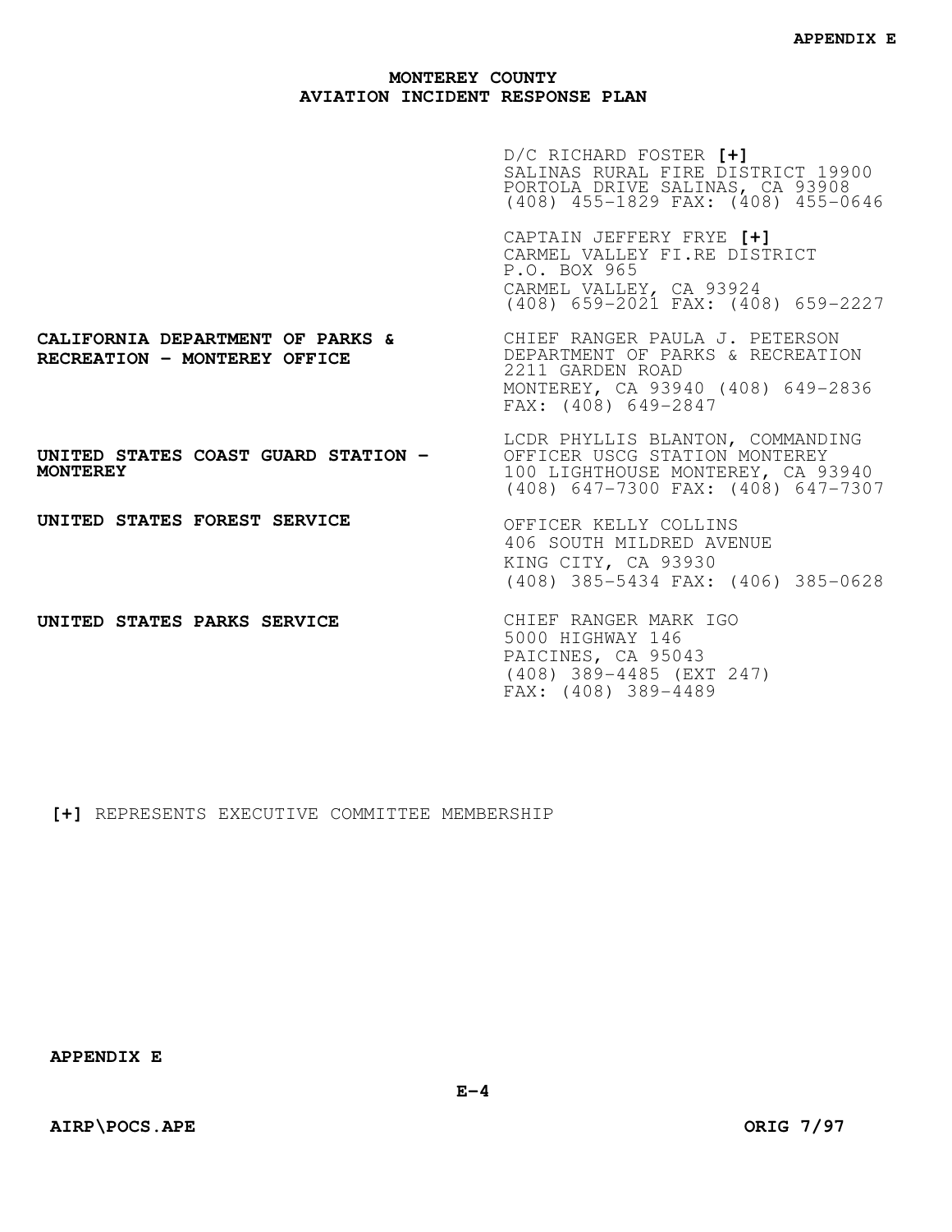**MONTEREY COUNTY**
**AVIATION INCIDENT RESPONSE PLAN**

| | |
|---|---|
| | D/C RICHARD FOSTER **[+]**<br>SALINAS RURAL FIRE DISTRICT 19900 PORTOLA DRIVE SALINAS, CA 93908<br>(408) 455-1829 FAX: (408) 455-0646 |
| | CAPTAIN JEFFERY FRYE **[+]**<br>CARMEL VALLEY FI.RE DISTRICT<br>P.O. BOX 965<br>CARMEL VALLEY, CA 93924<br>(408) 659-2021 FAX: (408) 659-2227 |
| **CALIFORNIA DEPARTMENT OF PARKS & RECREATION - MONTEREY OFFICE** | CHIEF RANGER PAULA J. PETERSON<br>DEPARTMENT OF PARKS & RECREATION<br>2211 GARDEN ROAD<br>MONTEREY, CA 93940 (408) 649-2836<br>FAX: (408) 649-2847 |
| **UNITED STATES COAST GUARD STATION - MONTEREY** | LCDR PHYLLIS BLANTON, COMMANDING OFFICER USCG STATION MONTEREY<br>100 LIGHTHOUSE MONTEREY, CA 93940<br>(408) 647-7300 FAX: (408) 647-7307 |
| **UNITED STATES FOREST SERVICE** | OFFICER KELLY COLLINS<br>406 SOUTH MILDRED AVENUE<br>KING CITY, CA 93930<br>(408) 385-5434 FAX: (406) 385-0628 |
| **UNITED STATES PARKS SERVICE** | CHIEF RANGER MARK IGO<br>5000 HIGHWAY 146<br>PAICINES, CA 95043<br>(408) 389-4485 (EXT 247)<br>FAX: (408) 389-4489 |

**[+]** REPRESENTS EXECUTIVE COMMITTEE MEMBERSHIP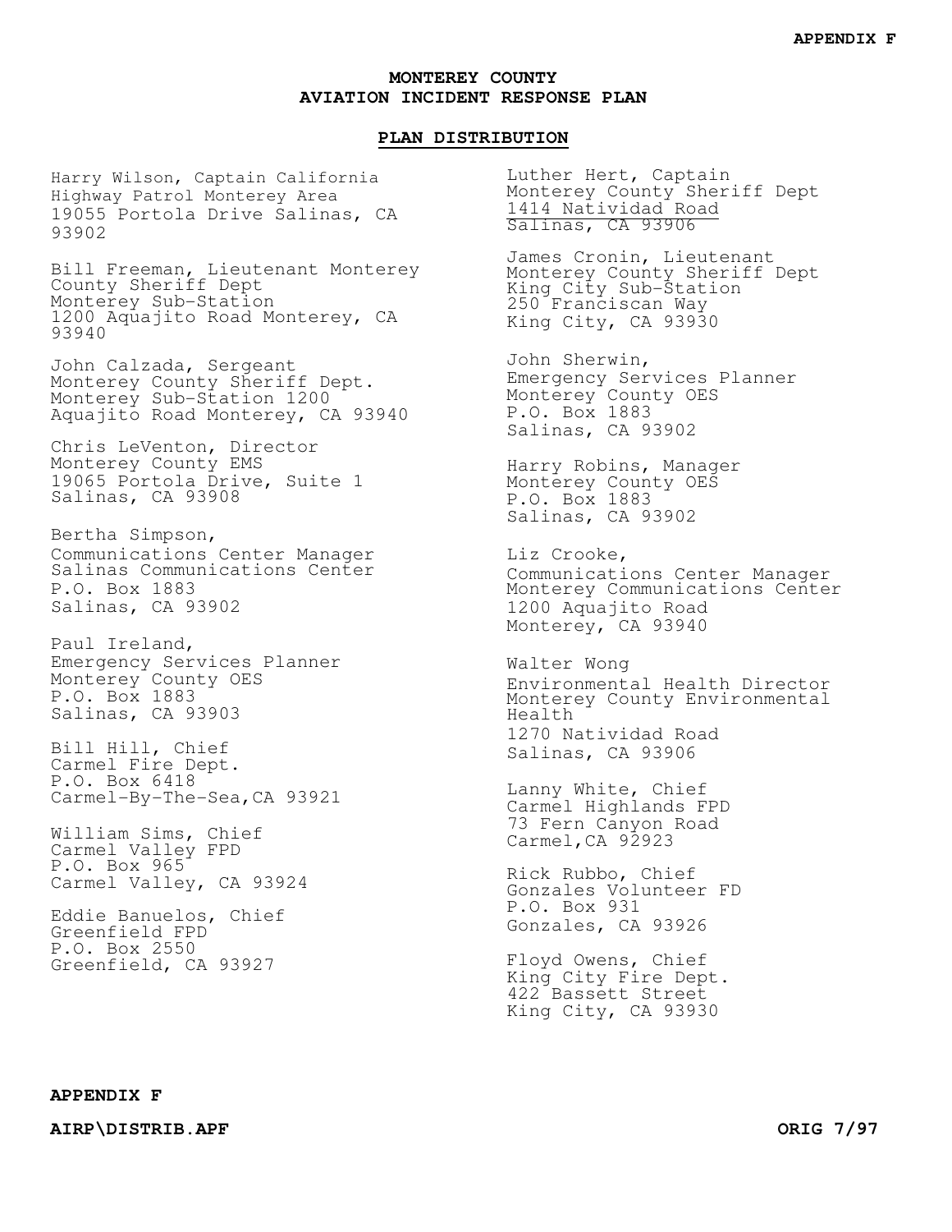# MONTEREY COUNTY
# AVIATION INCIDENT RESPONSE PLAN

## PLAN DISTRIBUTION

Harry Wilson, Captain California Highway Patrol Monterey Area
19055 Portola Drive Salinas, CA 93902

Bill Freeman, Lieutenant Monterey County Sheriff Dept
Monterey Sub-Station
1200 Aquajito Road Monterey, CA 93940

John Calzada, Sergeant
Monterey County Sheriff Dept.
Monterey Sub-Station 1200 Aquajito Road Monterey, CA 93940

Chris LeVenton, Director
Monterey County EMS
19065 Portola Drive, Suite 1
Salinas, CA 93908

Bertha Simpson,
Communications Center Manager
Salinas Communications Center
P.O. Box 1883
Salinas, CA 93902

Paul Ireland,
Emergency Services Planner
Monterey County OES
P.O. Box 1883
Salinas, CA 93903

Bill Hill, Chief
Carmel Fire Dept.
P.O. Box 6418
Carmel-By-The-Sea,CA 93921

William Sims, Chief
Carmel Valley FPD
P.O. Box 965
Carmel Valley, CA 93924

Eddie Banuelos, Chief
Greenfield FPD
P.O. Box 2550
Greenfield, CA 93927

Luther Hert, Captain
Monterey County Sheriff Dept
1414 Natividad Road
Salinas, CA 93906

James Cronin, Lieutenant
Monterey County Sheriff Dept
King City Sub-Station
250 Franciscan Way
King City, CA 93930

John Sherwin,
Emergency Services Planner
Monterey County OES
P.O. Box 1883
Salinas, CA 93902

Harry Robins, Manager
Monterey County OES
P.O. Box 1883
Salinas, CA 93902

Liz Crooke,
Communications Center Manager
Monterey Communications Center
1200 Aquajito Road
Monterey, CA 93940

Walter Wong
Environmental Health Director
Monterey County Environmental Health
1270 Natividad Road
Salinas, CA 93906

Lanny White, Chief
Carmel Highlands FPD
73 Fern Canyon Road
Carmel,CA 92923

Rick Rubbo, Chief
Gonzales Volunteer FD
P.O. Box 931
Gonzales, CA 93926

Floyd Owens, Chief
King City Fire Dept.
422 Bassett Street
King City, CA 93930

**APPENDIX F**

**AIRP\DISTRIB.APF** **ORIG 7/97**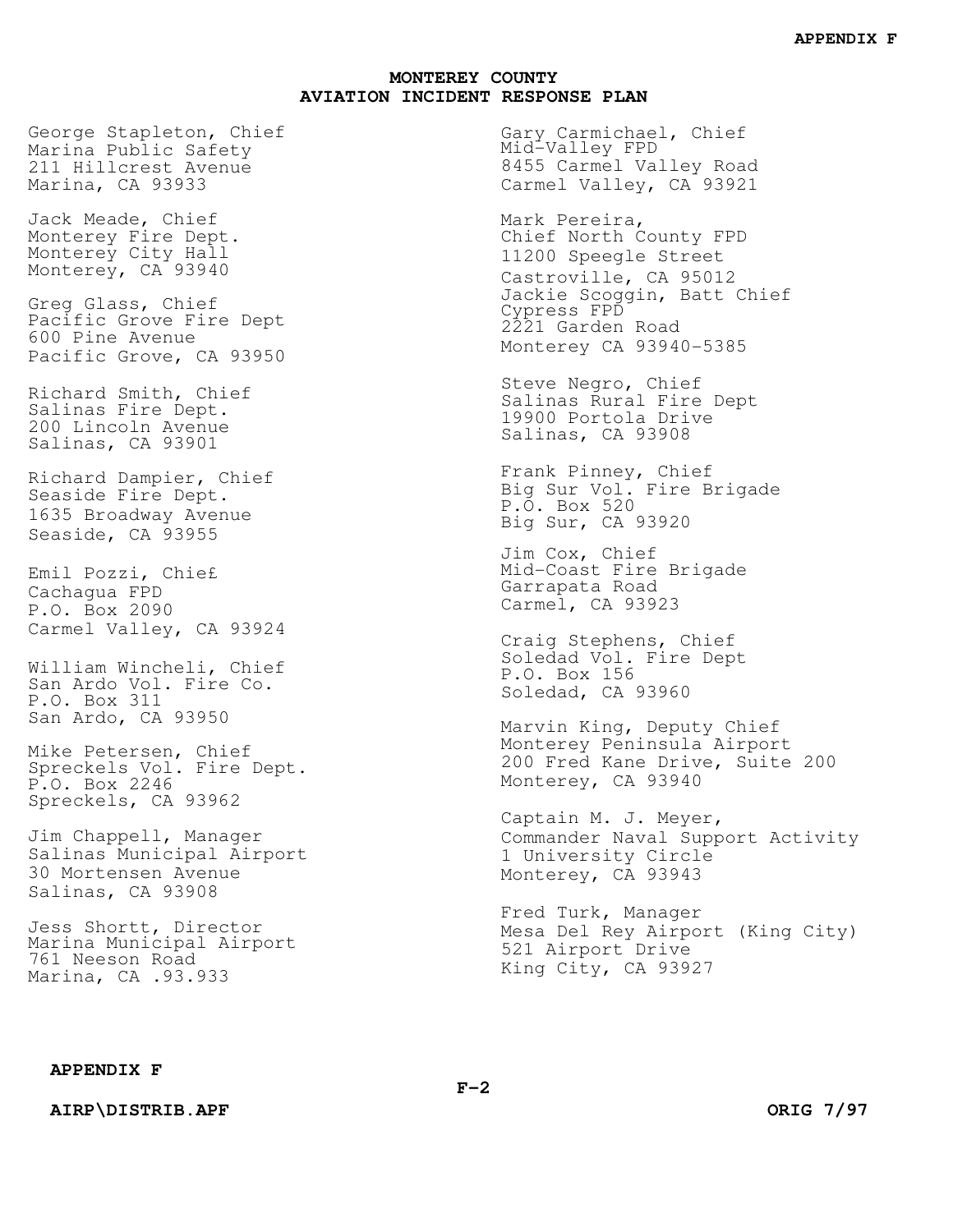## MONTEREY COUNTY
## AVIATION INCIDENT RESPONSE PLAN

George Stapleton, Chief
Marina Public Safety
211 Hillcrest Avenue
Marina, CA 93933

Jack Meade, Chief
Monterey Fire Dept.
Monterey City Hall
Monterey, CA 93940

Greg Glass, Chief
Pacific Grove Fire Dept
600 Pine Avenue
Pacific Grove, CA 93950

Richard Smith, Chief
Salinas Fire Dept.
200 Lincoln Avenue
Salinas, CA 93901

Richard Dampier, Chief
Seaside Fire Dept.
1635 Broadway Avenue
Seaside, CA 93955

Emil Pozzi, Chie£
Cachagua FPD
P.O. Box 2090
Carmel Valley, CA 93924

William Wincheli, Chief
San Ardo Vol. Fire Co.
P.O. Box 311
San Ardo, CA 93950

Mike Petersen, Chief
Spreckels Vol. Fire Dept.
P.O. Box 2246
Spreckels, CA 93962

Jim Chappell, Manager
Salinas Municipal Airport
30 Mortensen Avenue
Salinas, CA 93908

Jess Shortt, Director
Marina Municipal Airport
761 Neeson Road
Marina, CA .93.933

Gary Carmichael, Chief
Mid-Valley FPD
8455 Carmel Valley Road
Carmel Valley, CA 93921

Mark Pereira,
Chief North County FPD
11200 Speegle Street
Castroville, CA 95012

Jackie Scoggin, Batt Chief
Cypress FPD
2221 Garden Road
Monterey CA 93940-5385

Steve Negro, Chief
Salinas Rural Fire Dept
19900 Portola Drive
Salinas, CA 93908

Frank Pinney, Chief
Big Sur Vol. Fire Brigade
P.O. Box 520
Big Sur, CA 93920

Jim Cox, Chief
Mid-Coast Fire Brigade
Garrapata Road
Carmel, CA 93923

Craig Stephens, Chief
Soledad Vol. Fire Dept
P.O. Box 156
Soledad, CA 93960

Marvin King, Deputy Chief
Monterey Peninsula Airport
200 Fred Kane Drive, Suite 200
Monterey, CA 93940

Captain M. J. Meyer,
Commander Naval Support Activity
1 University Circle
Monterey, CA 93943

Fred Turk, Manager
Mesa Del Rey Airport (King City)
521 Airport Drive
King City, CA 93927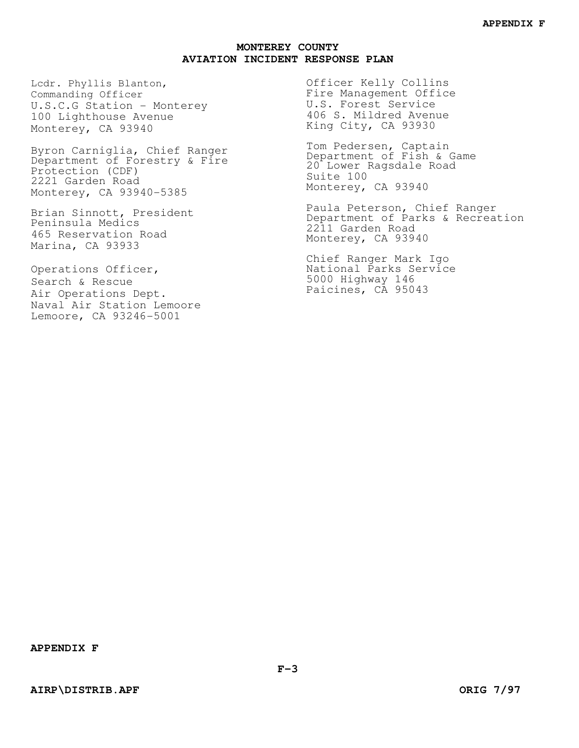## MONTEREY COUNTY
## AVIATION INCIDENT RESPONSE PLAN

Lcdr. Phyllis Blanton,
Commanding Officer
U.S.C.G Station - Monterey
100 Lighthouse Avenue
Monterey, CA 93940

Byron Carniglia, Chief Ranger
Department of Forestry & Fire Protection (CDF)
2221 Garden Road
Monterey, CA 93940-5385

Brian Sinnott, President
Peninsula Medics
465 Reservation Road
Marina, CA 93933

Operations Officer,
Search & Rescue
Air Operations Dept.
Naval Air Station Lemoore
Lemoore, CA 93246-5001

Officer Kelly Collins
Fire Management Office
U.S. Forest Service
406 S. Mildred Avenue
King City, CA 93930

Tom Pedersen, Captain
Department of Fish & Game
20 Lower Ragsdale Road
Suite 100
Monterey, CA 93940

Paula Peterson, Chief Ranger
Department of Parks & Recreation
2211 Garden Road
Monterey, CA 93940

Chief Ranger Mark Igo
National Parks Service
5000 Highway 146
Paicines, CA 95043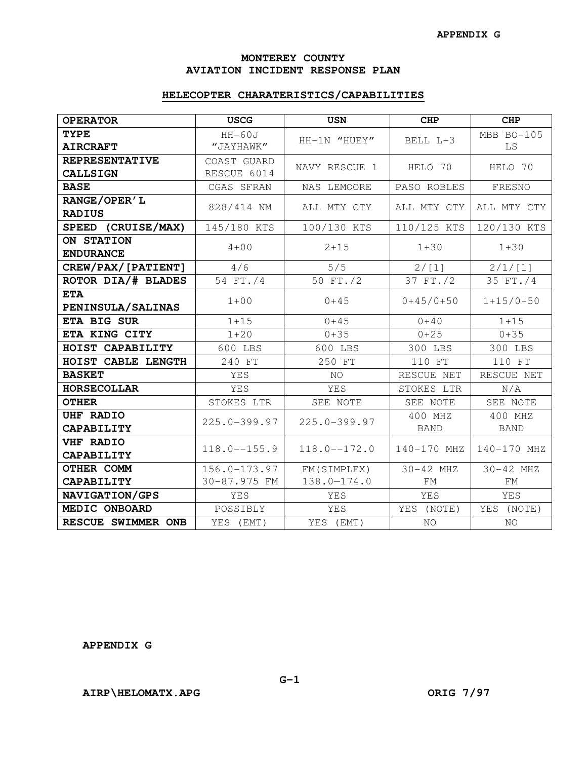# MONTEREY COUNTY AVIATION INCIDENT RESPONSE PLAN

## HELECOPTER CHARATERISTICS/CAPABILITIES

| OPERATOR | USCG | USN | CHP | CHP |
|---|---|---|---|---|
| TYPE AIRCRAFT | HH-60J "JAYHAWK" | HH-1N "HUEY" | BELL L-3 | MBB BO-105 LS |
| REPRESENTATIVE CALLSIGN | COAST GUARD RESCUE 6014 | NAVY RESCUE 1 | HELO 70 | HELO 70 |
| BASE | CGAS SFRAN | NAS LEMOORE | PASO ROBLES | FRESNO |
| RANGE/OPER'L RADIUS | 828/414 NM | ALL MTY CTY | ALL MTY CTY | ALL MTY CTY |
| SPEED (CRUISE/MAX) | 145/180 KTS | 100/130 KTS | 110/125 KTS | 120/130 KTS |
| ON STATION ENDURANCE | 4+00 | 2+15 | 1+30 | 1+30 |
| CREW/PAX/[PATIENT] | 4/6 | 5/5 | 2/[1] | 2/1/[1] |
| ROTOR DIA/# BLADES | 54 FT./4 | 50 FT./2 | 37 FT./2 | 35 FT./4 |
| ETA PENINSULA/SALINAS | 1+00 | 0+45 | 0+45/0+50 | 1+15/0+50 |
| ETA BIG SUR | 1+15 | 0+45 | 0+40 | 1+15 |
| ETA KING CITY | 1+20 | 0+35 | 0+25 | 0+35 |
| HOIST CAPABILITY | 600 LBS | 600 LBS | 300 LBS | 300 LBS |
| HOIST CABLE LENGTH | 240 FT | 250 FT | 110 FT | 110 FT |
| BASKET | YES | NO | RESCUE NET | RESCUE NET |
| HORSECOLLAR | YES | YES | STOKES LTR | N/A |
| OTHER | STOKES LTR | SEE NOTE | SEE NOTE | SEE NOTE |
| UHF RADIO CAPABILITY | 225.0-399.97 | 225.0-399.97 | 400 MHZ BAND | 400 MHZ BAND |
| VHF RADIO CAPABILITY | 118.0--155.9 | 118.0--172.0 | 140-170 MHZ | 140-170 MHZ |
| OTHER COMM CAPABILITY | 156.0-173.97 30-87.975 FM | FM(SIMPLEX) 138.0-174.0 | 30-42 MHZ FM | 30-42 MHZ FM |
| NAVIGATION/GPS | YES | YES | YES | YES |
| MEDIC ONBOARD | POSSIBLY | YES | YES (NOTE) | YES (NOTE) |
| RESCUE SWIMMER ONB | YES (EMT) | YES (EMT) | NO | NO |

AIRP\HELOMATX.APG ORIG 7/97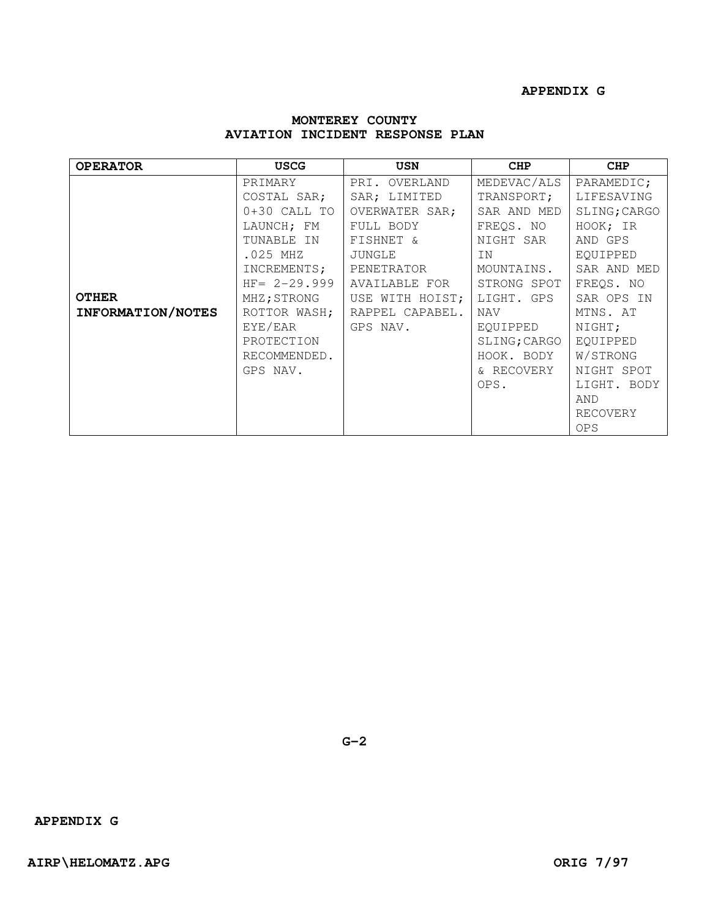**APPENDIX G**

# MONTEREY COUNTY
## AVIATION INCIDENT RESPONSE PLAN

| OPERATOR | USCG | USN | CHP | CHP |
|---|---|---|---|---|
| **OTHER INFORMATION/NOTES** | PRIMARY COSTAL SAR; 0+30 CALL TO LAUNCH; FM TUNABLE IN .025 MHZ INCREMENTS; HF= 2-29.999 MHZ;STRONG ROTTOR WASH; EYE/EAR PROTECTION RECOMMENDED. GPS NAV. | PRI. OVERLAND SAR; LIMITED OVERWATER SAR; FULL BODY FISHNET & JUNGLE PENETRATOR AVAILABLE FOR USE WITH HOIST; RAPPEL CAPABEL. GPS NAV. | MEDEVAC/ALS TRANSPORT; SAR AND MED FREQS. NO NIGHT SAR IN MOUNTAINS. STRONG SPOT LIGHT. GPS NAV EQUIPPED SLING;CARGO HOOK. BODY & RECOVERY OPS. | PARAMEDIC; LIFESAVING SLING;CARGO HOOK; IR AND GPS EQUIPPED SAR AND MED FREQS. NO SAR OPS IN MTNS. AT NIGHT; EQUIPPED W/STRONG NIGHT SPOT LIGHT. BODY AND RECOVERY OPS |

G-2

**APPENDIX G**

**AIRP\HELOMATZ.APG** **ORIG 7/97**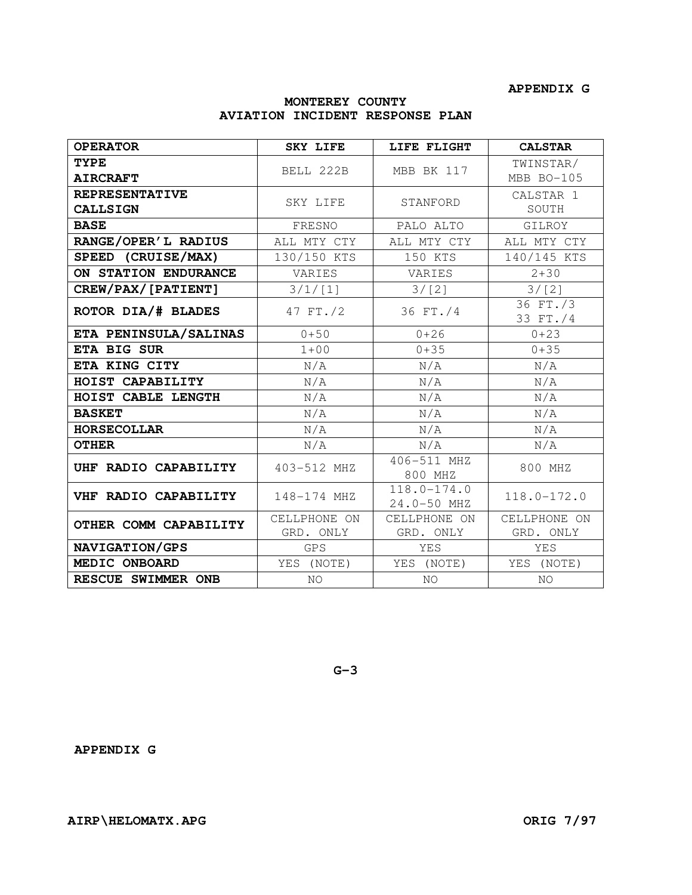**APPENDIX G**

**MONTEREY COUNTY**
**AVIATION INCIDENT RESPONSE PLAN**

| OPERATOR | SKY LIFE | LIFE FLIGHT | CALSTAR |
|---|---|---|---|
| **TYPE AIRCRAFT** | BELL 222B | MBB BK 117 | TWINSTAR/ MBB BO-105 |
| **REPRESENTATIVE CALLSIGN** | SKY LIFE | STANFORD | CALSTAR 1 SOUTH |
| **BASE** | FRESNO | PALO ALTO | GILROY |
| **RANGE/OPER'L RADIUS** | ALL MTY CTY | ALL MTY CTY | ALL MTY CTY |
| **SPEED (CRUISE/MAX)** | 130/150 KTS | 150 KTS | 140/145 KTS |
| **ON STATION ENDURANCE** | VARIES | VARIES | 2+30 |
| **CREW/PAX/[PATIENT]** | 3/1/[1] | 3/[2] | 3/[2] |
| **ROTOR DIA/# BLADES** | 47 FT./2 | 36 FT./4 | 36 FT./3 33 FT./4 |
| **ETA PENINSULA/SALINAS** | 0+50 | 0+26 | 0+23 |
| **ETA BIG SUR** | 1+00 | 0+35 | 0+35 |
| **ETA KING CITY** | N/A | N/A | N/A |
| **HOIST CAPABILITY** | N/A | N/A | N/A |
| **HOIST CABLE LENGTH** | N/A | N/A | N/A |
| **BASKET** | N/A | N/A | N/A |
| **HORSECOLLAR** | N/A | N/A | N/A |
| **OTHER** | N/A | N/A | N/A |
| **UHF RADIO CAPABILITY** | 403-512 MHZ | 406-511 MHZ 800 MHZ | 800 MHZ |
| **VHF RADIO CAPABILITY** | 148-174 MHZ | 118.0-174.0 24.0-50 MHZ | 118.0-172.0 |
| **OTHER COMM CAPABILITY** | CELLPHONE ON GRD. ONLY | CELLPHONE ON GRD. ONLY | CELLPHONE ON GRD. ONLY |
| **NAVIGATION/GPS** | GPS | YES | YES |
| **MEDIC ONBOARD** | YES (NOTE) | YES (NOTE) | YES (NOTE) |
| **RESCUE SWIMMER ONB** | NO | NO | NO |

G-3

**APPENDIX G**

**AIRP\HELOMATX.APG** **ORIG 7/97**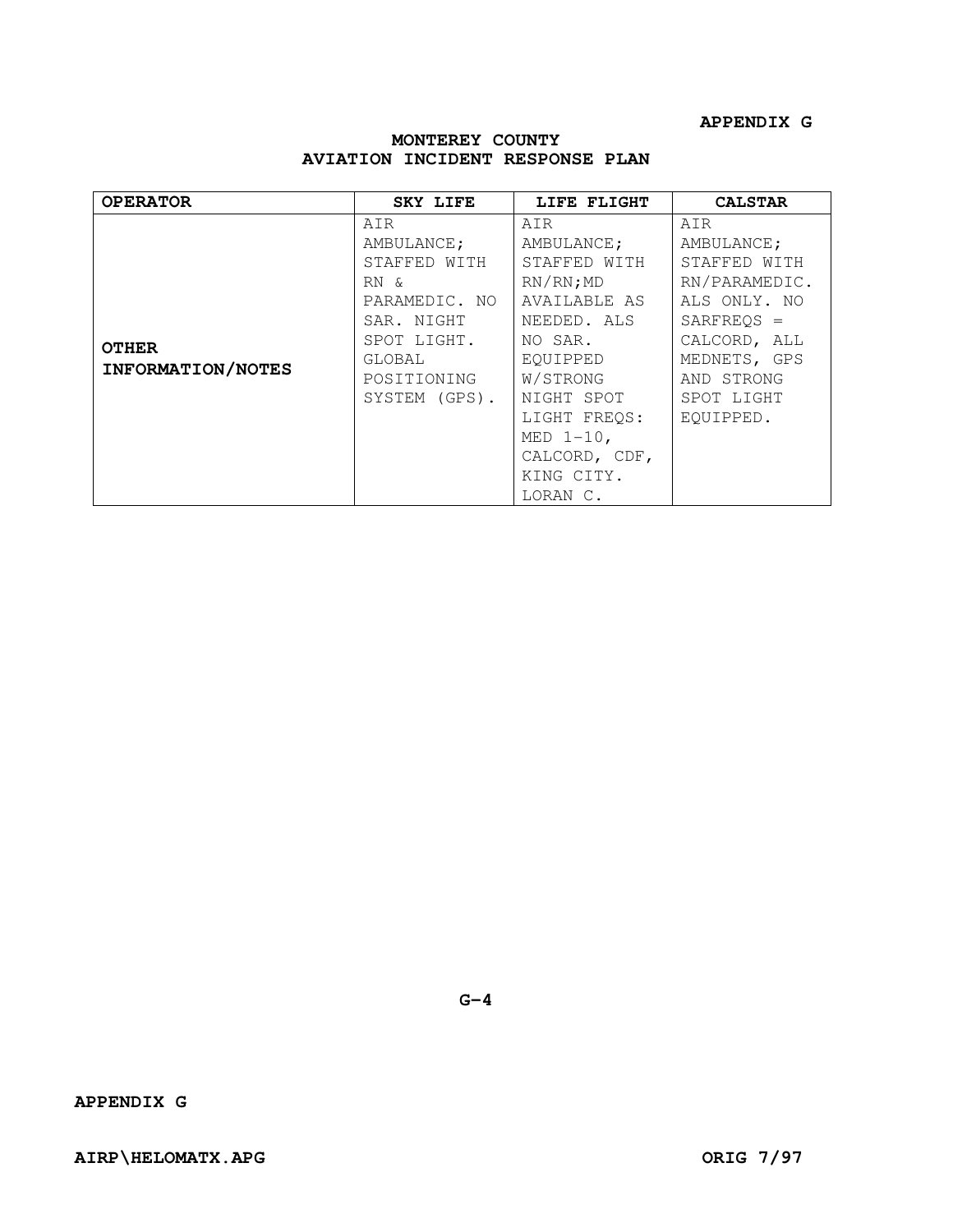APPENDIX G

## MONTEREY COUNTY
## AVIATION INCIDENT RESPONSE PLAN

| OPERATOR | SKY LIFE | LIFE FLIGHT | CALSTAR |
|---|---|---|---|
| **OTHER INFORMATION/NOTES** | AIR AMBULANCE; STAFFED WITH RN & PARAMEDIC. NO SAR. NIGHT SPOT LIGHT. GLOBAL POSITIONING SYSTEM (GPS). | AIR AMBULANCE; STAFFED WITH RN/RN;MD AVAILABLE AS NEEDED. ALS NO SAR. EQUIPPED W/STRONG NIGHT SPOT LIGHT FREQS: MED 1-10, CALCORD, CDF, KING CITY. LORAN C. | AIR AMBULANCE; STAFFED WITH RN/PARAMEDIC. ALS ONLY. NO SARFREQS = CALCORD, ALL MEDNETS, GPS AND STRONG SPOT LIGHT EQUIPPED. |

G-4

APPENDIX G

AIRP\HELOMATX.APG ORIG 7/97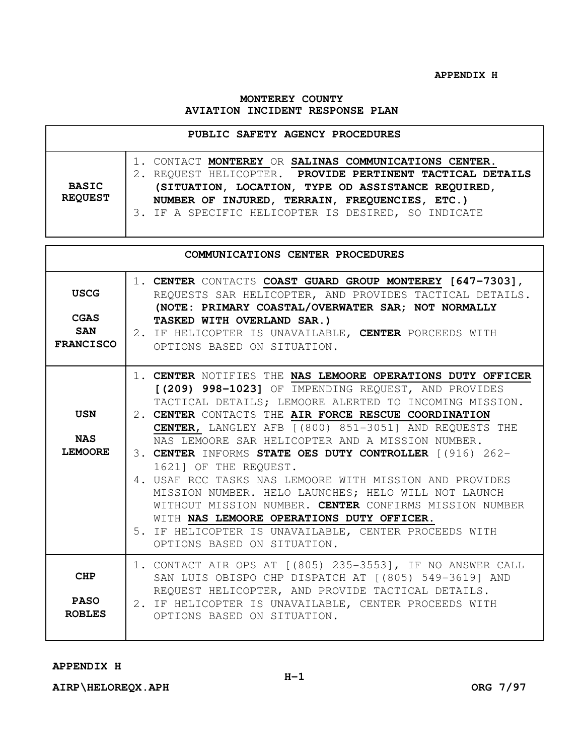**APPENDIX H**

## MONTEREY COUNTY
## AVIATION INCIDENT RESPONSE PLAN

| PUBLIC SAFETY AGENCY PROCEDURES | |
|---|---|
| **BASIC REQUEST** | 1. CONTACT **MONTEREY** OR **SALINAS COMMUNICATIONS CENTER.**<br>2. REQUEST HELICOPTER. **PROVIDE PERTINENT TACTICAL DETAILS (SITUATION, LOCATION, TYPE OD ASSISTANCE REQUIRED, NUMBER OF INJURED, TERRAIN, FREQUENCIES, ETC.)**<br>3. IF A SPECIFIC HELICOPTER IS DESIRED, SO INDICATE |

| COMMUNICATIONS CENTER PROCEDURES | |
|---|---|
| **USCG CGAS SAN FRANCISCO** | 1. **CENTER** CONTACTS **COAST GUARD GROUP MONTEREY [647-7303]**, REQUESTS SAR HELICOPTER, AND PROVIDES TACTICAL DETAILS. **(NOTE: PRIMARY COASTAL/OVERWATER SAR; NOT NORMALLY TASKED WITH OVERLAND SAR.)**<br>2. IF HELICOPTER IS UNAVAILABLE, **CENTER** PORCEEDS WITH OPTIONS BASED ON SITUATION. |
| **USN NAS LEMOORE** | 1. **CENTER** NOTIFIES THE **NAS LEMOORE OPERATIONS DUTY OFFICER [(209) 998-1023]** OF IMPENDING REQUEST, AND PROVIDES TACTICAL DETAILS; LEMOORE ALERTED TO INCOMING MISSION.<br>2. **CENTER** CONTACTS THE **AIR FORCE RESCUE COORDINATION CENTER,** LANGLEY AFB [(800) 851-3051] AND REQUESTS THE NAS LEMOORE SAR HELICOPTER AND A MISSION NUMBER.<br>3. **CENTER** INFORMS **STATE OES DUTY CONTROLLER** [(916) 262-1621] OF THE REQUEST.<br>4. USAF RCC TASKS NAS LEMOORE WITH MISSION AND PROVIDES MISSION NUMBER. HELO LAUNCHES; HELO WILL NOT LAUNCH WITHOUT MISSION NUMBER. **CENTER** CONFIRMS MISSION NUMBER WITH **NAS LEMOORE OPERATIONS DUTY OFFICER.**<br>5. IF HELICOPTER IS UNAVAILABLE, CENTER PROCEEDS WITH OPTIONS BASED ON SITUATION. |
| **CHP PASO ROBLES** | 1. CONTACT AIR OPS AT [(805) 235-3553], IF NO ANSWER CALL SAN LUIS OBISPO CHP DISPATCH AT [(805) 549-3619] AND REQUEST HELICOPTER, AND PROVIDE TACTICAL DETAILS.<br>2. IF HELICOPTER IS UNAVAILABLE, CENTER PROCEEDS WITH OPTIONS BASED ON SITUATION. |

**AIRP\HELOREQX.APH** **ORG 7/97**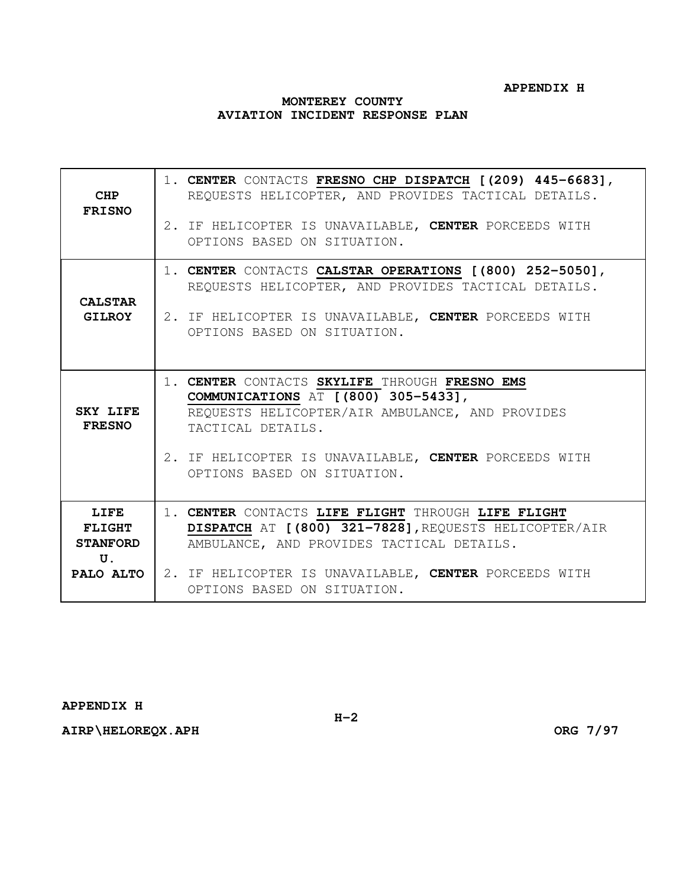APPENDIX H

## MONTEREY COUNTY
## AVIATION INCIDENT RESPONSE PLAN

| | |
|---|---|
| **CHP FRISNO** | 1. **CENTER** CONTACTS **FRESNO CHP DISPATCH [(209) 445-6683]**, REQUESTS HELICOPTER, AND PROVIDES TACTICAL DETAILS.<br><br>2. IF HELICOPTER IS UNAVAILABLE, **CENTER** PORCEEDS WITH OPTIONS BASED ON SITUATION. |
| **CALSTAR GILROY** | 1. **CENTER** CONTACTS **CALSTAR OPERATIONS [(800) 252-5050]**, REQUESTS HELICOPTER, AND PROVIDES TACTICAL DETAILS.<br><br>2. IF HELICOPTER IS UNAVAILABLE, **CENTER** PORCEEDS WITH OPTIONS BASED ON SITUATION. |
| **SKY LIFE FRESNO** | 1. **CENTER** CONTACTS **SKYLIFE** THROUGH **FRESNO EMS COMMUNICATIONS** AT **[(800) 305-5433]**, REQUESTS HELICOPTER/AIR AMBULANCE, AND PROVIDES TACTICAL DETAILS.<br><br>2. IF HELICOPTER IS UNAVAILABLE, **CENTER** PORCEEDS WITH OPTIONS BASED ON SITUATION. |
| **LIFE FLIGHT STANFORD U. PALO ALTO** | 1. **CENTER** CONTACTS **LIFE FLIGHT** THROUGH **LIFE FLIGHT DISPATCH** AT **[(800) 321-7828]**,REQUESTS HELICOPTER/AIR AMBULANCE, AND PROVIDES TACTICAL DETAILS.<br><br>2. IF HELICOPTER IS UNAVAILABLE, **CENTER** PORCEEDS WITH OPTIONS BASED ON SITUATION. |

**APPENDIX H**

**AIRP\HELOREQX.APH** **ORG 7/97**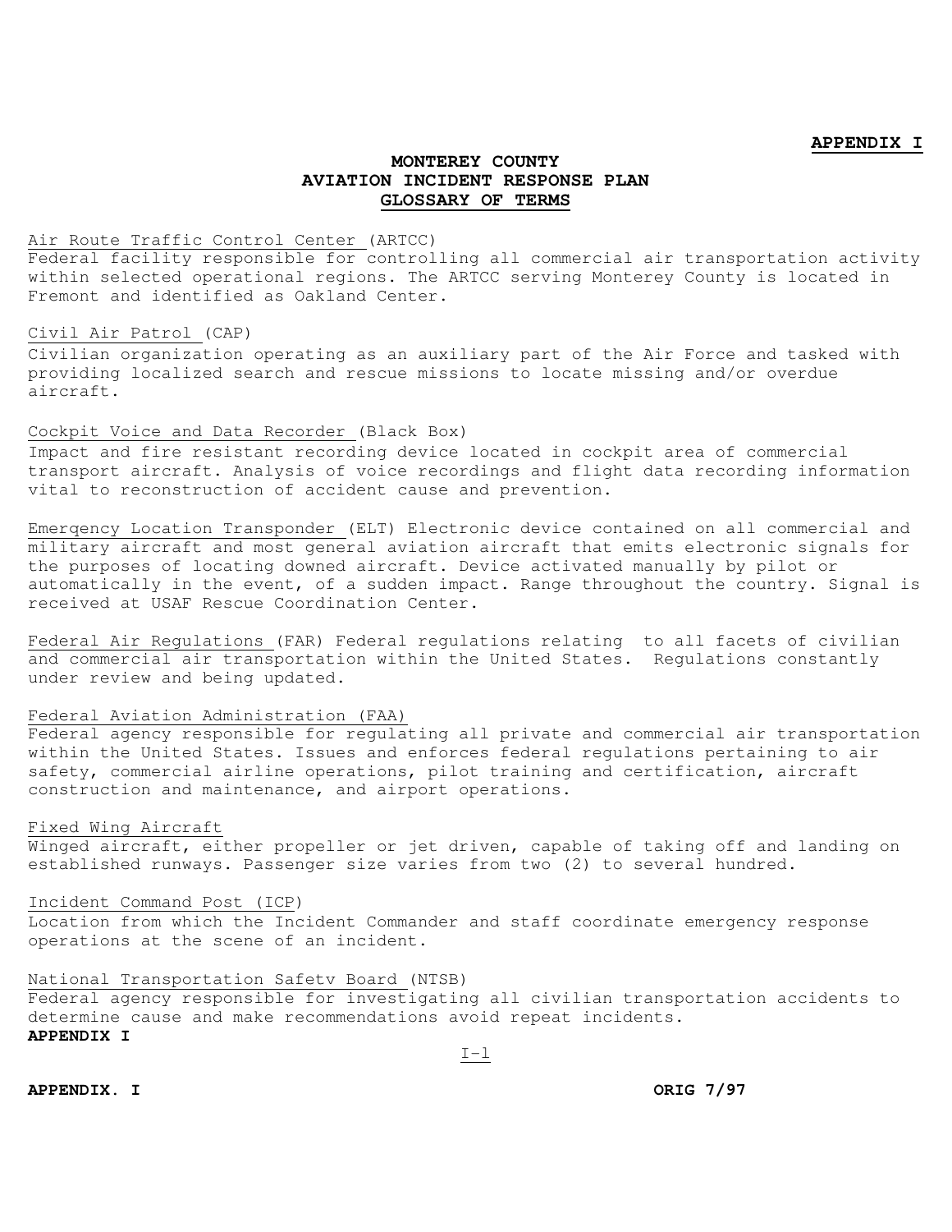**APPENDIX I**

## MONTEREY COUNTY AVIATION INCIDENT RESPONSE PLAN GLOSSARY OF TERMS

Air Route Traffic Control Center (ARTCC)
Federal facility responsible for controlling all commercial air transportation activity within selected operational regions. The ARTCC serving Monterey County is located in Fremont and identified as Oakland Center.

Civil Air Patrol (CAP)
Civilian organization operating as an auxiliary part of the Air Force and tasked with providing localized search and rescue missions to locate missing and/or overdue aircraft.

Cockpit Voice and Data Recorder (Black Box)
Impact and fire resistant recording device located in cockpit area of commercial transport aircraft. Analysis of voice recordings and flight data recording information vital to reconstruction of accident cause and prevention.

Emerqency Location Transponder (ELT) Electronic device contained on all commercial and military aircraft and most general aviation aircraft that emits electronic signals for the purposes of locating downed aircraft. Device activated manually by pilot or automatically in the event, of a sudden impact. Range throughout the country. Signal is received at USAF Rescue Coordination Center.

Federal Air Regulations (FAR) Federal regulations relating to all facets of civilian and commercial air transportation within the United States. Regulations constantly under review and being updated.

Federal Aviation Administration (FAA)
Federal agency responsible for regulating all private and commercial air transportation within the United States. Issues and enforces federal regulations pertaining to air safety, commercial airline operations, pilot training and certification, aircraft construction and maintenance, and airport operations.

Fixed Wing Aircraft
Winged aircraft, either propeller or jet driven, capable of taking off and landing on established runways. Passenger size varies from two (2) to several hundred.

Incident Command Post (ICP)
Location from which the Incident Commander and staff coordinate emergency response operations at the scene of an incident.

National Transportation Safetv Board (NTSB)
Federal agency responsible for investigating all civilian transportation accidents to determine cause and make recommendations avoid repeat incidents.

**APPENDIX I**

I-1

**APPENDIX. I** **ORIG 7/97**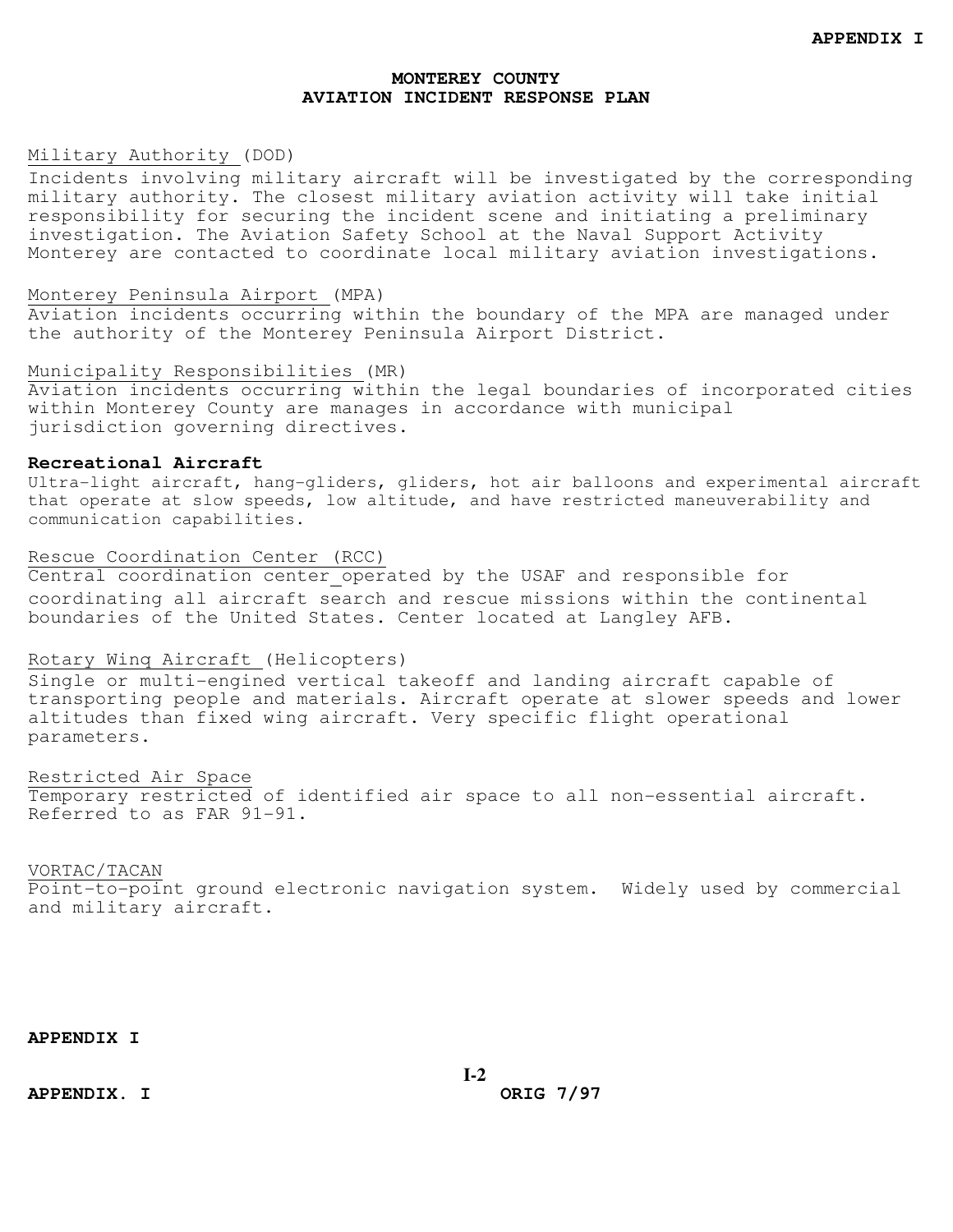# MONTEREY COUNTY AVIATION INCIDENT RESPONSE PLAN

Military Authority (DOD)
Incidents involving military aircraft will be investigated by the corresponding military authority. The closest military aviation activity will take initial responsibility for securing the incident scene and initiating a preliminary investigation. The Aviation Safety School at the Naval Support Activity Monterey are contacted to coordinate local military aviation investigations.

Monterey Peninsula Airport (MPA)
Aviation incidents occurring within the boundary of the MPA are managed under the authority of the Monterey Peninsula Airport District.

Municipality Responsibilities (MR)
Aviation incidents occurring within the legal boundaries of incorporated cities within Monterey County are manages in accordance with municipal jurisdiction governing directives.

**Recreational Aircraft**
Ultra-light aircraft, hang-gliders, gliders, hot air balloons and experimental aircraft that operate at slow speeds, low altitude, and have restricted maneuverability and communication capabilities.

Rescue Coordination Center (RCC)
Central coordination center operated by the USAF and responsible for coordinating all aircraft search and rescue missions within the continental boundaries of the United States. Center located at Langley AFB.

Rotary Winq Aircraft (Helicopters)
Single or multi-engined vertical takeoff and landing aircraft capable of transporting people and materials. Aircraft operate at slower speeds and lower altitudes than fixed wing aircraft. Very specific flight operational parameters.

Restricted Air Space
Temporary restricted of identified air space to all non-essential aircraft. Referred to as FAR 91-91.

VORTAC/TACAN
Point-to-point ground electronic navigation system. Widely used by commercial and military aircraft.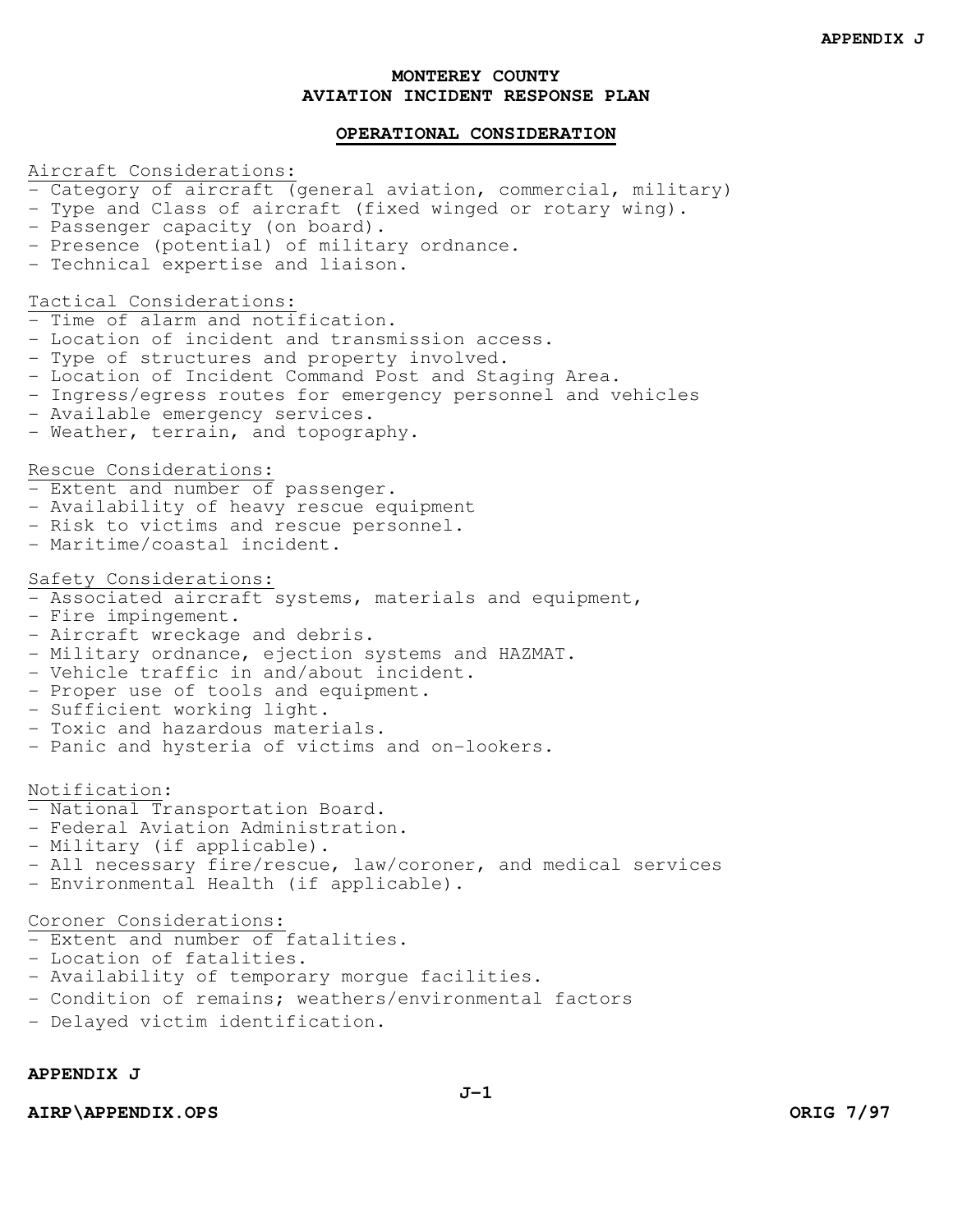# MONTEREY COUNTY
# AVIATION INCIDENT RESPONSE PLAN

## OPERATIONAL CONSIDERATION

Aircraft Considerations:
- Category of aircraft (general aviation, commercial, military)
- Type and Class of aircraft (fixed winged or rotary wing).
- Passenger capacity (on board).
- Presence (potential) of military ordnance.
- Technical expertise and liaison.

Tactical Considerations:
- Time of alarm and notification.
- Location of incident and transmission access.
- Type of structures and property involved.
- Location of Incident Command Post and Staging Area.
- Ingress/egress routes for emergency personnel and vehicles
- Available emergency services.
- Weather, terrain, and topography.

Rescue Considerations:
- Extent and number of passenger.
- Availability of heavy rescue equipment
- Risk to victims and rescue personnel.
- Maritime/coastal incident.

Safety Considerations:
- Associated aircraft systems, materials and equipment,
- Fire impingement.
- Aircraft wreckage and debris.
- Military ordnance, ejection systems and HAZMAT.
- Vehicle traffic in and/about incident.
- Proper use of tools and equipment.
- Sufficient working light.
- Toxic and hazardous materials.
- Panic and hysteria of victims and on-lookers.

Notification:
- National Transportation Board.
- Federal Aviation Administration.
- Military (if applicable).
- All necessary fire/rescue, law/coroner, and medical services
- Environmental Health (if applicable).

Coroner Considerations:
- Extent and number of fatalities.
- Location of fatalities.
- Availability of temporary morgue facilities.
- Condition of remains; weathers/environmental factors
- Delayed victim identification.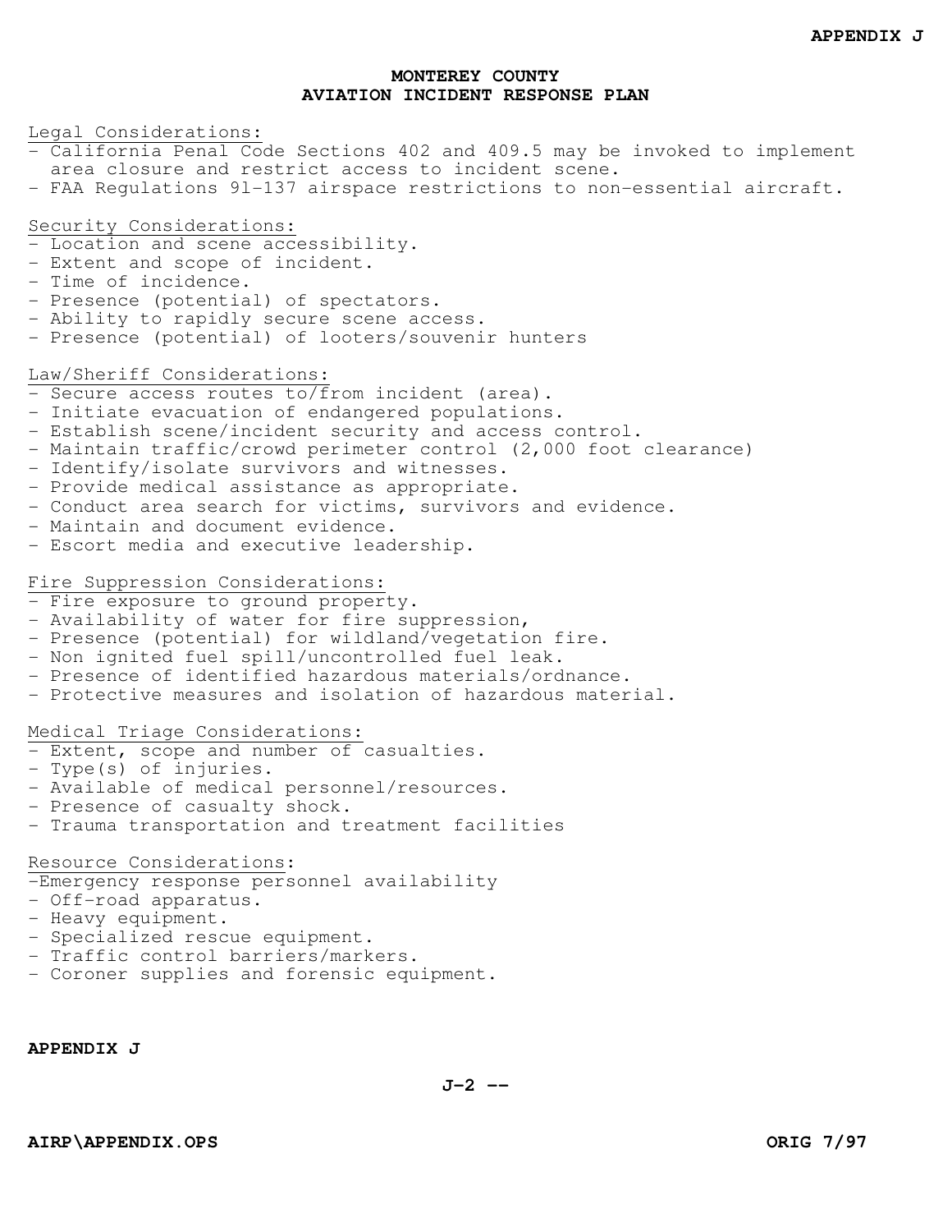# MONTEREY COUNTY
# AVIATION INCIDENT RESPONSE PLAN

Legal Considerations:
- California Penal Code Sections 402 and 409.5 may be invoked to implement area closure and restrict access to incident scene.
- FAA Regulations 91-137 airspace restrictions to non-essential aircraft.

Security Considerations:
- Location and scene accessibility.
- Extent and scope of incident.
- Time of incidence.
- Presence (potential) of spectators.
- Ability to rapidly secure scene access.
- Presence (potential) of looters/souvenir hunters

Law/Sheriff Considerations:
- Secure access routes to/from incident (area).
- Initiate evacuation of endangered populations.
- Establish scene/incident security and access control.
- Maintain traffic/crowd perimeter control (2,000 foot clearance)
- Identify/isolate survivors and witnesses.
- Provide medical assistance as appropriate.
- Conduct area search for victims, survivors and evidence.
- Maintain and document evidence.
- Escort media and executive leadership.

Fire Suppression Considerations:
- Fire exposure to ground property.
- Availability of water for fire suppression,
- Presence (potential) for wildland/vegetation fire.
- Non ignited fuel spill/uncontrolled fuel leak.
- Presence of identified hazardous materials/ordnance.
- Protective measures and isolation of hazardous material.

Medical Triage Considerations:
- Extent, scope and number of casualties.
- Type(s) of injuries.
- Available of medical personnel/resources.
- Presence of casualty shock.
- Trauma transportation and treatment facilities

Resource Considerations:
- Emergency response personnel availability
- Off-road apparatus.
- Heavy equipment.
- Specialized rescue equipment.
- Traffic control barriers/markers.
- Coroner supplies and forensic equipment.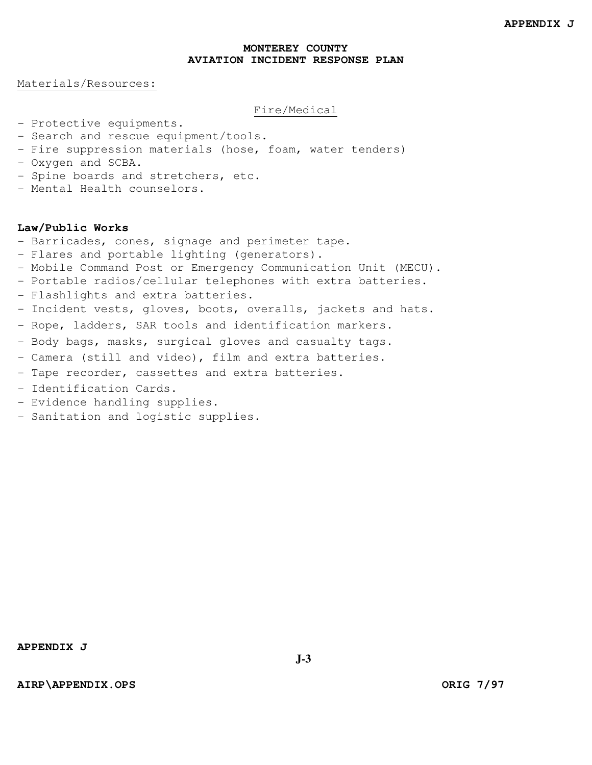MONTEREY COUNTY
AVIATION INCIDENT RESPONSE PLAN

Materials/Resources:

Fire/Medical

- Protective equipments.
- Search and rescue equipment/tools.
- Fire suppression materials (hose, foam, water tenders)
- Oxygen and SCBA.
- Spine boards and stretchers, etc.
- Mental Health counselors.

**Law/Public Works**

- Barricades, cones, signage and perimeter tape.
- Flares and portable lighting (generators).
- Mobile Command Post or Emergency Communication Unit (MECU).
- Portable radios/cellular telephones with extra batteries.
- Flashlights and extra batteries.
- Incident vests, gloves, boots, overalls, jackets and hats.
- Rope, ladders, SAR tools and identification markers.
- Body bags, masks, surgical gloves and casualty tags.
- Camera (still and video), film and extra batteries.
- Tape recorder, cassettes and extra batteries.
- Identification Cards.
- Evidence handling supplies.
- Sanitation and logistic supplies.